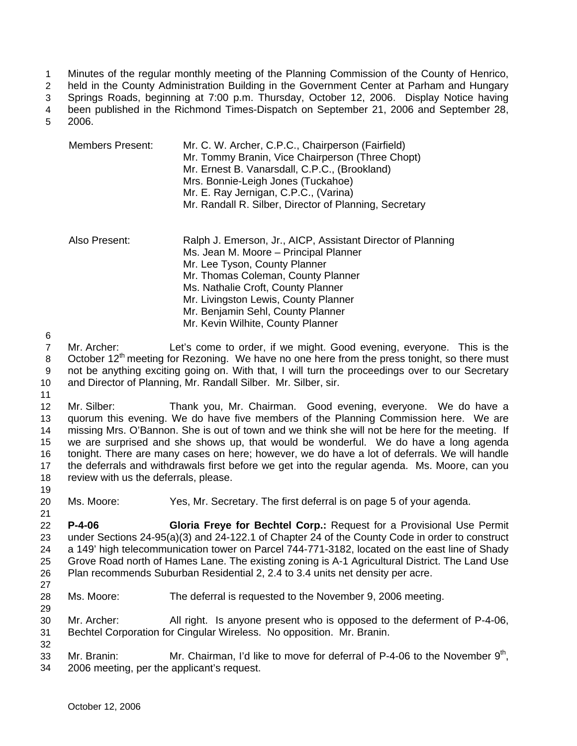Minutes of the regular monthly meeting of the Planning Commission of the County of Henrico, held in the County Administration Building in the Government Center at Parham and Hungary Springs Roads, beginning at 7:00 p.m. Thursday, October 12, 2006. Display Notice having been published in the Richmond Times-Dispatch on September 21, 2006 and September 28, 2006.

| | |
|---|---|
| Members Present: | Mr. C. W. Archer, C.P.C., Chairperson (Fairfield) |
| | Mr. Tommy Branin, Vice Chairperson (Three Chopt) |
| | Mr. Ernest B. Vanarsdall, C.P.C., (Brookland) |
| | Mrs. Bonnie-Leigh Jones (Tuckahoe) |
| | Mr. E. Ray Jernigan, C.P.C., (Varina) |
| | Mr. Randall R. Silber, Director of Planning, Secretary |
| Also Present: | Ralph J. Emerson, Jr., AICP, Assistant Director of Planning |
| | Ms. Jean M. Moore – Principal Planner |
| | Mr. Lee Tyson, County Planner |
| | Mr. Thomas Coleman, County Planner |
| | Ms. Nathalie Croft, County Planner |
| | Mr. Livingston Lewis, County Planner |
| | Mr. Benjamin Sehl, County Planner |
| | Mr. Kevin Wilhite, County Planner |

Mr. Archer: Let's come to order, if we might. Good evening, everyone. This is the October 12th meeting for Rezoning. We have no one here from the press tonight, so there must not be anything exciting going on. With that, I will turn the proceedings over to our Secretary and Director of Planning, Mr. Randall Silber. Mr. Silber, sir.

Mr. Silber: Thank you, Mr. Chairman. Good evening, everyone. We do have a quorum this evening. We do have five members of the Planning Commission here. We are missing Mrs. O'Bannon. She is out of town and we think she will not be here for the meeting. If we are surprised and she shows up, that would be wonderful. We do have a long agenda tonight. There are many cases on here; however, we do have a lot of deferrals. We will handle the deferrals and withdrawals first before we get into the regular agenda. Ms. Moore, can you review with us the deferrals, please.

Ms. Moore: Yes, Mr. Secretary. The first deferral is on page 5 of your agenda.

**P-4-06** **Gloria Freye for Bechtel Corp.:** Request for a Provisional Use Permit under Sections 24-95(a)(3) and 24-122.1 of Chapter 24 of the County Code in order to construct a 149' high telecommunication tower on Parcel 744-771-3182, located on the east line of Shady Grove Road north of Hames Lane. The existing zoning is A-1 Agricultural District. The Land Use Plan recommends Suburban Residential 2, 2.4 to 3.4 units net density per acre.

Ms. Moore: The deferral is requested to the November 9, 2006 meeting.

Mr. Archer: All right. Is anyone present who is opposed to the deferment of P-4-06, Bechtel Corporation for Cingular Wireless. No opposition. Mr. Branin.

Mr. Branin: Mr. Chairman, I'd like to move for deferral of P-4-06 to the November 9th, 2006 meeting, per the applicant's request.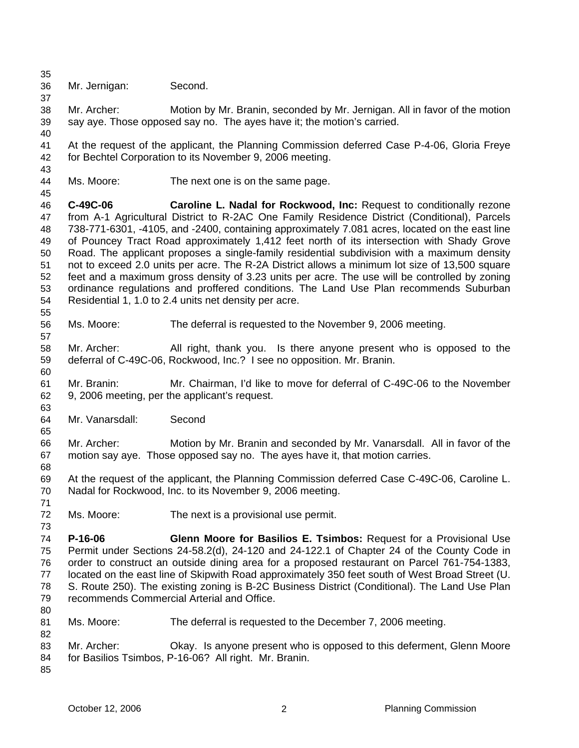Mr. Jernigan: Second.

Mr. Archer: Motion by Mr. Branin, seconded by Mr. Jernigan. All in favor of the motion say aye. Those opposed say no. The ayes have it; the motion's carried.

At the request of the applicant, the Planning Commission deferred Case P-4-06, Gloria Freye for Bechtel Corporation to its November 9, 2006 meeting.

Ms. Moore: The next one is on the same page.

**C-49C-06 Caroline L. Nadal for Rockwood, Inc.:** Request to conditionally rezone from A-1 Agricultural District to R-2AC One Family Residence District (Conditional), Parcels 738-771-6301, -4105, and -2400, containing approximately 7.081 acres, located on the east line of Pouncey Tract Road approximately 1,412 feet north of its intersection with Shady Grove Road. The applicant proposes a single-family residential subdivision with a maximum density not to exceed 2.0 units per acre. The R-2A District allows a minimum lot size of 13,500 square feet and a maximum gross density of 3.23 units per acre. The use will be controlled by zoning ordinance regulations and proffered conditions. The Land Use Plan recommends Suburban Residential 1, 1.0 to 2.4 units net density per acre.

Ms. Moore: The deferral is requested to the November 9, 2006 meeting.

Mr. Archer: All right, thank you. Is there anyone present who is opposed to the deferral of C-49C-06, Rockwood, Inc.? I see no opposition. Mr. Branin.

Mr. Branin: Mr. Chairman, I'd like to move for deferral of C-49C-06 to the November 9, 2006 meeting, per the applicant's request.

Mr. Vanarsdall: Second

Mr. Archer: Motion by Mr. Branin and seconded by Mr. Vanarsdall. All in favor of the motion say aye. Those opposed say no. The ayes have it, that motion carries.

At the request of the applicant, the Planning Commission deferred Case C-49C-06, Caroline L. Nadal for Rockwood, Inc. to its November 9, 2006 meeting.

Ms. Moore: The next is a provisional use permit.

**P-16-06 Glenn Moore for Basilios E. Tsimbos:** Request for a Provisional Use Permit under Sections 24-58.2(d), 24-120 and 24-122.1 of Chapter 24 of the County Code in order to construct an outside dining area for a proposed restaurant on Parcel 761-754-1383, located on the east line of Skipwith Road approximately 350 feet south of West Broad Street (U. S. Route 250). The existing zoning is B-2C Business District (Conditional). The Land Use Plan recommends Commercial Arterial and Office.

Ms. Moore: The deferral is requested to the December 7, 2006 meeting.

Mr. Archer: Okay. Is anyone present who is opposed to this deferment, Glenn Moore for Basilios Tsimbos, P-16-06? All right. Mr. Branin.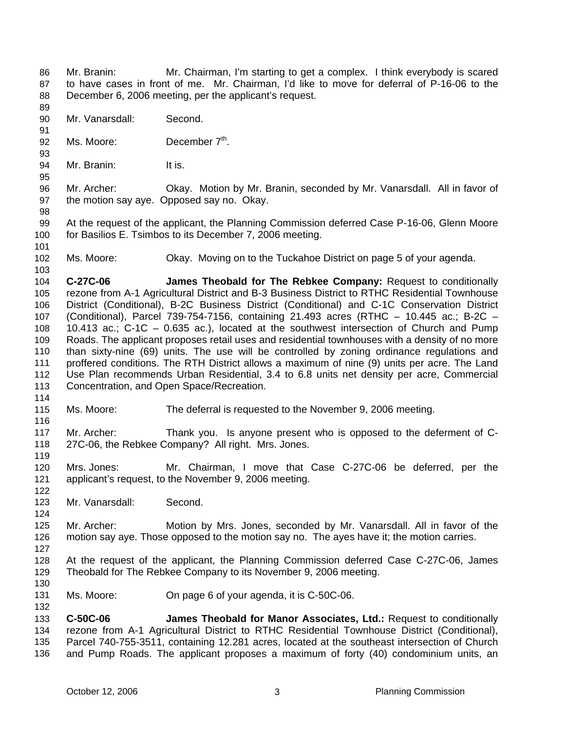Mr. Branin: Mr. Chairman, I'm starting to get a complex. I think everybody is scared to have cases in front of me. Mr. Chairman, I'd like to move for deferral of P-16-06 to the December 6, 2006 meeting, per the applicant's request.

Mr. Vanarsdall: Second.

Ms. Moore: December 7th.

Mr. Branin: It is.

Mr. Archer: Okay. Motion by Mr. Branin, seconded by Mr. Vanarsdall. All in favor of the motion say aye. Opposed say no. Okay.

At the request of the applicant, the Planning Commission deferred Case P-16-06, Glenn Moore for Basilios E. Tsimbos to its December 7, 2006 meeting.

Ms. Moore: Okay. Moving on to the Tuckahoe District on page 5 of your agenda.

**C-27C-06 James Theobald for The Rebkee Company:** Request to conditionally rezone from A-1 Agricultural District and B-3 Business District to RTHC Residential Townhouse District (Conditional), B-2C Business District (Conditional) and C-1C Conservation District (Conditional), Parcel 739-754-7156, containing 21.493 acres (RTHC – 10.445 ac.; B-2C – 10.413 ac.; C-1C – 0.635 ac.), located at the southwest intersection of Church and Pump Roads. The applicant proposes retail uses and residential townhouses with a density of no more than sixty-nine (69) units. The use will be controlled by zoning ordinance regulations and proffered conditions. The RTH District allows a maximum of nine (9) units per acre. The Land Use Plan recommends Urban Residential, 3.4 to 6.8 units net density per acre, Commercial Concentration, and Open Space/Recreation.

Ms. Moore: The deferral is requested to the November 9, 2006 meeting.

Mr. Archer: Thank you. Is anyone present who is opposed to the deferment of C-27C-06, the Rebkee Company? All right. Mrs. Jones.

Mrs. Jones: Mr. Chairman, I move that Case C-27C-06 be deferred, per the applicant's request, to the November 9, 2006 meeting.

Mr. Vanarsdall: Second.

Mr. Archer: Motion by Mrs. Jones, seconded by Mr. Vanarsdall. All in favor of the motion say aye. Those opposed to the motion say no. The ayes have it; the motion carries.

At the request of the applicant, the Planning Commission deferred Case C-27C-06, James Theobald for The Rebkee Company to its November 9, 2006 meeting.

Ms. Moore: On page 6 of your agenda, it is C-50C-06.

**C-50C-06 James Theobald for Manor Associates, Ltd.:** Request to conditionally rezone from A-1 Agricultural District to RTHC Residential Townhouse District (Conditional), Parcel 740-755-3511, containing 12.281 acres, located at the southeast intersection of Church and Pump Roads. The applicant proposes a maximum of forty (40) condominium units, an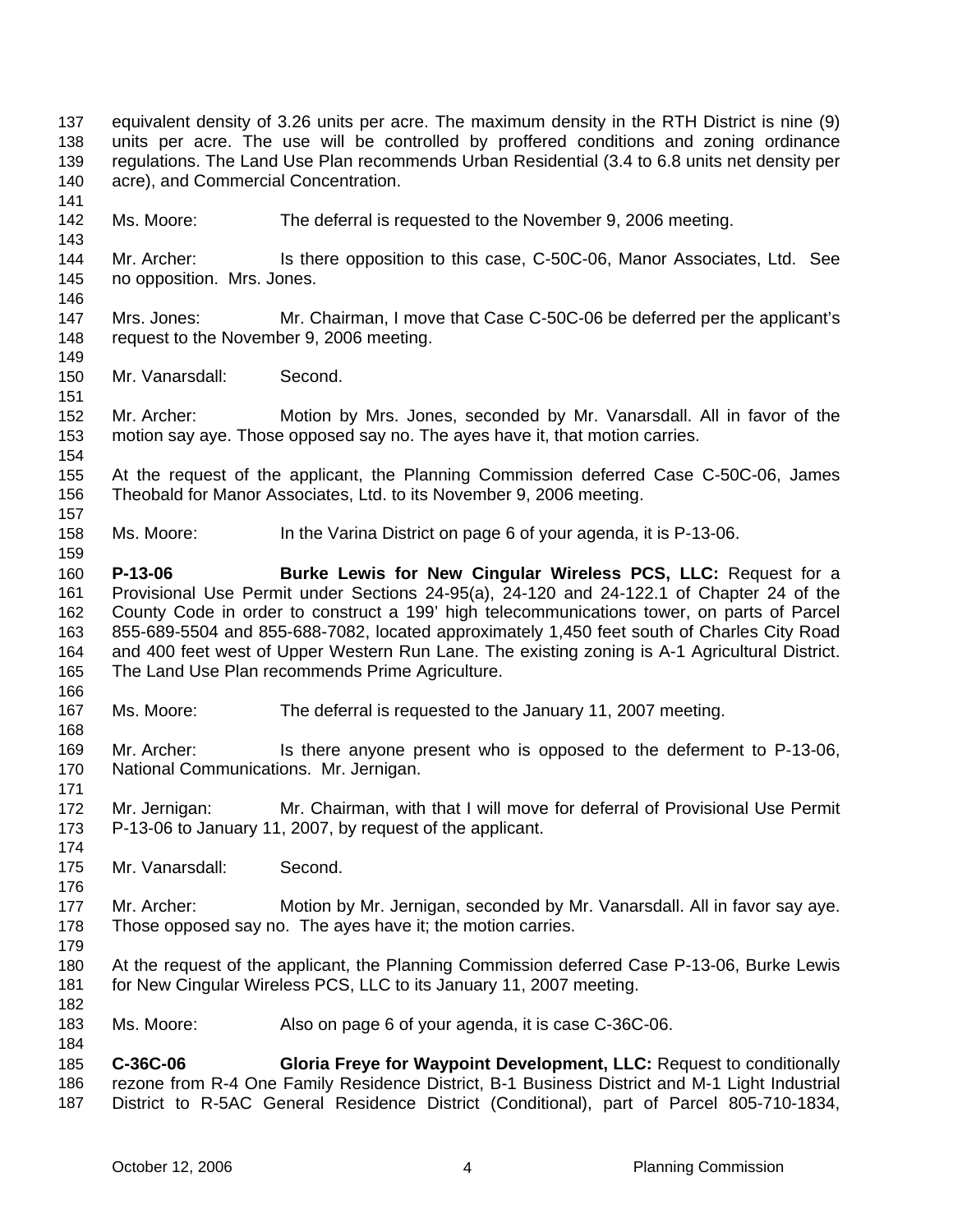equivalent density of 3.26 units per acre. The maximum density in the RTH District is nine (9) units per acre. The use will be controlled by proffered conditions and zoning ordinance regulations. The Land Use Plan recommends Urban Residential (3.4 to 6.8 units net density per acre), and Commercial Concentration.

Ms. Moore: The deferral is requested to the November 9, 2006 meeting.

Mr. Archer: Is there opposition to this case, C-50C-06, Manor Associates, Ltd. See no opposition. Mrs. Jones.

Mrs. Jones: Mr. Chairman, I move that Case C-50C-06 be deferred per the applicant's request to the November 9, 2006 meeting.

Mr. Vanarsdall: Second.

Mr. Archer: Motion by Mrs. Jones, seconded by Mr. Vanarsdall. All in favor of the motion say aye. Those opposed say no. The ayes have it, that motion carries.

At the request of the applicant, the Planning Commission deferred Case C-50C-06, James Theobald for Manor Associates, Ltd. to its November 9, 2006 meeting.

Ms. Moore: In the Varina District on page 6 of your agenda, it is P-13-06.

**P-13-06 Burke Lewis for New Cingular Wireless PCS, LLC:** Request for a Provisional Use Permit under Sections 24-95(a), 24-120 and 24-122.1 of Chapter 24 of the County Code in order to construct a 199' high telecommunications tower, on parts of Parcel 855-689-5504 and 855-688-7082, located approximately 1,450 feet south of Charles City Road and 400 feet west of Upper Western Run Lane. The existing zoning is A-1 Agricultural District. The Land Use Plan recommends Prime Agriculture.

Ms. Moore: The deferral is requested to the January 11, 2007 meeting.

Mr. Archer: Is there anyone present who is opposed to the deferment to P-13-06, National Communications. Mr. Jernigan.

Mr. Jernigan: Mr. Chairman, with that I will move for deferral of Provisional Use Permit P-13-06 to January 11, 2007, by request of the applicant.

Mr. Vanarsdall: Second.

Mr. Archer: Motion by Mr. Jernigan, seconded by Mr. Vanarsdall. All in favor say aye. Those opposed say no. The ayes have it; the motion carries.

At the request of the applicant, the Planning Commission deferred Case P-13-06, Burke Lewis for New Cingular Wireless PCS, LLC to its January 11, 2007 meeting.

Ms. Moore: Also on page 6 of your agenda, it is case C-36C-06.

**C-36C-06 Gloria Freye for Waypoint Development, LLC:** Request to conditionally rezone from R-4 One Family Residence District, B-1 Business District and M-1 Light Industrial District to R-5AC General Residence District (Conditional), part of Parcel 805-710-1834,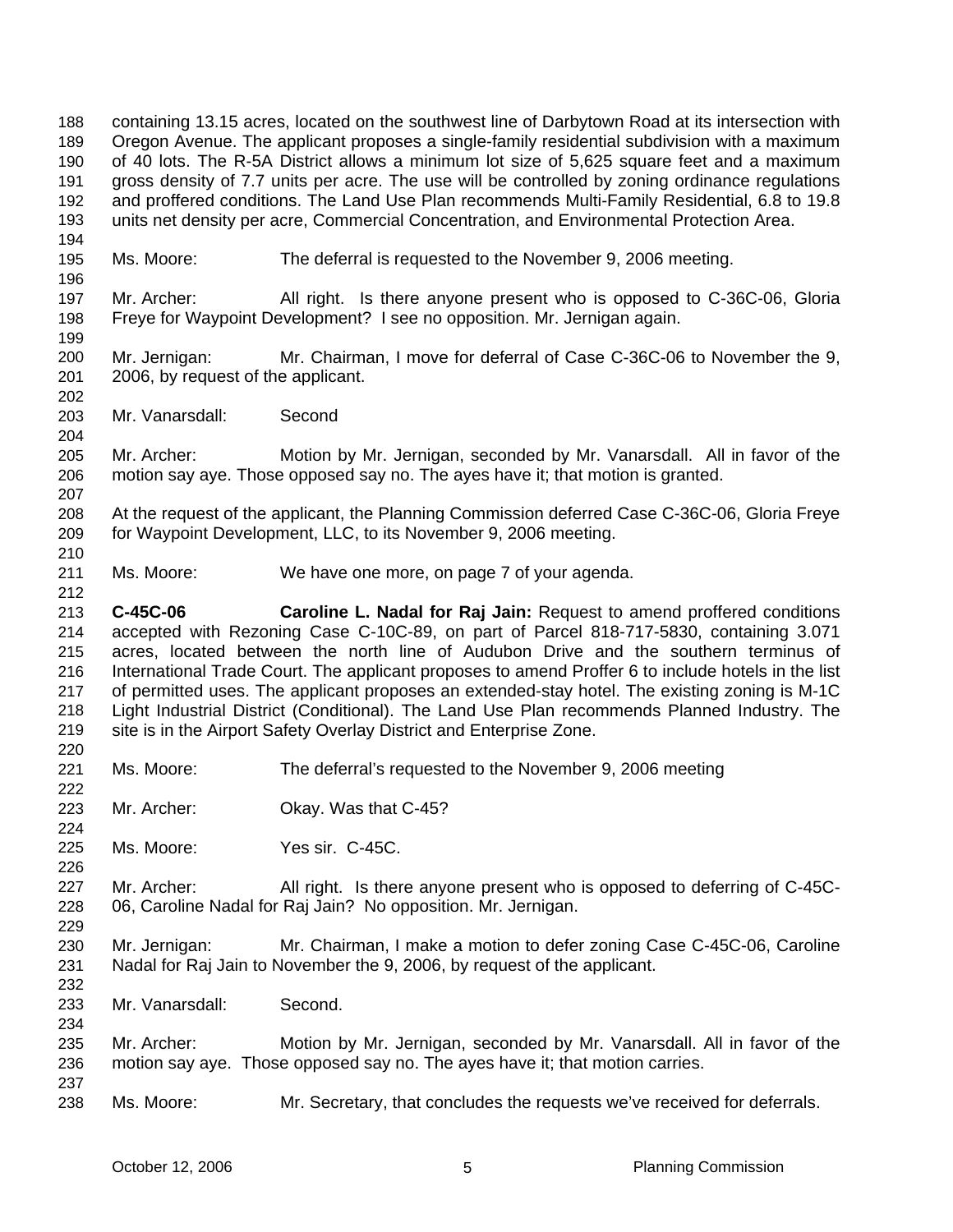containing 13.15 acres, located on the southwest line of Darbytown Road at its intersection with Oregon Avenue. The applicant proposes a single-family residential subdivision with a maximum of 40 lots. The R-5A District allows a minimum lot size of 5,625 square feet and a maximum gross density of 7.7 units per acre. The use will be controlled by zoning ordinance regulations and proffered conditions. The Land Use Plan recommends Multi-Family Residential, 6.8 to 19.8 units net density per acre, Commercial Concentration, and Environmental Protection Area.

Ms. Moore: The deferral is requested to the November 9, 2006 meeting.

Mr. Archer: All right. Is there anyone present who is opposed to C-36C-06, Gloria Freye for Waypoint Development? I see no opposition. Mr. Jernigan again.

Mr. Jernigan: Mr. Chairman, I move for deferral of Case C-36C-06 to November the 9, 2006, by request of the applicant.

Mr. Vanarsdall: Second

Mr. Archer: Motion by Mr. Jernigan, seconded by Mr. Vanarsdall. All in favor of the motion say aye. Those opposed say no. The ayes have it; that motion is granted.

At the request of the applicant, the Planning Commission deferred Case C-36C-06, Gloria Freye for Waypoint Development, LLC, to its November 9, 2006 meeting.

Ms. Moore: We have one more, on page 7 of your agenda.

**C-45C-06 Caroline L. Nadal for Raj Jain:** Request to amend proffered conditions accepted with Rezoning Case C-10C-89, on part of Parcel 818-717-5830, containing 3.071 acres, located between the north line of Audubon Drive and the southern terminus of International Trade Court. The applicant proposes to amend Proffer 6 to include hotels in the list of permitted uses. The applicant proposes an extended-stay hotel. The existing zoning is M-1C Light Industrial District (Conditional). The Land Use Plan recommends Planned Industry. The site is in the Airport Safety Overlay District and Enterprise Zone.

Ms. Moore: The deferral's requested to the November 9, 2006 meeting

Mr. Archer: Okay. Was that C-45?

Ms. Moore: Yes sir. C-45C.

Mr. Archer: All right. Is there anyone present who is opposed to deferring of C-45C-06, Caroline Nadal for Raj Jain? No opposition. Mr. Jernigan.

Mr. Jernigan: Mr. Chairman, I make a motion to defer zoning Case C-45C-06, Caroline Nadal for Raj Jain to November the 9, 2006, by request of the applicant.

Mr. Vanarsdall: Second.

Mr. Archer: Motion by Mr. Jernigan, seconded by Mr. Vanarsdall. All in favor of the motion say aye. Those opposed say no. The ayes have it; that motion carries.

Ms. Moore: Mr. Secretary, that concludes the requests we've received for deferrals.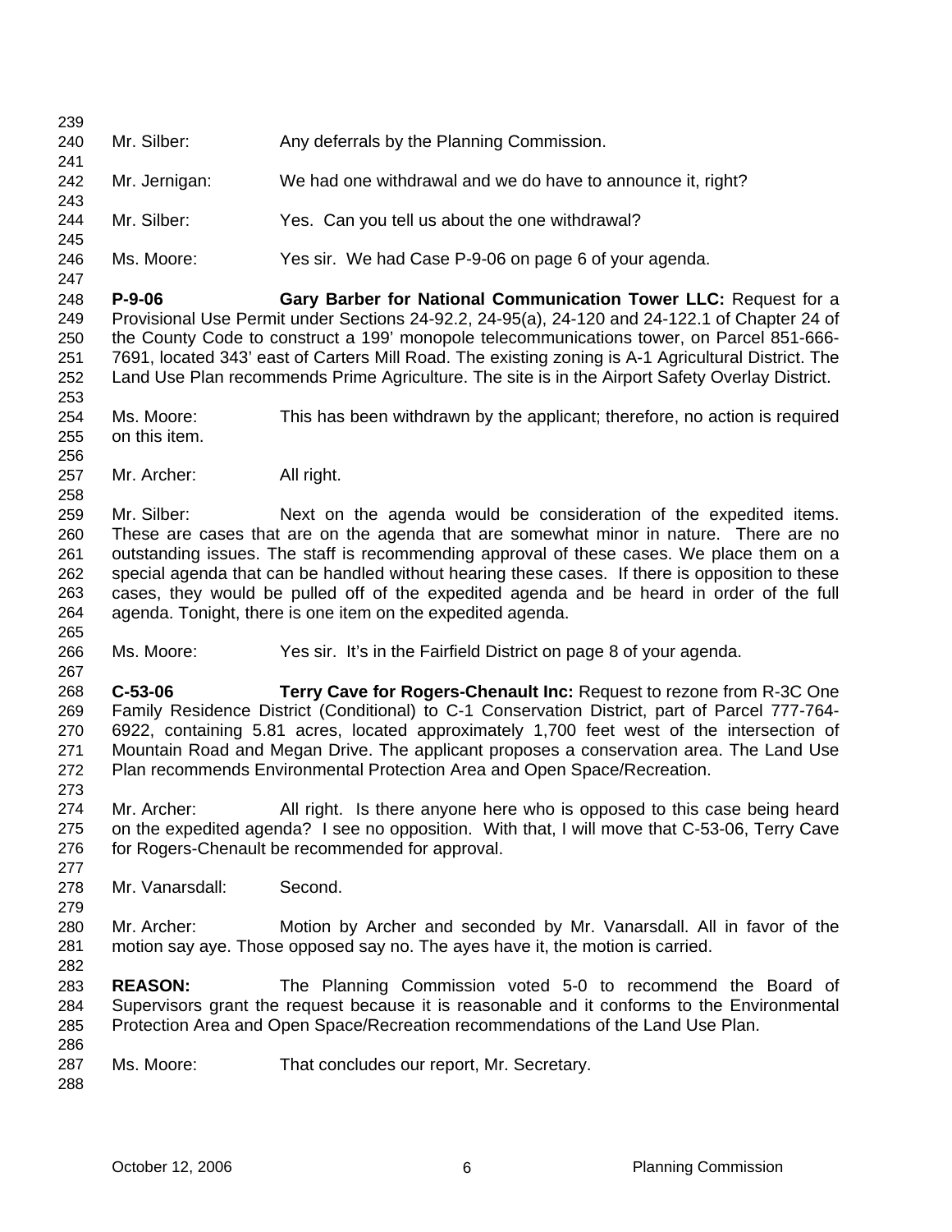Mr. Silber: Any deferrals by the Planning Commission.

Mr. Jernigan: We had one withdrawal and we do have to announce it, right?

Mr. Silber: Yes. Can you tell us about the one withdrawal?

Ms. Moore: Yes sir. We had Case P-9-06 on page 6 of your agenda.

**P-9-06 Gary Barber for National Communication Tower LLC:** Request for a Provisional Use Permit under Sections 24-92.2, 24-95(a), 24-120 and 24-122.1 of Chapter 24 of the County Code to construct a 199' monopole telecommunications tower, on Parcel 851-666-7691, located 343' east of Carters Mill Road. The existing zoning is A-1 Agricultural District. The Land Use Plan recommends Prime Agriculture. The site is in the Airport Safety Overlay District.

Ms. Moore: This has been withdrawn by the applicant; therefore, no action is required on this item.

Mr. Archer: All right.

Mr. Silber: Next on the agenda would be consideration of the expedited items. These are cases that are on the agenda that are somewhat minor in nature. There are no outstanding issues. The staff is recommending approval of these cases. We place them on a special agenda that can be handled without hearing these cases. If there is opposition to these cases, they would be pulled off of the expedited agenda and be heard in order of the full agenda. Tonight, there is one item on the expedited agenda.

Ms. Moore: Yes sir. It's in the Fairfield District on page 8 of your agenda.

**C-53-06 Terry Cave for Rogers-Chenault Inc:** Request to rezone from R-3C One Family Residence District (Conditional) to C-1 Conservation District, part of Parcel 777-764-6922, containing 5.81 acres, located approximately 1,700 feet west of the intersection of Mountain Road and Megan Drive. The applicant proposes a conservation area. The Land Use Plan recommends Environmental Protection Area and Open Space/Recreation.

Mr. Archer: All right. Is there anyone here who is opposed to this case being heard on the expedited agenda? I see no opposition. With that, I will move that C-53-06, Terry Cave for Rogers-Chenault be recommended for approval.

Mr. Vanarsdall: Second.

Mr. Archer: Motion by Archer and seconded by Mr. Vanarsdall. All in favor of the motion say aye. Those opposed say no. The ayes have it, the motion is carried.

**REASON:** The Planning Commission voted 5-0 to recommend the Board of Supervisors grant the request because it is reasonable and it conforms to the Environmental Protection Area and Open Space/Recreation recommendations of the Land Use Plan.

Ms. Moore: That concludes our report, Mr. Secretary.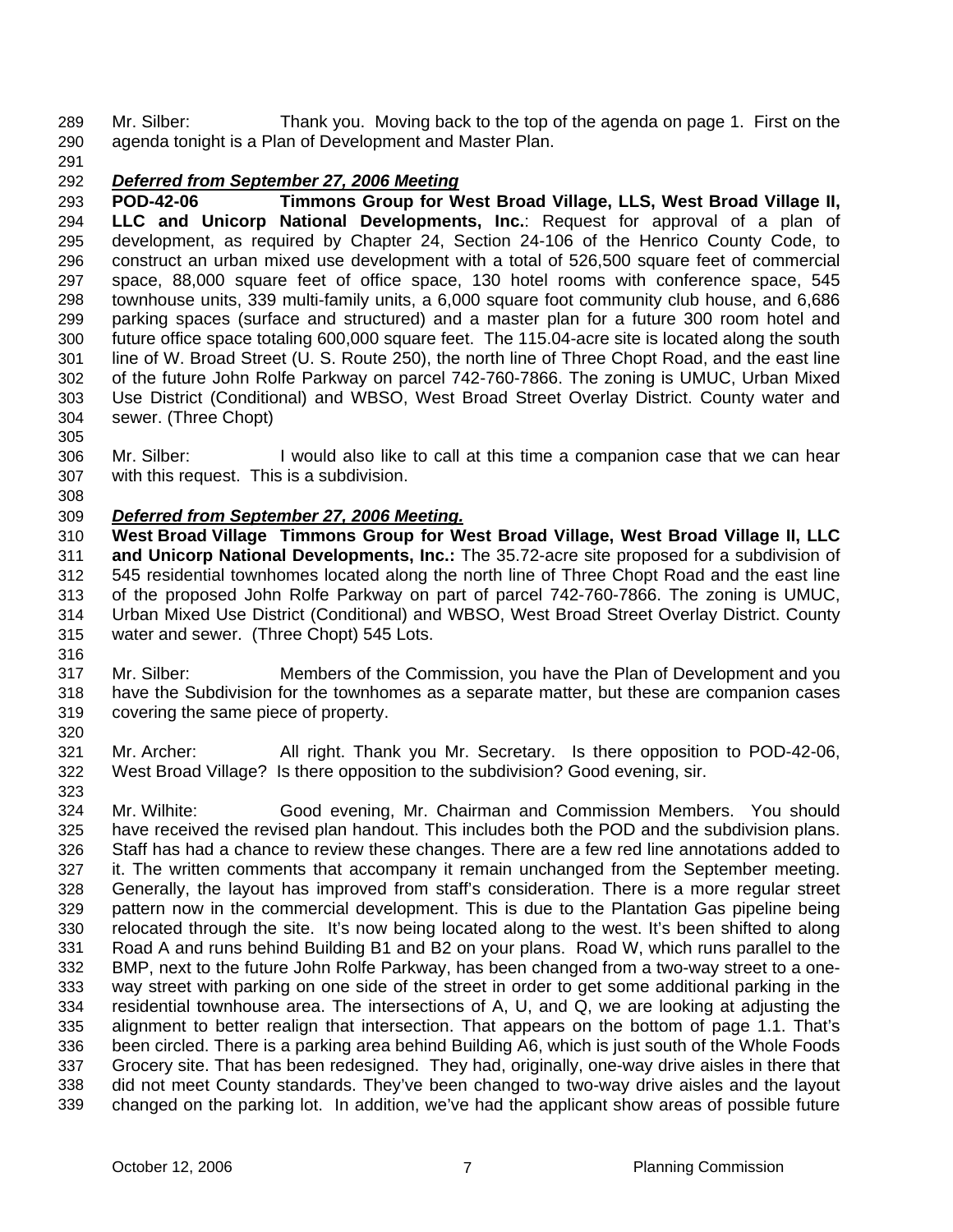Mr. Silber: Thank you. Moving back to the top of the agenda on page 1. First on the agenda tonight is a Plan of Development and Master Plan.

***Deferred from September 27, 2006 Meeting***

**POD-42-06 Timmons Group for West Broad Village, LLS, West Broad Village II, LLC and Unicorp National Developments, Inc.**: Request for approval of a plan of development, as required by Chapter 24, Section 24-106 of the Henrico County Code, to construct an urban mixed use development with a total of 526,500 square feet of commercial space, 88,000 square feet of office space, 130 hotel rooms with conference space, 545 townhouse units, 339 multi-family units, a 6,000 square foot community club house, and 6,686 parking spaces (surface and structured) and a master plan for a future 300 room hotel and future office space totaling 600,000 square feet. The 115.04-acre site is located along the south line of W. Broad Street (U. S. Route 250), the north line of Three Chopt Road, and the east line of the future John Rolfe Parkway on parcel 742-760-7866. The zoning is UMUC, Urban Mixed Use District (Conditional) and WBSO, West Broad Street Overlay District. County water and sewer. (Three Chopt)

Mr. Silber: I would also like to call at this time a companion case that we can hear with this request. This is a subdivision.

***Deferred from September 27, 2006 Meeting.***

**West Broad Village Timmons Group for West Broad Village, West Broad Village II, LLC and Unicorp National Developments, Inc.:** The 35.72-acre site proposed for a subdivision of 545 residential townhomes located along the north line of Three Chopt Road and the east line of the proposed John Rolfe Parkway on part of parcel 742-760-7866. The zoning is UMUC, Urban Mixed Use District (Conditional) and WBSO, West Broad Street Overlay District. County water and sewer. (Three Chopt) 545 Lots.

Mr. Silber: Members of the Commission, you have the Plan of Development and you have the Subdivision for the townhomes as a separate matter, but these are companion cases covering the same piece of property.

Mr. Archer: All right. Thank you Mr. Secretary. Is there opposition to POD-42-06, West Broad Village? Is there opposition to the subdivision? Good evening, sir.

Mr. Wilhite: Good evening, Mr. Chairman and Commission Members. You should have received the revised plan handout. This includes both the POD and the subdivision plans. Staff has had a chance to review these changes. There are a few red line annotations added to it. The written comments that accompany it remain unchanged from the September meeting. Generally, the layout has improved from staff's consideration. There is a more regular street pattern now in the commercial development. This is due to the Plantation Gas pipeline being relocated through the site. It's now being located along to the west. It's been shifted to along Road A and runs behind Building B1 and B2 on your plans. Road W, which runs parallel to the BMP, next to the future John Rolfe Parkway, has been changed from a two-way street to a one-way street with parking on one side of the street in order to get some additional parking in the residential townhouse area. The intersections of A, U, and Q, we are looking at adjusting the alignment to better realign that intersection. That appears on the bottom of page 1.1. That's been circled. There is a parking area behind Building A6, which is just south of the Whole Foods Grocery site. That has been redesigned. They had, originally, one-way drive aisles in there that did not meet County standards. They've been changed to two-way drive aisles and the layout changed on the parking lot. In addition, we've had the applicant show areas of possible future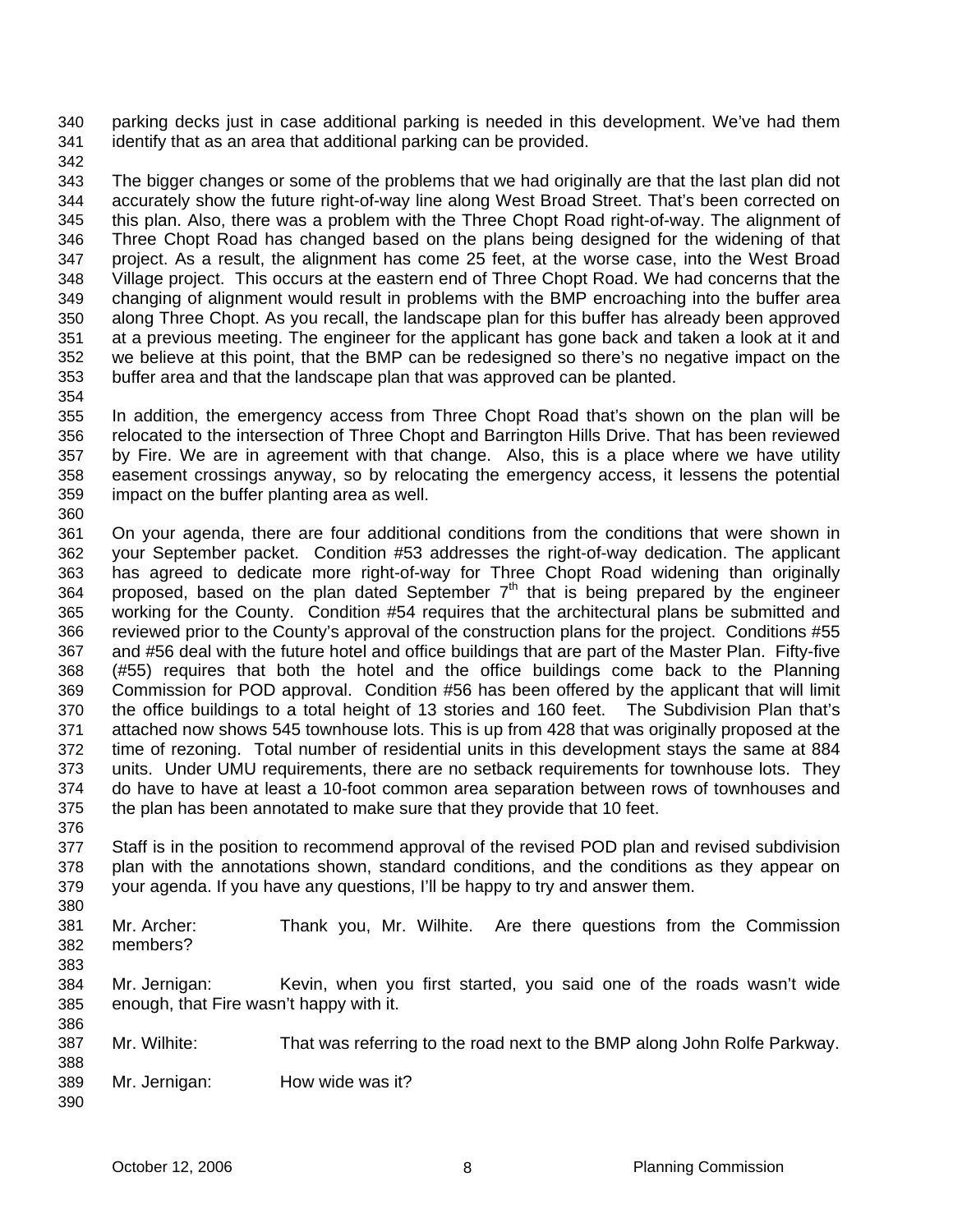parking decks just in case additional parking is needed in this development. We've had them identify that as an area that additional parking can be provided.

The bigger changes or some of the problems that we had originally are that the last plan did not accurately show the future right-of-way line along West Broad Street. That's been corrected on this plan. Also, there was a problem with the Three Chopt Road right-of-way. The alignment of Three Chopt Road has changed based on the plans being designed for the widening of that project. As a result, the alignment has come 25 feet, at the worse case, into the West Broad Village project. This occurs at the eastern end of Three Chopt Road. We had concerns that the changing of alignment would result in problems with the BMP encroaching into the buffer area along Three Chopt. As you recall, the landscape plan for this buffer has already been approved at a previous meeting. The engineer for the applicant has gone back and taken a look at it and we believe at this point, that the BMP can be redesigned so there's no negative impact on the buffer area and that the landscape plan that was approved can be planted.

In addition, the emergency access from Three Chopt Road that's shown on the plan will be relocated to the intersection of Three Chopt and Barrington Hills Drive. That has been reviewed by Fire. We are in agreement with that change. Also, this is a place where we have utility easement crossings anyway, so by relocating the emergency access, it lessens the potential impact on the buffer planting area as well.

On your agenda, there are four additional conditions from the conditions that were shown in your September packet. Condition #53 addresses the right-of-way dedication. The applicant has agreed to dedicate more right-of-way for Three Chopt Road widening than originally proposed, based on the plan dated September 7th that is being prepared by the engineer working for the County. Condition #54 requires that the architectural plans be submitted and reviewed prior to the County's approval of the construction plans for the project. Conditions #55 and #56 deal with the future hotel and office buildings that are part of the Master Plan. Fifty-five (#55) requires that both the hotel and the office buildings come back to the Planning Commission for POD approval. Condition #56 has been offered by the applicant that will limit the office buildings to a total height of 13 stories and 160 feet. The Subdivision Plan that's attached now shows 545 townhouse lots. This is up from 428 that was originally proposed at the time of rezoning. Total number of residential units in this development stays the same at 884 units. Under UMU requirements, there are no setback requirements for townhouse lots. They do have to have at least a 10-foot common area separation between rows of townhouses and the plan has been annotated to make sure that they provide that 10 feet.

Staff is in the position to recommend approval of the revised POD plan and revised subdivision plan with the annotations shown, standard conditions, and the conditions as they appear on your agenda. If you have any questions, I'll be happy to try and answer them.

Mr. Archer: Thank you, Mr. Wilhite. Are there questions from the Commission members?

Mr. Jernigan: Kevin, when you first started, you said one of the roads wasn't wide enough, that Fire wasn't happy with it.

Mr. Wilhite: That was referring to the road next to the BMP along John Rolfe Parkway.

Mr. Jernigan: How wide was it?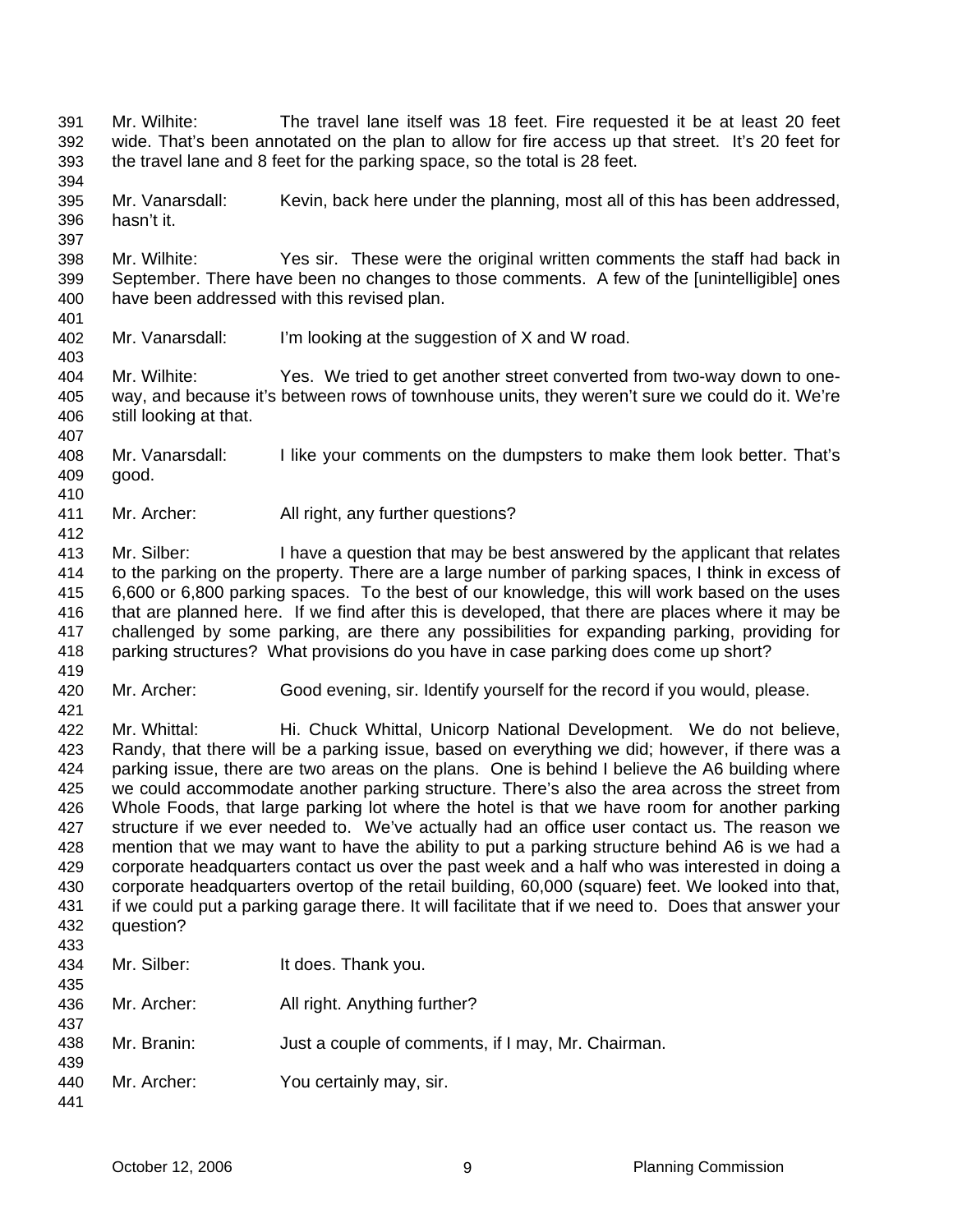Mr. Wilhite: The travel lane itself was 18 feet. Fire requested it be at least 20 feet wide. That's been annotated on the plan to allow for fire access up that street. It's 20 feet for the travel lane and 8 feet for the parking space, so the total is 28 feet.

Mr. Vanarsdall: Kevin, back here under the planning, most all of this has been addressed, hasn't it.

Mr. Wilhite: Yes sir. These were the original written comments the staff had back in September. There have been no changes to those comments. A few of the [unintelligible] ones have been addressed with this revised plan.

Mr. Vanarsdall: I'm looking at the suggestion of X and W road.

Mr. Wilhite: Yes. We tried to get another street converted from two-way down to one-way, and because it's between rows of townhouse units, they weren't sure we could do it. We're still looking at that.

Mr. Vanarsdall: I like your comments on the dumpsters to make them look better. That's good.

Mr. Archer: All right, any further questions?

Mr. Silber: I have a question that may be best answered by the applicant that relates to the parking on the property. There are a large number of parking spaces, I think in excess of 6,600 or 6,800 parking spaces. To the best of our knowledge, this will work based on the uses that are planned here. If we find after this is developed, that there are places where it may be challenged by some parking, are there any possibilities for expanding parking, providing for parking structures? What provisions do you have in case parking does come up short?

Mr. Archer: Good evening, sir. Identify yourself for the record if you would, please.

Mr. Whittal: Hi. Chuck Whittal, Unicorp National Development. We do not believe, Randy, that there will be a parking issue, based on everything we did; however, if there was a parking issue, there are two areas on the plans. One is behind I believe the A6 building where we could accommodate another parking structure. There's also the area across the street from Whole Foods, that large parking lot where the hotel is that we have room for another parking structure if we ever needed to. We've actually had an office user contact us. The reason we mention that we may want to have the ability to put a parking structure behind A6 is we had a corporate headquarters contact us over the past week and a half who was interested in doing a corporate headquarters overtop of the retail building, 60,000 (square) feet. We looked into that, if we could put a parking garage there. It will facilitate that if we need to. Does that answer your question?

Mr. Silber: It does. Thank you.

Mr. Archer: All right. Anything further?

Mr. Branin: Just a couple of comments, if I may, Mr. Chairman.

Mr. Archer: You certainly may, sir.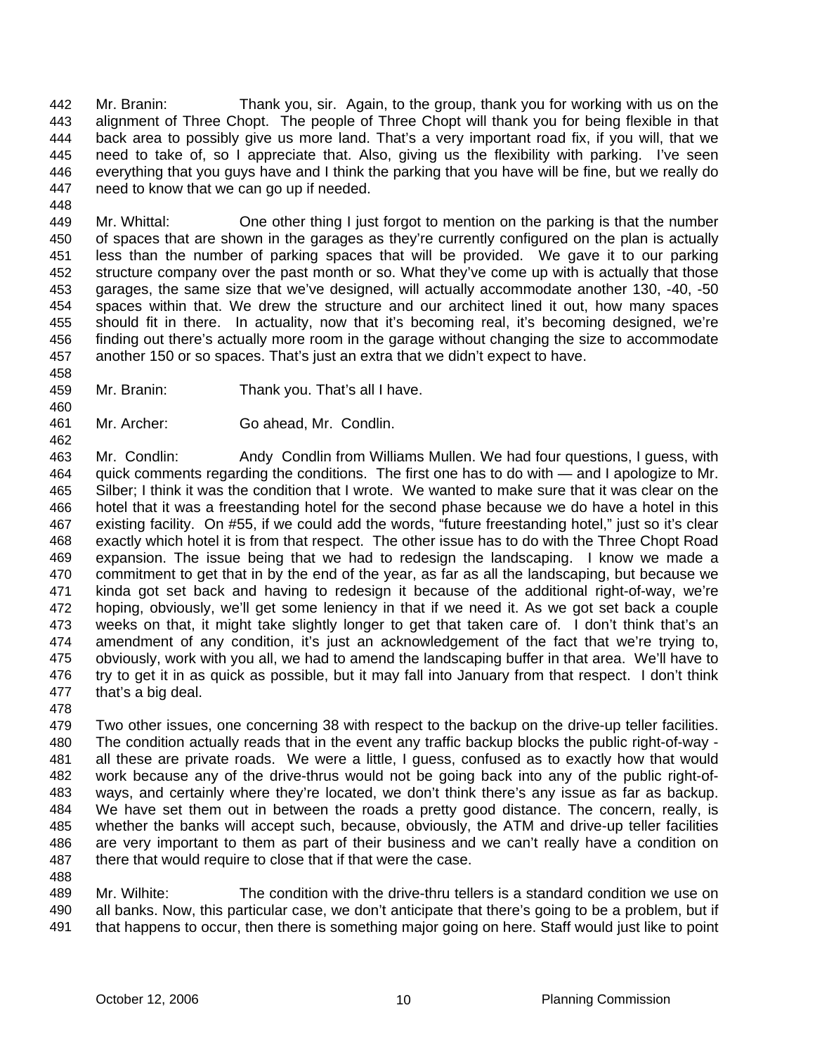Mr. Branin: Thank you, sir. Again, to the group, thank you for working with us on the alignment of Three Chopt. The people of Three Chopt will thank you for being flexible in that back area to possibly give us more land. That's a very important road fix, if you will, that we need to take of, so I appreciate that. Also, giving us the flexibility with parking. I've seen everything that you guys have and I think the parking that you have will be fine, but we really do need to know that we can go up if needed.

Mr. Whittal: One other thing I just forgot to mention on the parking is that the number of spaces that are shown in the garages as they're currently configured on the plan is actually less than the number of parking spaces that will be provided. We gave it to our parking structure company over the past month or so. What they've come up with is actually that those garages, the same size that we've designed, will actually accommodate another 130, -40, -50 spaces within that. We drew the structure and our architect lined it out, how many spaces should fit in there. In actuality, now that it's becoming real, it's becoming designed, we're finding out there's actually more room in the garage without changing the size to accommodate another 150 or so spaces. That's just an extra that we didn't expect to have.

Mr. Branin: Thank you. That's all I have.

Mr. Archer: Go ahead, Mr. Condlin.

Mr. Condlin: Andy Condlin from Williams Mullen. We had four questions, I guess, with quick comments regarding the conditions. The first one has to do with — and I apologize to Mr. Silber; I think it was the condition that I wrote. We wanted to make sure that it was clear on the hotel that it was a freestanding hotel for the second phase because we do have a hotel in this existing facility. On #55, if we could add the words, "future freestanding hotel," just so it's clear exactly which hotel it is from that respect. The other issue has to do with the Three Chopt Road expansion. The issue being that we had to redesign the landscaping. I know we made a commitment to get that in by the end of the year, as far as all the landscaping, but because we kinda got set back and having to redesign it because of the additional right-of-way, we're hoping, obviously, we'll get some leniency in that if we need it. As we got set back a couple weeks on that, it might take slightly longer to get that taken care of. I don't think that's an amendment of any condition, it's just an acknowledgement of the fact that we're trying to, obviously, work with you all, we had to amend the landscaping buffer in that area. We'll have to try to get it in as quick as possible, but it may fall into January from that respect. I don't think that's a big deal.

Two other issues, one concerning 38 with respect to the backup on the drive-up teller facilities. The condition actually reads that in the event any traffic backup blocks the public right-of-way - all these are private roads. We were a little, I guess, confused as to exactly how that would work because any of the drive-thrus would not be going back into any of the public right-of-ways, and certainly where they're located, we don't think there's any issue as far as backup. We have set them out in between the roads a pretty good distance. The concern, really, is whether the banks will accept such, because, obviously, the ATM and drive-up teller facilities are very important to them as part of their business and we can't really have a condition on there that would require to close that if that were the case.

Mr. Wilhite: The condition with the drive-thru tellers is a standard condition we use on all banks. Now, this particular case, we don't anticipate that there's going to be a problem, but if that happens to occur, then there is something major going on here. Staff would just like to point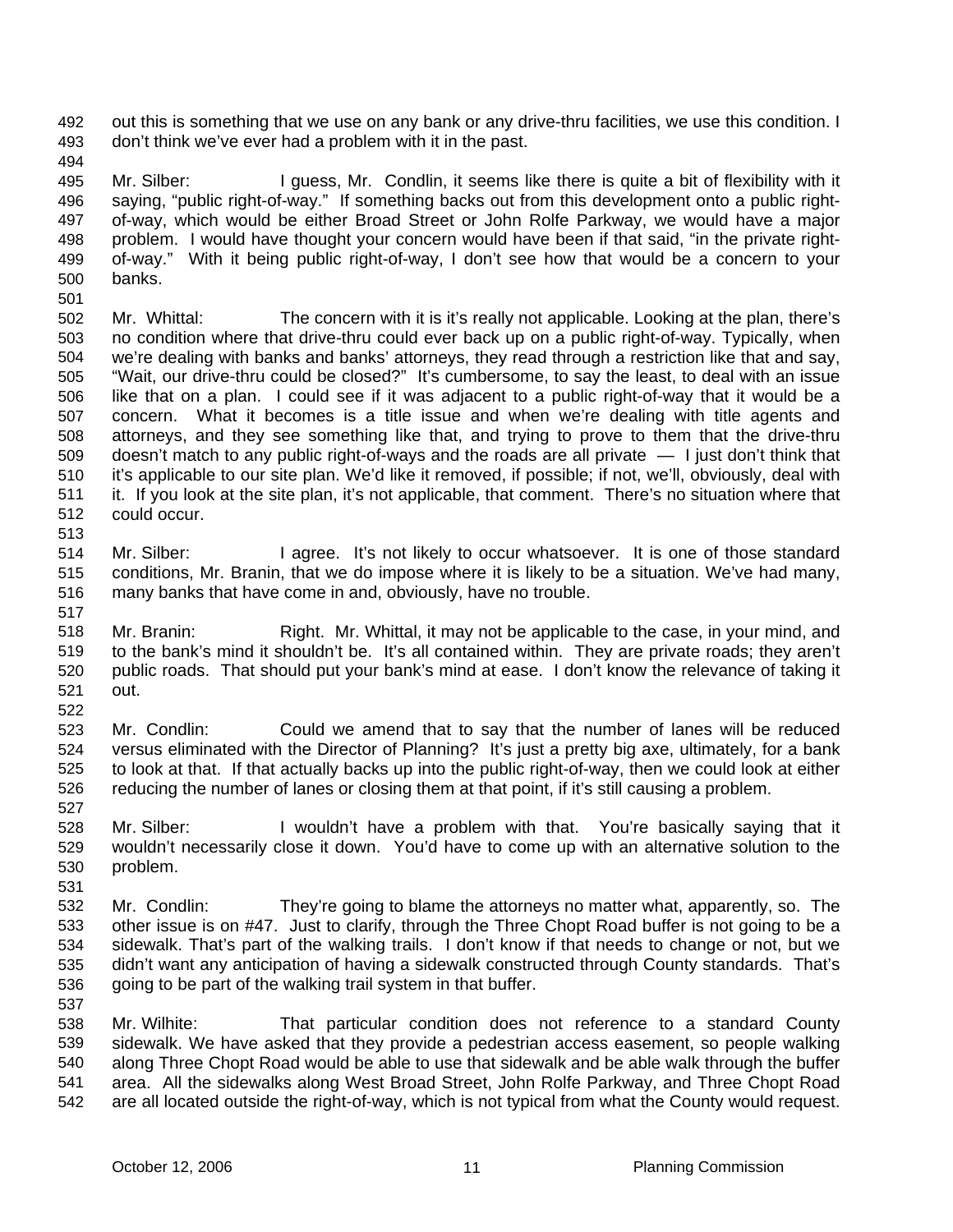out this is something that we use on any bank or any drive-thru facilities, we use this condition. I don't think we've ever had a problem with it in the past.

Mr. Silber: I guess, Mr. Condlin, it seems like there is quite a bit of flexibility with it saying, "public right-of-way." If something backs out from this development onto a public right-of-way, which would be either Broad Street or John Rolfe Parkway, we would have a major problem. I would have thought your concern would have been if that said, "in the private right-of-way." With it being public right-of-way, I don't see how that would be a concern to your banks.

Mr. Whittal: The concern with it is it's really not applicable. Looking at the plan, there's no condition where that drive-thru could ever back up on a public right-of-way. Typically, when we're dealing with banks and banks' attorneys, they read through a restriction like that and say, "Wait, our drive-thru could be closed?" It's cumbersome, to say the least, to deal with an issue like that on a plan. I could see if it was adjacent to a public right-of-way that it would be a concern. What it becomes is a title issue and when we're dealing with title agents and attorneys, and they see something like that, and trying to prove to them that the drive-thru doesn't match to any public right-of-ways and the roads are all private — I just don't think that it's applicable to our site plan. We'd like it removed, if possible; if not, we'll, obviously, deal with it. If you look at the site plan, it's not applicable, that comment. There's no situation where that could occur.

Mr. Silber: I agree. It's not likely to occur whatsoever. It is one of those standard conditions, Mr. Branin, that we do impose where it is likely to be a situation. We've had many, many banks that have come in and, obviously, have no trouble.

Mr. Branin: Right. Mr. Whittal, it may not be applicable to the case, in your mind, and to the bank's mind it shouldn't be. It's all contained within. They are private roads; they aren't public roads. That should put your bank's mind at ease. I don't know the relevance of taking it out.

Mr. Condlin: Could we amend that to say that the number of lanes will be reduced versus eliminated with the Director of Planning? It's just a pretty big axe, ultimately, for a bank to look at that. If that actually backs up into the public right-of-way, then we could look at either reducing the number of lanes or closing them at that point, if it's still causing a problem.

Mr. Silber: I wouldn't have a problem with that. You're basically saying that it wouldn't necessarily close it down. You'd have to come up with an alternative solution to the problem.

Mr. Condlin: They're going to blame the attorneys no matter what, apparently, so. The other issue is on #47. Just to clarify, through the Three Chopt Road buffer is not going to be a sidewalk. That's part of the walking trails. I don't know if that needs to change or not, but we didn't want any anticipation of having a sidewalk constructed through County standards. That's going to be part of the walking trail system in that buffer.

Mr. Wilhite: That particular condition does not reference to a standard County sidewalk. We have asked that they provide a pedestrian access easement, so people walking along Three Chopt Road would be able to use that sidewalk and be able walk through the buffer area. All the sidewalks along West Broad Street, John Rolfe Parkway, and Three Chopt Road are all located outside the right-of-way, which is not typical from what the County would request.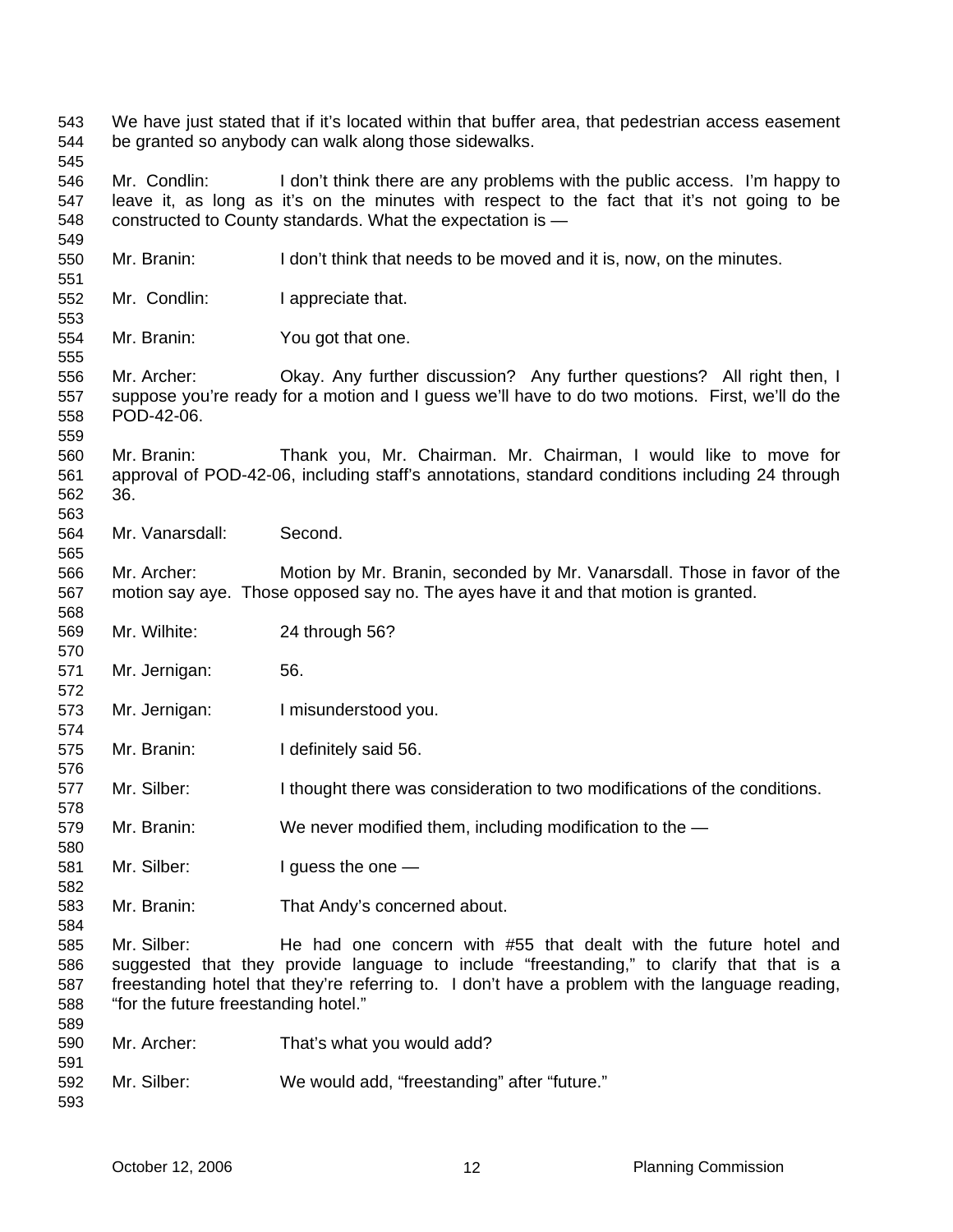We have just stated that if it's located within that buffer area, that pedestrian access easement be granted so anybody can walk along those sidewalks.

Mr. Condlin: I don't think there are any problems with the public access. I'm happy to leave it, as long as it's on the minutes with respect to the fact that it's not going to be constructed to County standards. What the expectation is —

Mr. Branin: I don't think that needs to be moved and it is, now, on the minutes.

Mr. Condlin: I appreciate that.

Mr. Branin: You got that one.

Mr. Archer: Okay. Any further discussion? Any further questions? All right then, I suppose you're ready for a motion and I guess we'll have to do two motions. First, we'll do the POD-42-06.

Mr. Branin: Thank you, Mr. Chairman. Mr. Chairman, I would like to move for approval of POD-42-06, including staff's annotations, standard conditions including 24 through 36.

Mr. Vanarsdall: Second.

Mr. Archer: Motion by Mr. Branin, seconded by Mr. Vanarsdall. Those in favor of the motion say aye. Those opposed say no. The ayes have it and that motion is granted.

Mr. Wilhite: 24 through 56?

Mr. Jernigan: 56.

Mr. Jernigan: I misunderstood you.

Mr. Branin: I definitely said 56.

Mr. Silber: I thought there was consideration to two modifications of the conditions.

Mr. Branin: We never modified them, including modification to the —

Mr. Silber: I guess the one —

Mr. Branin: That Andy's concerned about.

Mr. Silber: He had one concern with #55 that dealt with the future hotel and suggested that they provide language to include "freestanding," to clarify that that is a freestanding hotel that they're referring to. I don't have a problem with the language reading, "for the future freestanding hotel."

Mr. Archer: That's what you would add?

Mr. Silber: We would add, "freestanding" after "future."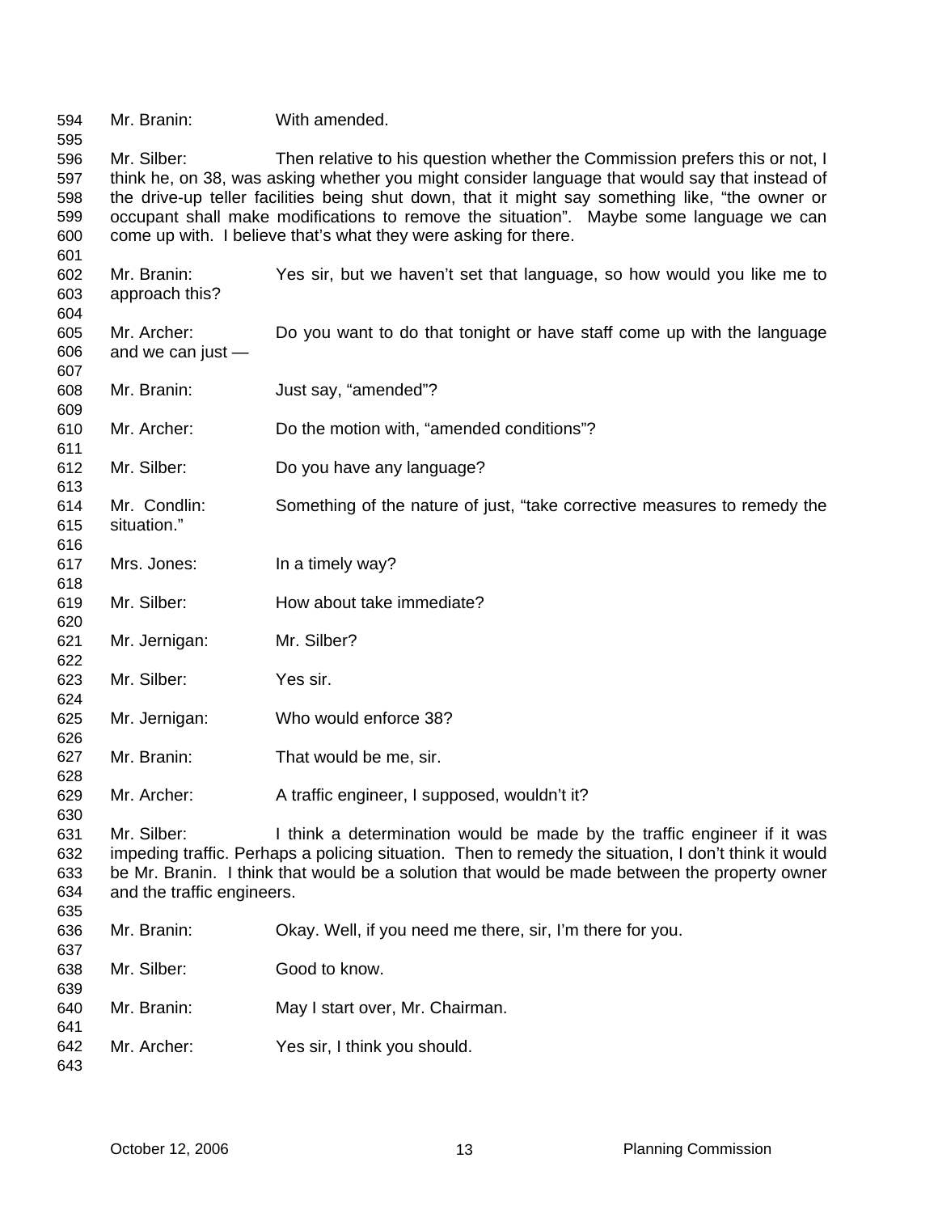Mr. Branin: With amended.

Mr. Silber: Then relative to his question whether the Commission prefers this or not, I think he, on 38, was asking whether you might consider language that would say that instead of the drive-up teller facilities being shut down, that it might say something like, "the owner or occupant shall make modifications to remove the situation". Maybe some language we can come up with. I believe that's what they were asking for there.

Mr. Branin: Yes sir, but we haven't set that language, so how would you like me to approach this?

Mr. Archer: Do you want to do that tonight or have staff come up with the language and we can just —

Mr. Branin: Just say, "amended"?

Mr. Archer: Do the motion with, "amended conditions"?

Mr. Silber: Do you have any language?

Mr. Condlin: Something of the nature of just, "take corrective measures to remedy the situation."

Mrs. Jones: In a timely way?

Mr. Silber: How about take immediate?

Mr. Jernigan: Mr. Silber?

Mr. Silber: Yes sir.

Mr. Jernigan: Who would enforce 38?

Mr. Branin: That would be me, sir.

Mr. Archer: A traffic engineer, I supposed, wouldn't it?

Mr. Silber: I think a determination would be made by the traffic engineer if it was impeding traffic. Perhaps a policing situation. Then to remedy the situation, I don't think it would be Mr. Branin. I think that would be a solution that would be made between the property owner and the traffic engineers.

Mr. Branin: Okay. Well, if you need me there, sir, I'm there for you.

Mr. Silber: Good to know.

Mr. Branin: May I start over, Mr. Chairman.

Mr. Archer: Yes sir, I think you should.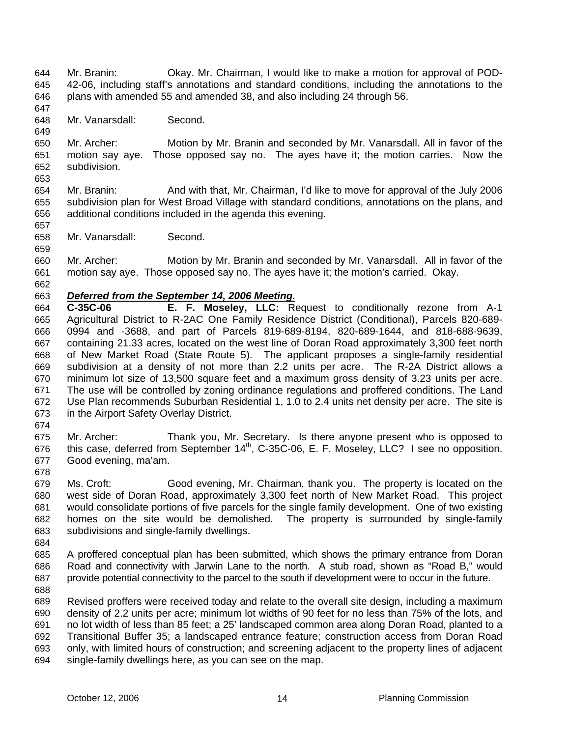Mr. Branin: Okay. Mr. Chairman, I would like to make a motion for approval of POD-42-06, including staff's annotations and standard conditions, including the annotations to the plans with amended 55 and amended 38, and also including 24 through 56.

Mr. Vanarsdall: Second.

Mr. Archer: Motion by Mr. Branin and seconded by Mr. Vanarsdall. All in favor of the motion say aye. Those opposed say no. The ayes have it; the motion carries. Now the subdivision.

Mr. Branin: And with that, Mr. Chairman, I'd like to move for approval of the July 2006 subdivision plan for West Broad Village with standard conditions, annotations on the plans, and additional conditions included in the agenda this evening.

Mr. Vanarsdall: Second.

Mr. Archer: Motion by Mr. Branin and seconded by Mr. Vanarsdall. All in favor of the motion say aye. Those opposed say no. The ayes have it; the motion's carried. Okay.

***Deferred from the September 14, 2006 Meeting.***

**C-35C-06 E. F. Moseley, LLC:** Request to conditionally rezone from A-1 Agricultural District to R-2AC One Family Residence District (Conditional), Parcels 820-689-0994 and -3688, and part of Parcels 819-689-8194, 820-689-1644, and 818-688-9639, containing 21.33 acres, located on the west line of Doran Road approximately 3,300 feet north of New Market Road (State Route 5). The applicant proposes a single-family residential subdivision at a density of not more than 2.2 units per acre. The R-2A District allows a minimum lot size of 13,500 square feet and a maximum gross density of 3.23 units per acre. The use will be controlled by zoning ordinance regulations and proffered conditions. The Land Use Plan recommends Suburban Residential 1, 1.0 to 2.4 units net density per acre. The site is in the Airport Safety Overlay District.

Mr. Archer: Thank you, Mr. Secretary. Is there anyone present who is opposed to this case, deferred from September 14th, C-35C-06, E. F. Moseley, LLC? I see no opposition. Good evening, ma'am.

Ms. Croft: Good evening, Mr. Chairman, thank you. The property is located on the west side of Doran Road, approximately 3,300 feet north of New Market Road. This project would consolidate portions of five parcels for the single family development. One of two existing homes on the site would be demolished. The property is surrounded by single-family subdivisions and single-family dwellings.

A proffered conceptual plan has been submitted, which shows the primary entrance from Doran Road and connectivity with Jarwin Lane to the north. A stub road, shown as "Road B," would provide potential connectivity to the parcel to the south if development were to occur in the future.

Revised proffers were received today and relate to the overall site design, including a maximum density of 2.2 units per acre; minimum lot widths of 90 feet for no less than 75% of the lots, and no lot width of less than 85 feet; a 25' landscaped common area along Doran Road, planted to a Transitional Buffer 35; a landscaped entrance feature; construction access from Doran Road only, with limited hours of construction; and screening adjacent to the property lines of adjacent single-family dwellings here, as you can see on the map.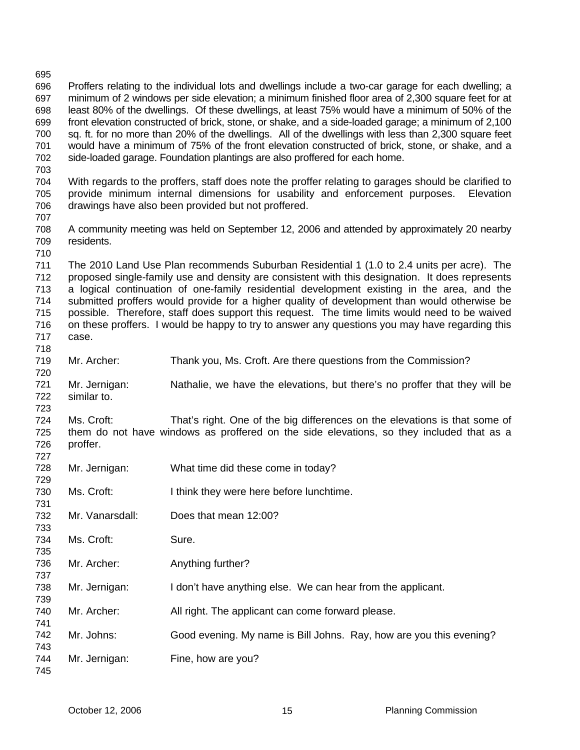Proffers relating to the individual lots and dwellings include a two-car garage for each dwelling; a minimum of 2 windows per side elevation; a minimum finished floor area of 2,300 square feet for at least 80% of the dwellings. Of these dwellings, at least 75% would have a minimum of 50% of the front elevation constructed of brick, stone, or shake, and a side-loaded garage; a minimum of 2,100 sq. ft. for no more than 20% of the dwellings. All of the dwellings with less than 2,300 square feet would have a minimum of 75% of the front elevation constructed of brick, stone, or shake, and a side-loaded garage. Foundation plantings are also proffered for each home.

With regards to the proffers, staff does note the proffer relating to garages should be clarified to provide minimum internal dimensions for usability and enforcement purposes. Elevation drawings have also been provided but not proffered.

A community meeting was held on September 12, 2006 and attended by approximately 20 nearby residents.

The 2010 Land Use Plan recommends Suburban Residential 1 (1.0 to 2.4 units per acre). The proposed single-family use and density are consistent with this designation. It does represents a logical continuation of one-family residential development existing in the area, and the submitted proffers would provide for a higher quality of development than would otherwise be possible. Therefore, staff does support this request. The time limits would need to be waived on these proffers. I would be happy to try to answer any questions you may have regarding this case.

Mr. Archer: Thank you, Ms. Croft. Are there questions from the Commission?

Mr. Jernigan: Nathalie, we have the elevations, but there's no proffer that they will be similar to.

Ms. Croft: That's right. One of the big differences on the elevations is that some of them do not have windows as proffered on the side elevations, so they included that as a proffer.

Mr. Jernigan: What time did these come in today?

Ms. Croft: I think they were here before lunchtime.

Mr. Vanarsdall: Does that mean 12:00?

Ms. Croft: Sure.

Mr. Archer: Anything further?

Mr. Jernigan: I don't have anything else. We can hear from the applicant.

Mr. Archer: All right. The applicant can come forward please.

Mr. Johns: Good evening. My name is Bill Johns. Ray, how are you this evening?

Mr. Jernigan: Fine, how are you?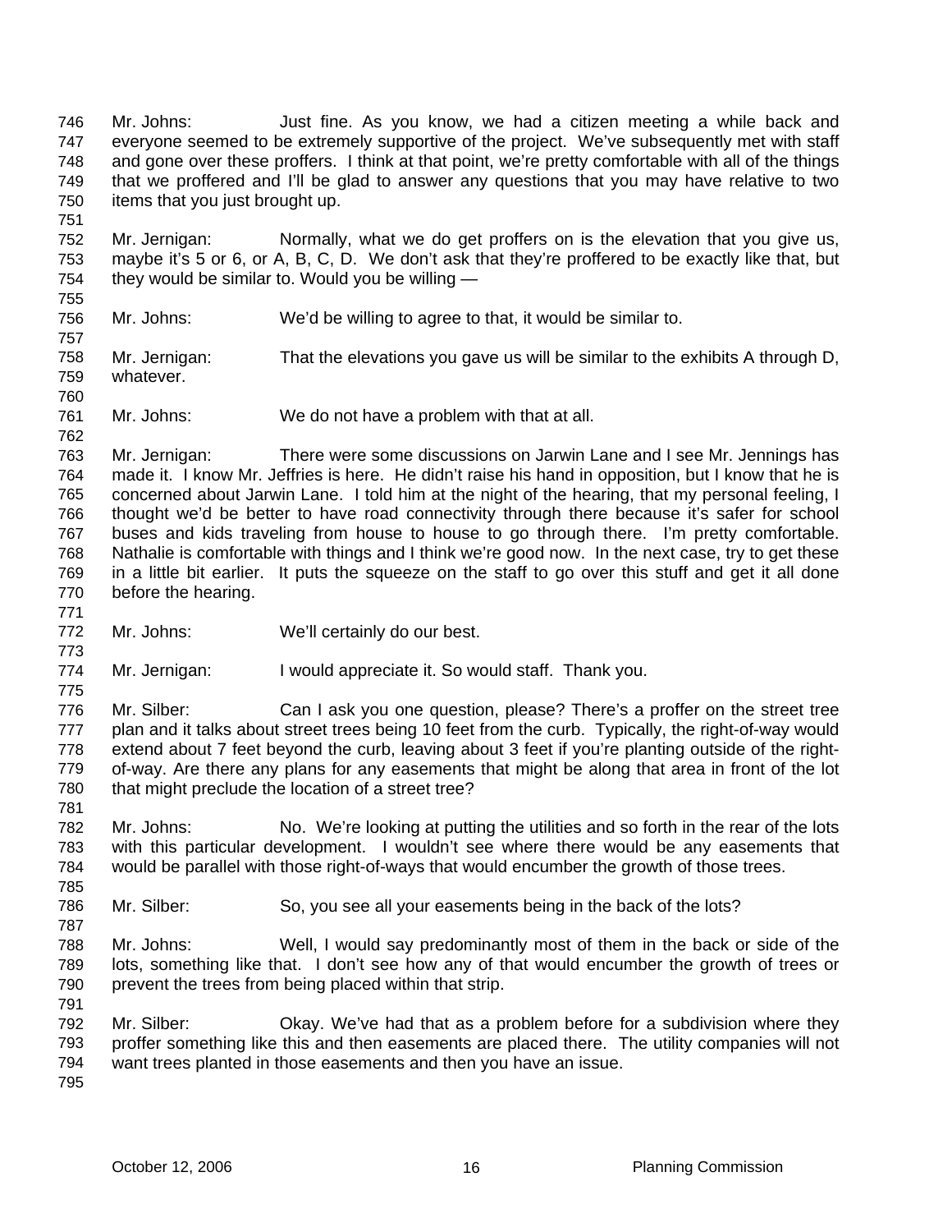Mr. Johns: Just fine. As you know, we had a citizen meeting a while back and everyone seemed to be extremely supportive of the project. We've subsequently met with staff and gone over these proffers. I think at that point, we're pretty comfortable with all of the things that we proffered and I'll be glad to answer any questions that you may have relative to two items that you just brought up.

Mr. Jernigan: Normally, what we do get proffers on is the elevation that you give us, maybe it's 5 or 6, or A, B, C, D. We don't ask that they're proffered to be exactly like that, but they would be similar to. Would you be willing —

Mr. Johns: We'd be willing to agree to that, it would be similar to.

Mr. Jernigan: That the elevations you gave us will be similar to the exhibits A through D, whatever.

Mr. Johns: We do not have a problem with that at all.

Mr. Jernigan: There were some discussions on Jarwin Lane and I see Mr. Jennings has made it. I know Mr. Jeffries is here. He didn't raise his hand in opposition, but I know that he is concerned about Jarwin Lane. I told him at the night of the hearing, that my personal feeling, I thought we'd be better to have road connectivity through there because it's safer for school buses and kids traveling from house to house to go through there. I'm pretty comfortable. Nathalie is comfortable with things and I think we're good now. In the next case, try to get these in a little bit earlier. It puts the squeeze on the staff to go over this stuff and get it all done before the hearing.

Mr. Johns: We'll certainly do our best.

Mr. Jernigan: I would appreciate it. So would staff. Thank you.

Mr. Silber: Can I ask you one question, please? There's a proffer on the street tree plan and it talks about street trees being 10 feet from the curb. Typically, the right-of-way would extend about 7 feet beyond the curb, leaving about 3 feet if you're planting outside of the right-of-way. Are there any plans for any easements that might be along that area in front of the lot that might preclude the location of a street tree?

Mr. Johns: No. We're looking at putting the utilities and so forth in the rear of the lots with this particular development. I wouldn't see where there would be any easements that would be parallel with those right-of-ways that would encumber the growth of those trees.

Mr. Silber: So, you see all your easements being in the back of the lots?

Mr. Johns: Well, I would say predominantly most of them in the back or side of the lots, something like that. I don't see how any of that would encumber the growth of trees or prevent the trees from being placed within that strip.

Mr. Silber: Okay. We've had that as a problem before for a subdivision where they proffer something like this and then easements are placed there. The utility companies will not want trees planted in those easements and then you have an issue.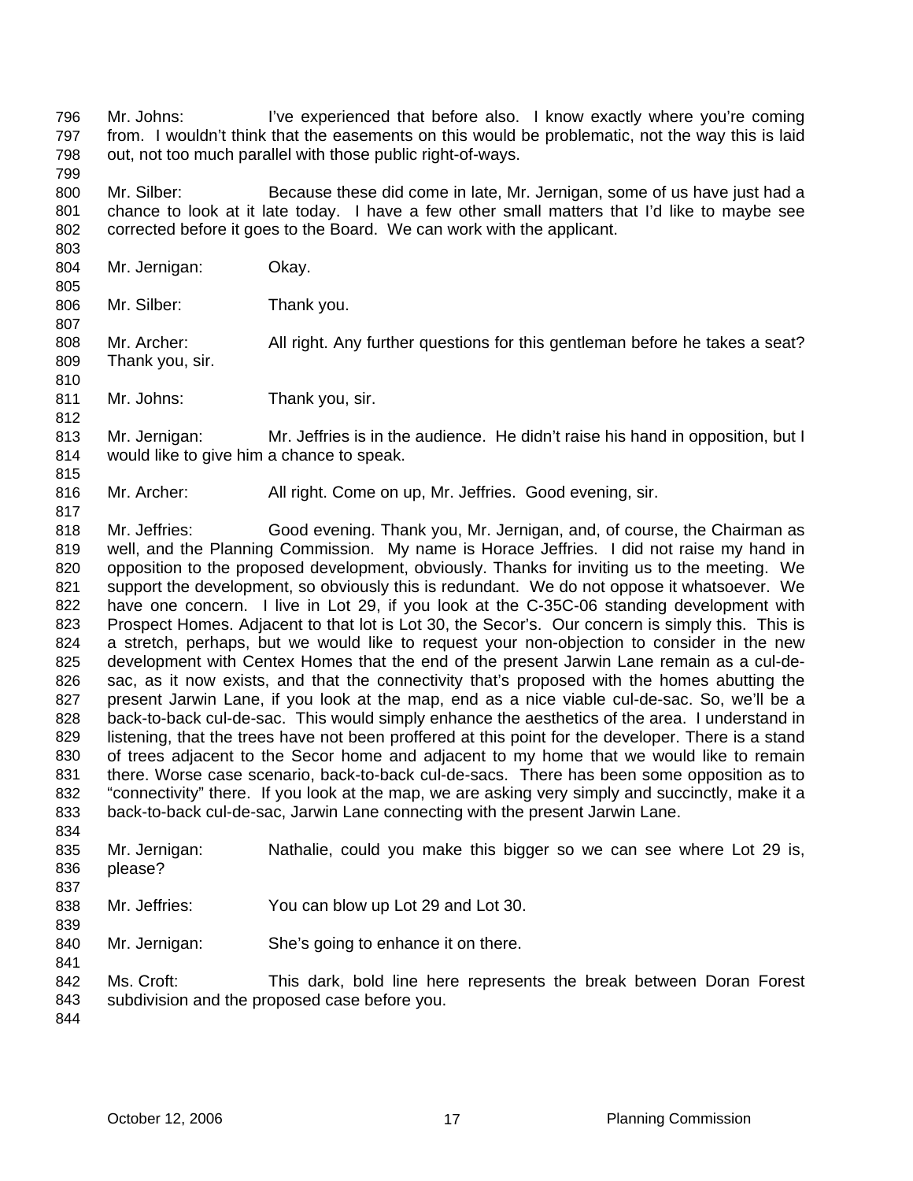Mr. Johns: I've experienced that before also. I know exactly where you're coming from. I wouldn't think that the easements on this would be problematic, not the way this is laid out, not too much parallel with those public right-of-ways.

Mr. Silber: Because these did come in late, Mr. Jernigan, some of us have just had a chance to look at it late today. I have a few other small matters that I'd like to maybe see corrected before it goes to the Board. We can work with the applicant.

Mr. Jernigan: Okay.

Mr. Silber: Thank you.

Mr. Archer: All right. Any further questions for this gentleman before he takes a seat? Thank you, sir.

Mr. Johns: Thank you, sir.

Mr. Jernigan: Mr. Jeffries is in the audience. He didn't raise his hand in opposition, but I would like to give him a chance to speak.

Mr. Archer: All right. Come on up, Mr. Jeffries. Good evening, sir.

Mr. Jeffries: Good evening. Thank you, Mr. Jernigan, and, of course, the Chairman as well, and the Planning Commission. My name is Horace Jeffries. I did not raise my hand in opposition to the proposed development, obviously. Thanks for inviting us to the meeting. We support the development, so obviously this is redundant. We do not oppose it whatsoever. We have one concern. I live in Lot 29, if you look at the C-35C-06 standing development with Prospect Homes. Adjacent to that lot is Lot 30, the Secor's. Our concern is simply this. This is a stretch, perhaps, but we would like to request your non-objection to consider in the new development with Centex Homes that the end of the present Jarwin Lane remain as a cul-de-sac, as it now exists, and that the connectivity that's proposed with the homes abutting the present Jarwin Lane, if you look at the map, end as a nice viable cul-de-sac. So, we'll be a back-to-back cul-de-sac. This would simply enhance the aesthetics of the area. I understand in listening, that the trees have not been proffered at this point for the developer. There is a stand of trees adjacent to the Secor home and adjacent to my home that we would like to remain there. Worse case scenario, back-to-back cul-de-sacs. There has been some opposition as to "connectivity" there. If you look at the map, we are asking very simply and succinctly, make it a back-to-back cul-de-sac, Jarwin Lane connecting with the present Jarwin Lane.

Mr. Jernigan: Nathalie, could you make this bigger so we can see where Lot 29 is, please?

Mr. Jeffries: You can blow up Lot 29 and Lot 30.

Mr. Jernigan: She's going to enhance it on there.

Ms. Croft: This dark, bold line here represents the break between Doran Forest subdivision and the proposed case before you.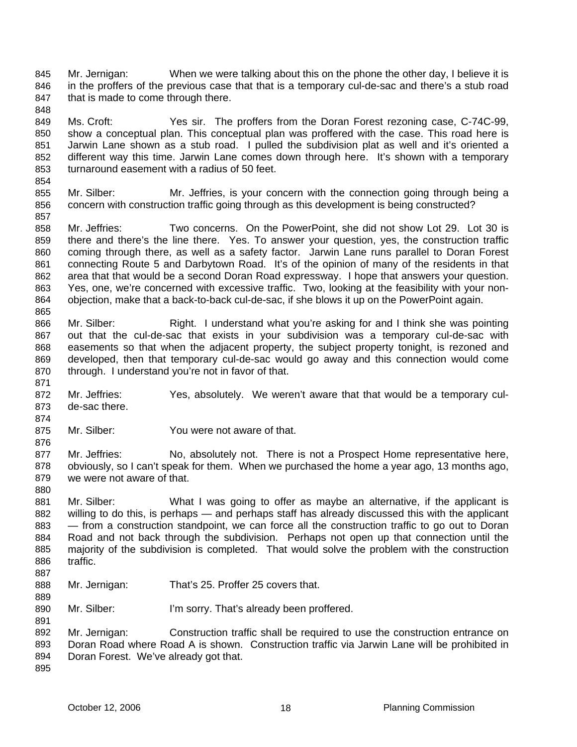Mr. Jernigan: When we were talking about this on the phone the other day, I believe it is in the proffers of the previous case that that is a temporary cul-de-sac and there's a stub road that is made to come through there.

Ms. Croft: Yes sir. The proffers from the Doran Forest rezoning case, C-74C-99, show a conceptual plan. This conceptual plan was proffered with the case. This road here is Jarwin Lane shown as a stub road. I pulled the subdivision plat as well and it's oriented a different way this time. Jarwin Lane comes down through here. It's shown with a temporary turnaround easement with a radius of 50 feet.

Mr. Silber: Mr. Jeffries, is your concern with the connection going through being a concern with construction traffic going through as this development is being constructed?

Mr. Jeffries: Two concerns. On the PowerPoint, she did not show Lot 29. Lot 30 is there and there's the line there. Yes. To answer your question, yes, the construction traffic coming through there, as well as a safety factor. Jarwin Lane runs parallel to Doran Forest connecting Route 5 and Darbytown Road. It's of the opinion of many of the residents in that area that that would be a second Doran Road expressway. I hope that answers your question. Yes, one, we're concerned with excessive traffic. Two, looking at the feasibility with your non-objection, make that a back-to-back cul-de-sac, if she blows it up on the PowerPoint again.

Mr. Silber: Right. I understand what you're asking for and I think she was pointing out that the cul-de-sac that exists in your subdivision was a temporary cul-de-sac with easements so that when the adjacent property, the subject property tonight, is rezoned and developed, then that temporary cul-de-sac would go away and this connection would come through. I understand you're not in favor of that.

Mr. Jeffries: Yes, absolutely. We weren't aware that that would be a temporary cul-de-sac there.

Mr. Silber: You were not aware of that.

Mr. Jeffries: No, absolutely not. There is not a Prospect Home representative here, obviously, so I can't speak for them. When we purchased the home a year ago, 13 months ago, we were not aware of that.

Mr. Silber: What I was going to offer as maybe an alternative, if the applicant is willing to do this, is perhaps — and perhaps staff has already discussed this with the applicant — from a construction standpoint, we can force all the construction traffic to go out to Doran Road and not back through the subdivision. Perhaps not open up that connection until the majority of the subdivision is completed. That would solve the problem with the construction traffic.

Mr. Jernigan: That's 25. Proffer 25 covers that.

Mr. Silber: I'm sorry. That's already been proffered.

Mr. Jernigan: Construction traffic shall be required to use the construction entrance on Doran Road where Road A is shown. Construction traffic via Jarwin Lane will be prohibited in Doran Forest. We've already got that.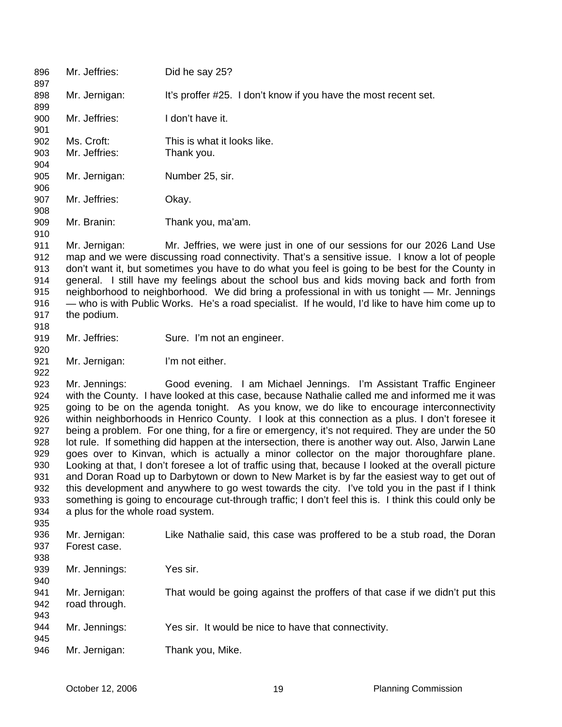Mr. Jeffries: Did he say 25?

Mr. Jernigan: It's proffer #25. I don't know if you have the most recent set.

Mr. Jeffries: I don't have it.

Ms. Croft: This is what it looks like.
Mr. Jeffries: Thank you.

Mr. Jernigan: Number 25, sir.

Mr. Jeffries: Okay.

Mr. Branin: Thank you, ma'am.

Mr. Jernigan: Mr. Jeffries, we were just in one of our sessions for our 2026 Land Use map and we were discussing road connectivity. That's a sensitive issue. I know a lot of people don't want it, but sometimes you have to do what you feel is going to be best for the County in general. I still have my feelings about the school bus and kids moving back and forth from neighborhood to neighborhood. We did bring a professional in with us tonight — Mr. Jennings — who is with Public Works. He's a road specialist. If he would, I'd like to have him come up to the podium.

Mr. Jeffries: Sure. I'm not an engineer.

Mr. Jernigan: I'm not either.

Mr. Jennings: Good evening. I am Michael Jennings. I'm Assistant Traffic Engineer with the County. I have looked at this case, because Nathalie called me and informed me it was going to be on the agenda tonight. As you know, we do like to encourage interconnectivity within neighborhoods in Henrico County. I look at this connection as a plus. I don't foresee it being a problem. For one thing, for a fire or emergency, it's not required. They are under the 50 lot rule. If something did happen at the intersection, there is another way out. Also, Jarwin Lane goes over to Kinvan, which is actually a minor collector on the major thoroughfare plane. Looking at that, I don't foresee a lot of traffic using that, because I looked at the overall picture and Doran Road up to Darbytown or down to New Market is by far the easiest way to get out of this development and anywhere to go west towards the city. I've told you in the past if I think something is going to encourage cut-through traffic; I don't feel this is. I think this could only be a plus for the whole road system.

Mr. Jernigan: Like Nathalie said, this case was proffered to be a stub road, the Doran Forest case.

Mr. Jennings: Yes sir.

Mr. Jernigan: That would be going against the proffers of that case if we didn't put this road through.

Mr. Jennings: Yes sir. It would be nice to have that connectivity.

Mr. Jernigan: Thank you, Mike.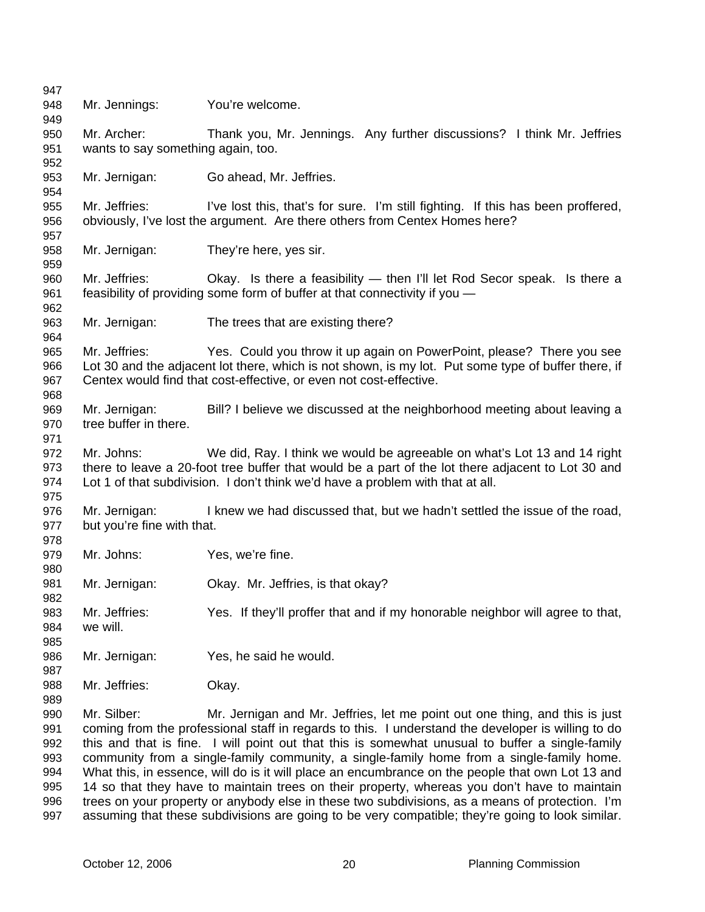Mr. Jennings: You're welcome.

Mr. Archer: Thank you, Mr. Jennings. Any further discussions? I think Mr. Jeffries wants to say something again, too.

Mr. Jernigan: Go ahead, Mr. Jeffries.

Mr. Jeffries: I've lost this, that's for sure. I'm still fighting. If this has been proffered, obviously, I've lost the argument. Are there others from Centex Homes here?

Mr. Jernigan: They're here, yes sir.

Mr. Jeffries: Okay. Is there a feasibility — then I'll let Rod Secor speak. Is there a feasibility of providing some form of buffer at that connectivity if you —

Mr. Jernigan: The trees that are existing there?

Mr. Jeffries: Yes. Could you throw it up again on PowerPoint, please? There you see Lot 30 and the adjacent lot there, which is not shown, is my lot. Put some type of buffer there, if Centex would find that cost-effective, or even not cost-effective.

Mr. Jernigan: Bill? I believe we discussed at the neighborhood meeting about leaving a tree buffer in there.

Mr. Johns: We did, Ray. I think we would be agreeable on what's Lot 13 and 14 right there to leave a 20-foot tree buffer that would be a part of the lot there adjacent to Lot 30 and Lot 1 of that subdivision. I don't think we'd have a problem with that at all.

Mr. Jernigan: I knew we had discussed that, but we hadn't settled the issue of the road, but you're fine with that.

Mr. Johns: Yes, we're fine.

Mr. Jernigan: Okay. Mr. Jeffries, is that okay?

Mr. Jeffries: Yes. If they'll proffer that and if my honorable neighbor will agree to that, we will.

Mr. Jernigan: Yes, he said he would.

Mr. Jeffries: Okay.

Mr. Silber: Mr. Jernigan and Mr. Jeffries, let me point out one thing, and this is just coming from the professional staff in regards to this. I understand the developer is willing to do this and that is fine. I will point out that this is somewhat unusual to buffer a single-family community from a single-family community, a single-family home from a single-family home. What this, in essence, will do is it will place an encumbrance on the people that own Lot 13 and 14 so that they have to maintain trees on their property, whereas you don't have to maintain trees on your property or anybody else in these two subdivisions, as a means of protection. I'm assuming that these subdivisions are going to be very compatible; they're going to look similar.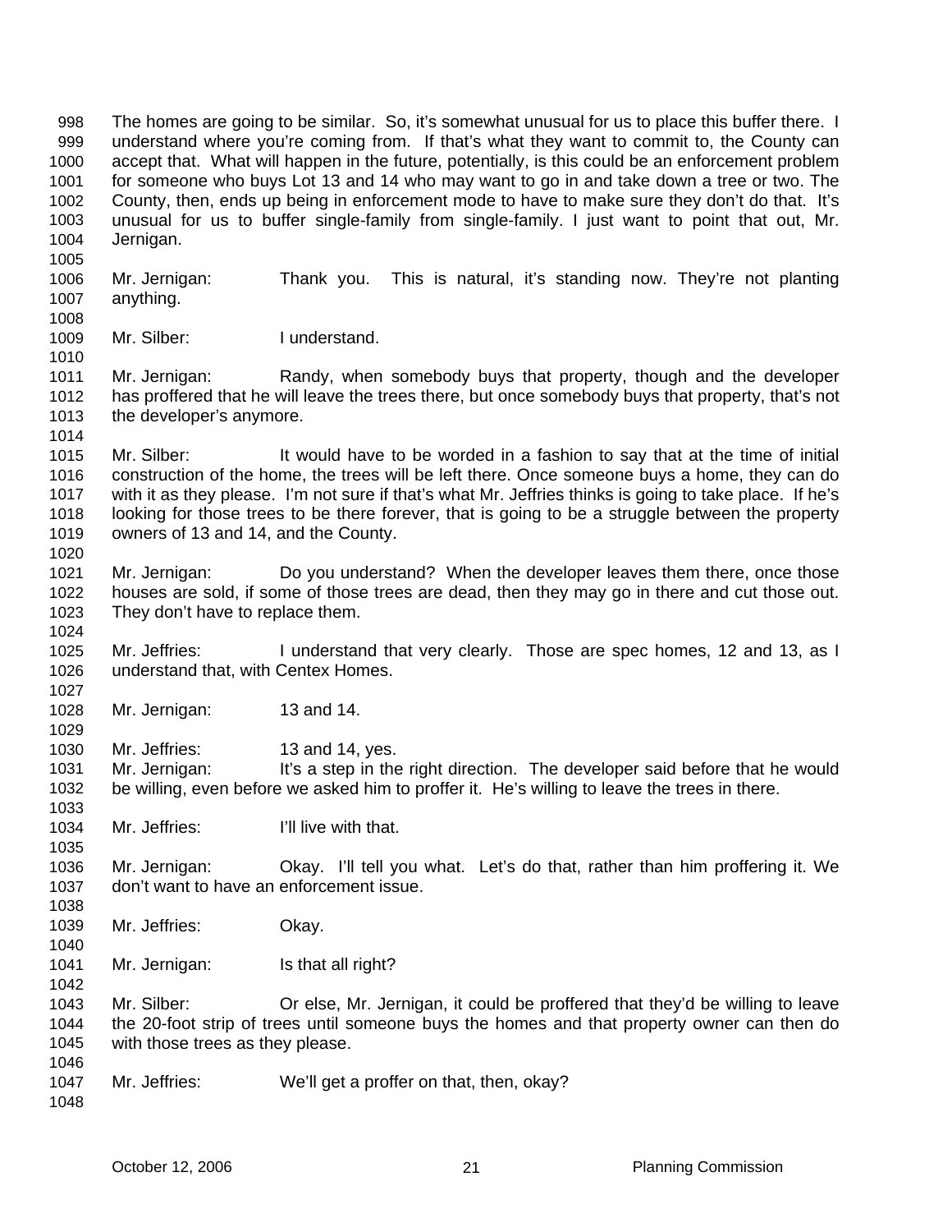The homes are going to be similar. So, it's somewhat unusual for us to place this buffer there. I understand where you're coming from. If that's what they want to commit to, the County can accept that. What will happen in the future, potentially, is this could be an enforcement problem for someone who buys Lot 13 and 14 who may want to go in and take down a tree or two. The County, then, ends up being in enforcement mode to have to make sure they don't do that. It's unusual for us to buffer single-family from single-family. I just want to point that out, Mr. Jernigan.

Mr. Jernigan: Thank you. This is natural, it's standing now. They're not planting anything.

Mr. Silber: I understand.

Mr. Jernigan: Randy, when somebody buys that property, though and the developer has proffered that he will leave the trees there, but once somebody buys that property, that's not the developer's anymore.

Mr. Silber: It would have to be worded in a fashion to say that at the time of initial construction of the home, the trees will be left there. Once someone buys a home, they can do with it as they please. I'm not sure if that's what Mr. Jeffries thinks is going to take place. If he's looking for those trees to be there forever, that is going to be a struggle between the property owners of 13 and 14, and the County.

Mr. Jernigan: Do you understand? When the developer leaves them there, once those houses are sold, if some of those trees are dead, then they may go in there and cut those out. They don't have to replace them.

Mr. Jeffries: I understand that very clearly. Those are spec homes, 12 and 13, as I understand that, with Centex Homes.

Mr. Jernigan: 13 and 14.

Mr. Jeffries: 13 and 14, yes.

Mr. Jernigan: It's a step in the right direction. The developer said before that he would be willing, even before we asked him to proffer it. He's willing to leave the trees in there.

Mr. Jeffries: I'll live with that.

Mr. Jernigan: Okay. I'll tell you what. Let's do that, rather than him proffering it. We don't want to have an enforcement issue.

Mr. Jeffries: Okay.

Mr. Jernigan: Is that all right?

Mr. Silber: Or else, Mr. Jernigan, it could be proffered that they'd be willing to leave the 20-foot strip of trees until someone buys the homes and that property owner can then do with those trees as they please.

Mr. Jeffries: We'll get a proffer on that, then, okay?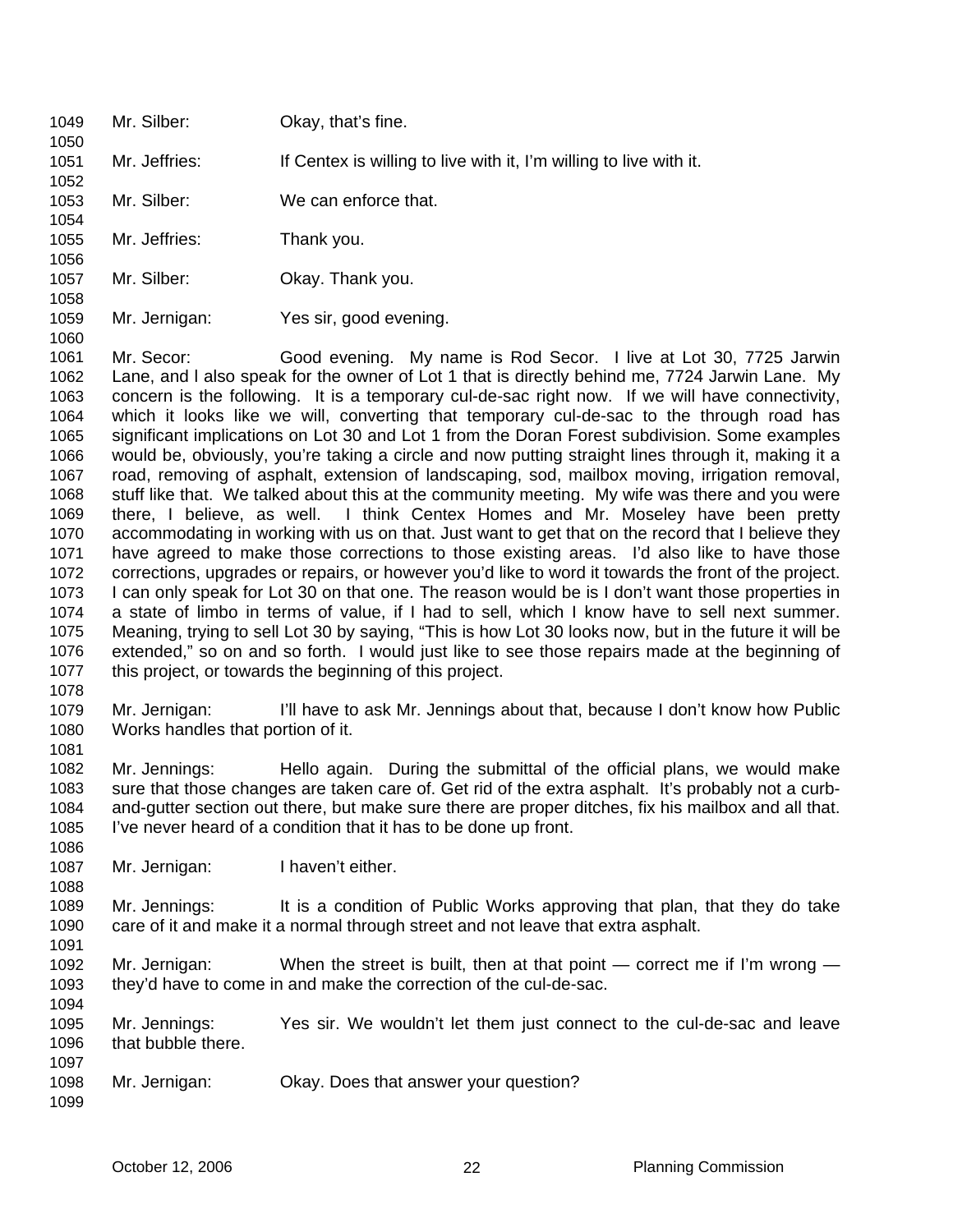Mr. Silber: Okay, that's fine.

Mr. Jeffries: If Centex is willing to live with it, I'm willing to live with it.

Mr. Silber: We can enforce that.

Mr. Jeffries: Thank you.

Mr. Silber: Okay. Thank you.

Mr. Jernigan: Yes sir, good evening.

Mr. Secor: Good evening. My name is Rod Secor. I live at Lot 30, 7725 Jarwin Lane, and I also speak for the owner of Lot 1 that is directly behind me, 7724 Jarwin Lane. My concern is the following. It is a temporary cul-de-sac right now. If we will have connectivity, which it looks like we will, converting that temporary cul-de-sac to the through road has significant implications on Lot 30 and Lot 1 from the Doran Forest subdivision. Some examples would be, obviously, you're taking a circle and now putting straight lines through it, making it a road, removing of asphalt, extension of landscaping, sod, mailbox moving, irrigation removal, stuff like that. We talked about this at the community meeting. My wife was there and you were there, I believe, as well. I think Centex Homes and Mr. Moseley have been pretty accommodating in working with us on that. Just want to get that on the record that I believe they have agreed to make those corrections to those existing areas. I'd also like to have those corrections, upgrades or repairs, or however you'd like to word it towards the front of the project. I can only speak for Lot 30 on that one. The reason would be is I don't want those properties in a state of limbo in terms of value, if I had to sell, which I know have to sell next summer. Meaning, trying to sell Lot 30 by saying, "This is how Lot 30 looks now, but in the future it will be extended," so on and so forth. I would just like to see those repairs made at the beginning of this project, or towards the beginning of this project.

Mr. Jernigan: I'll have to ask Mr. Jennings about that, because I don't know how Public Works handles that portion of it.

Mr. Jennings: Hello again. During the submittal of the official plans, we would make sure that those changes are taken care of. Get rid of the extra asphalt. It's probably not a curb-and-gutter section out there, but make sure there are proper ditches, fix his mailbox and all that. I've never heard of a condition that it has to be done up front.

Mr. Jernigan: I haven't either.

Mr. Jennings: It is a condition of Public Works approving that plan, that they do take care of it and make it a normal through street and not leave that extra asphalt.

Mr. Jernigan: When the street is built, then at that point — correct me if I'm wrong — they'd have to come in and make the correction of the cul-de-sac.

Mr. Jennings: Yes sir. We wouldn't let them just connect to the cul-de-sac and leave that bubble there.

Mr. Jernigan: Okay. Does that answer your question?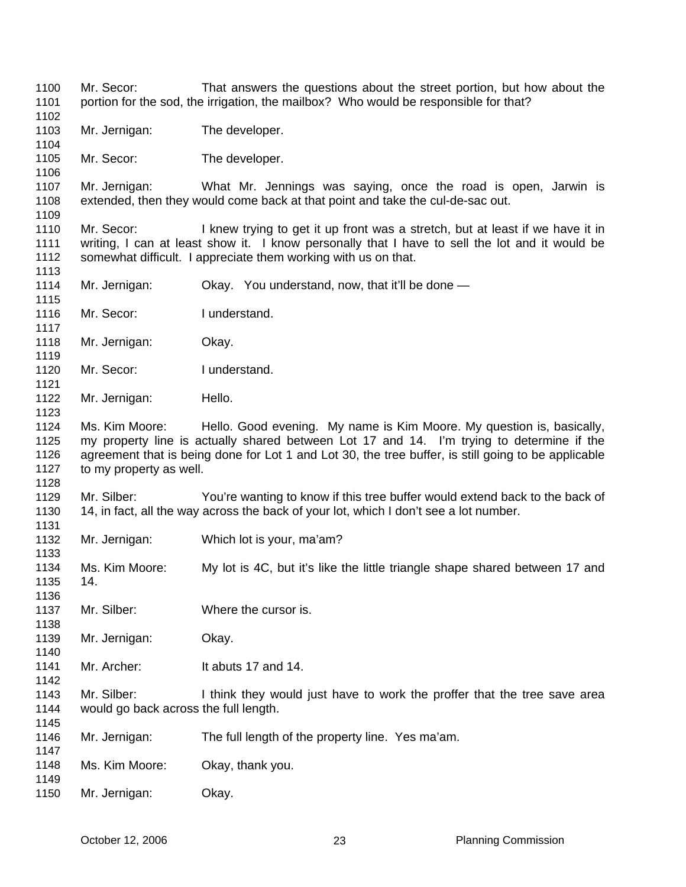Mr. Secor: That answers the questions about the street portion, but how about the portion for the sod, the irrigation, the mailbox? Who would be responsible for that?

Mr. Jernigan: The developer.

Mr. Secor: The developer.

Mr. Jernigan: What Mr. Jennings was saying, once the road is open, Jarwin is extended, then they would come back at that point and take the cul-de-sac out.

Mr. Secor: I knew trying to get it up front was a stretch, but at least if we have it in writing, I can at least show it. I know personally that I have to sell the lot and it would be somewhat difficult. I appreciate them working with us on that.

Mr. Jernigan: Okay. You understand, now, that it'll be done —

Mr. Secor: I understand.

Mr. Jernigan: Okay.

Mr. Secor: I understand.

Mr. Jernigan: Hello.

Ms. Kim Moore: Hello. Good evening. My name is Kim Moore. My question is, basically, my property line is actually shared between Lot 17 and 14. I'm trying to determine if the agreement that is being done for Lot 1 and Lot 30, the tree buffer, is still going to be applicable to my property as well.

Mr. Silber: You're wanting to know if this tree buffer would extend back to the back of 14, in fact, all the way across the back of your lot, which I don't see a lot number.

Mr. Jernigan: Which lot is your, ma'am?

Ms. Kim Moore: My lot is 4C, but it's like the little triangle shape shared between 17 and 14.

Mr. Silber: Where the cursor is.

Mr. Jernigan: Okay.

Mr. Archer: It abuts 17 and 14.

Mr. Silber: I think they would just have to work the proffer that the tree save area would go back across the full length.

Mr. Jernigan: The full length of the property line. Yes ma'am.

Ms. Kim Moore: Okay, thank you.

Mr. Jernigan: Okay.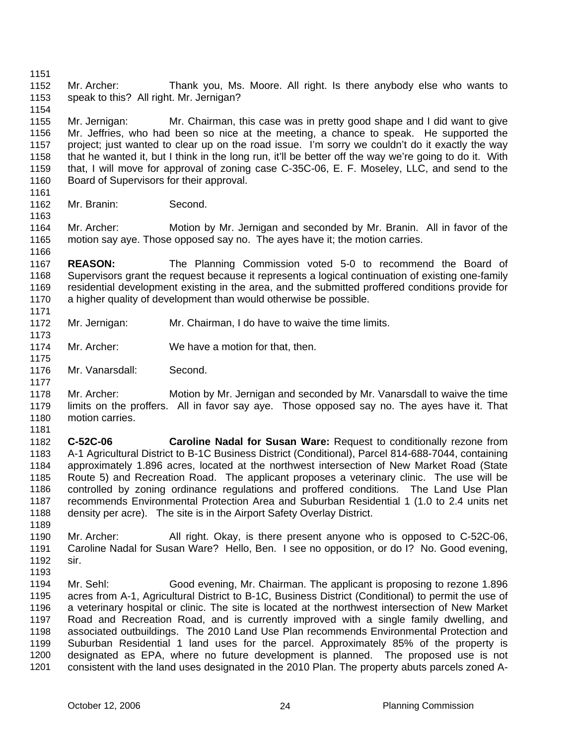Mr. Archer: Thank you, Ms. Moore. All right. Is there anybody else who wants to speak to this? All right. Mr. Jernigan?

Mr. Jernigan: Mr. Chairman, this case was in pretty good shape and I did want to give Mr. Jeffries, who had been so nice at the meeting, a chance to speak. He supported the project; just wanted to clear up on the road issue. I'm sorry we couldn't do it exactly the way that he wanted it, but I think in the long run, it'll be better off the way we're going to do it. With that, I will move for approval of zoning case C-35C-06, E. F. Moseley, LLC, and send to the Board of Supervisors for their approval.

Mr. Branin: Second.

Mr. Archer: Motion by Mr. Jernigan and seconded by Mr. Branin. All in favor of the motion say aye. Those opposed say no. The ayes have it; the motion carries.

**REASON:** The Planning Commission voted 5-0 to recommend the Board of Supervisors grant the request because it represents a logical continuation of existing one-family residential development existing in the area, and the submitted proffered conditions provide for a higher quality of development than would otherwise be possible.

Mr. Jernigan: Mr. Chairman, I do have to waive the time limits.

Mr. Archer: We have a motion for that, then.

Mr. Vanarsdall: Second.

Mr. Archer: Motion by Mr. Jernigan and seconded by Mr. Vanarsdall to waive the time limits on the proffers. All in favor say aye. Those opposed say no. The ayes have it. That motion carries.

**C-52C-06** **Caroline Nadal for Susan Ware:** Request to conditionally rezone from A-1 Agricultural District to B-1C Business District (Conditional), Parcel 814-688-7044, containing approximately 1.896 acres, located at the northwest intersection of New Market Road (State Route 5) and Recreation Road. The applicant proposes a veterinary clinic. The use will be controlled by zoning ordinance regulations and proffered conditions. The Land Use Plan recommends Environmental Protection Area and Suburban Residential 1 (1.0 to 2.4 units net density per acre). The site is in the Airport Safety Overlay District.

Mr. Archer: All right. Okay, is there present anyone who is opposed to C-52C-06, Caroline Nadal for Susan Ware? Hello, Ben. I see no opposition, or do I? No. Good evening, sir.

Mr. Sehl: Good evening, Mr. Chairman. The applicant is proposing to rezone 1.896 acres from A-1, Agricultural District to B-1C, Business District (Conditional) to permit the use of a veterinary hospital or clinic. The site is located at the northwest intersection of New Market Road and Recreation Road, and is currently improved with a single family dwelling, and associated outbuildings. The 2010 Land Use Plan recommends Environmental Protection and Suburban Residential 1 land uses for the parcel. Approximately 85% of the property is designated as EPA, where no future development is planned. The proposed use is not consistent with the land uses designated in the 2010 Plan. The property abuts parcels zoned A-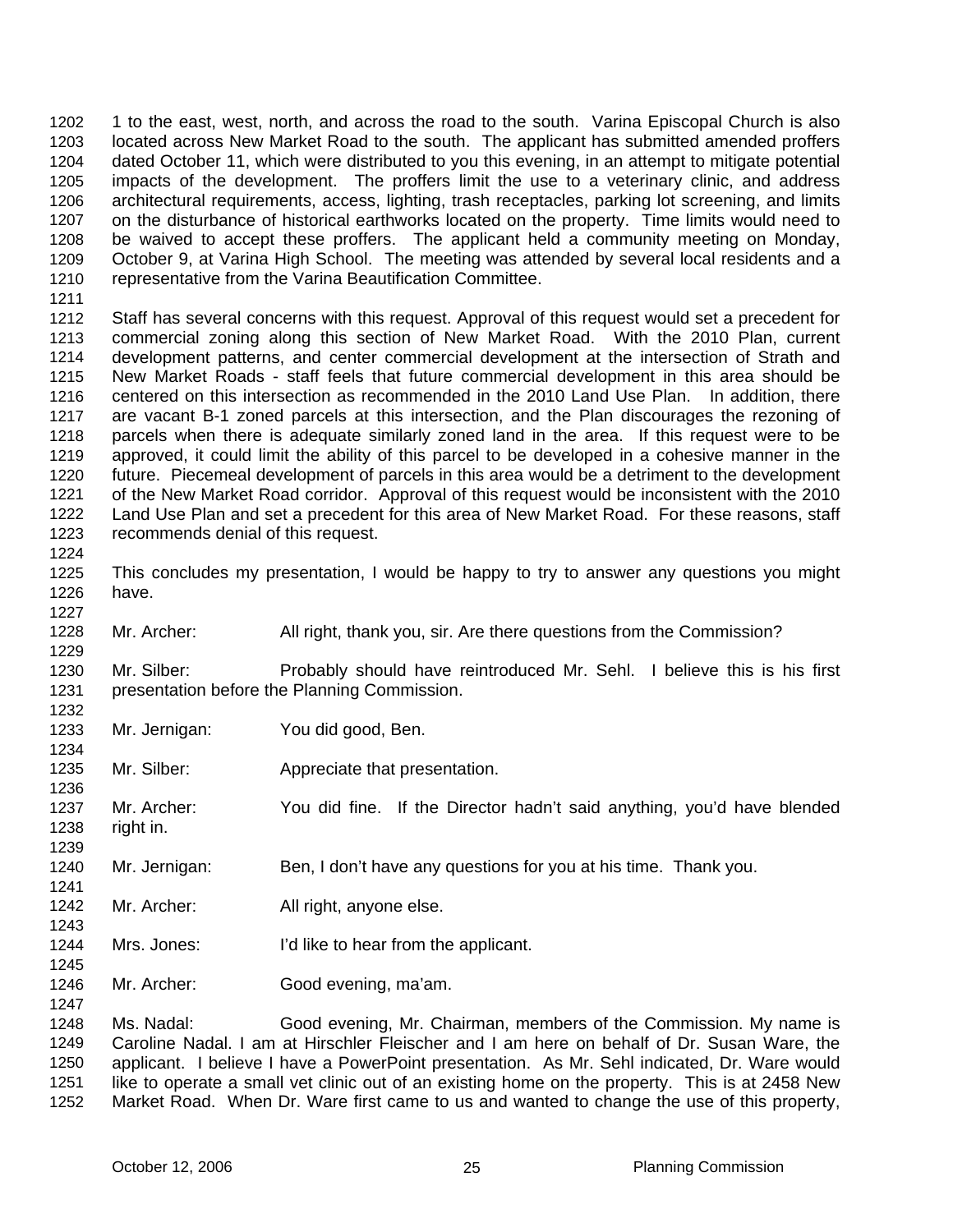1 to the east, west, north, and across the road to the south. Varina Episcopal Church is also located across New Market Road to the south. The applicant has submitted amended proffers dated October 11, which were distributed to you this evening, in an attempt to mitigate potential impacts of the development. The proffers limit the use to a veterinary clinic, and address architectural requirements, access, lighting, trash receptacles, parking lot screening, and limits on the disturbance of historical earthworks located on the property. Time limits would need to be waived to accept these proffers. The applicant held a community meeting on Monday, October 9, at Varina High School. The meeting was attended by several local residents and a representative from the Varina Beautification Committee.

Staff has several concerns with this request. Approval of this request would set a precedent for commercial zoning along this section of New Market Road. With the 2010 Plan, current development patterns, and center commercial development at the intersection of Strath and New Market Roads - staff feels that future commercial development in this area should be centered on this intersection as recommended in the 2010 Land Use Plan. In addition, there are vacant B-1 zoned parcels at this intersection, and the Plan discourages the rezoning of parcels when there is adequate similarly zoned land in the area. If this request were to be approved, it could limit the ability of this parcel to be developed in a cohesive manner in the future. Piecemeal development of parcels in this area would be a detriment to the development of the New Market Road corridor. Approval of this request would be inconsistent with the 2010 Land Use Plan and set a precedent for this area of New Market Road. For these reasons, staff recommends denial of this request.

This concludes my presentation, I would be happy to try to answer any questions you might have.

Mr. Archer: All right, thank you, sir. Are there questions from the Commission?

Mr. Silber: Probably should have reintroduced Mr. Sehl. I believe this is his first presentation before the Planning Commission.

Mr. Jernigan: You did good, Ben.

Mr. Silber: Appreciate that presentation.

Mr. Archer: You did fine. If the Director hadn't said anything, you'd have blended right in.

Mr. Jernigan: Ben, I don't have any questions for you at his time. Thank you.

Mr. Archer: All right, anyone else.

Mrs. Jones: I'd like to hear from the applicant.

Mr. Archer: Good evening, ma'am.

Ms. Nadal: Good evening, Mr. Chairman, members of the Commission. My name is Caroline Nadal. I am at Hirschler Fleischer and I am here on behalf of Dr. Susan Ware, the applicant. I believe I have a PowerPoint presentation. As Mr. Sehl indicated, Dr. Ware would like to operate a small vet clinic out of an existing home on the property. This is at 2458 New Market Road. When Dr. Ware first came to us and wanted to change the use of this property,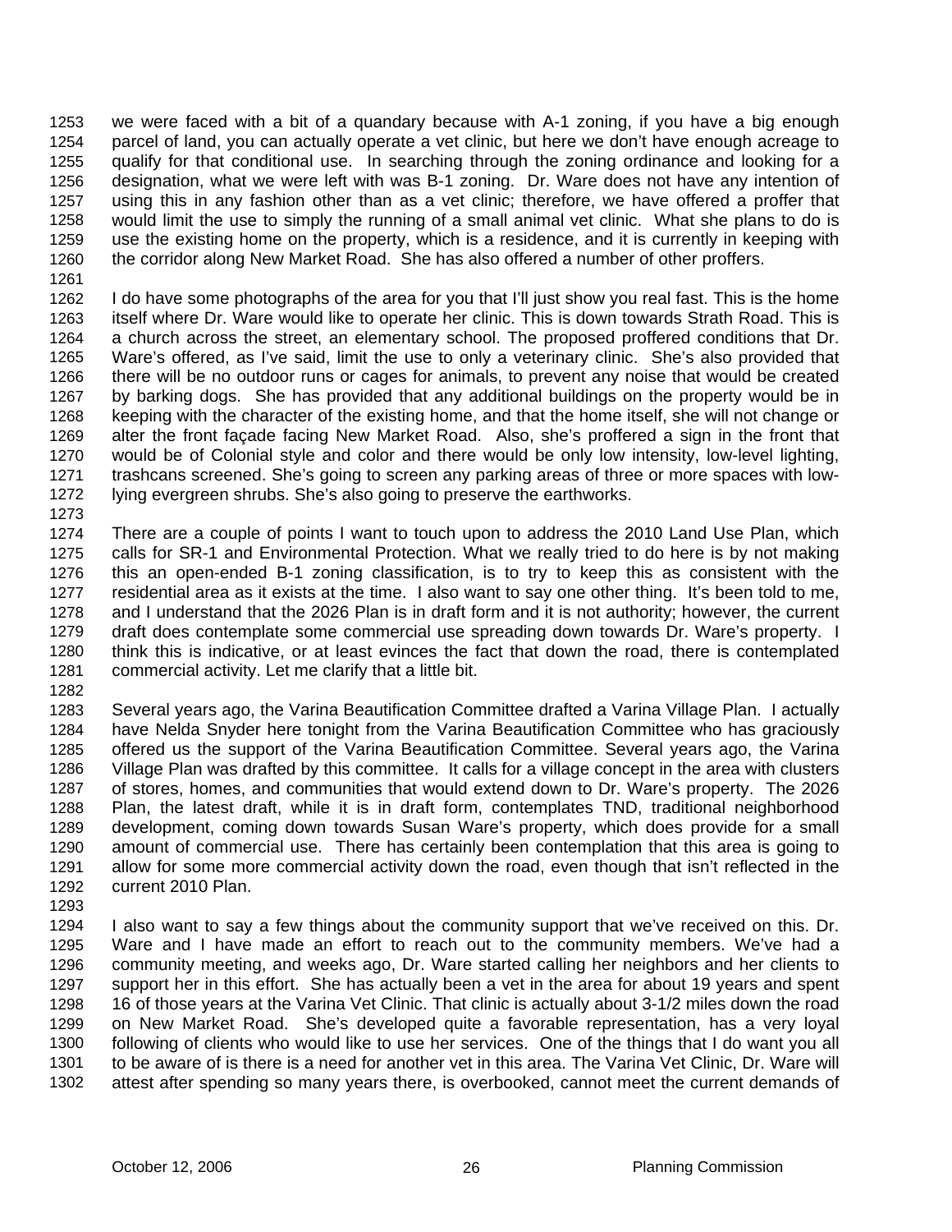we were faced with a bit of a quandary because with A-1 zoning, if you have a big enough parcel of land, you can actually operate a vet clinic, but here we don't have enough acreage to qualify for that conditional use. In searching through the zoning ordinance and looking for a designation, what we were left with was B-1 zoning. Dr. Ware does not have any intention of using this in any fashion other than as a vet clinic; therefore, we have offered a proffer that would limit the use to simply the running of a small animal vet clinic. What she plans to do is use the existing home on the property, which is a residence, and it is currently in keeping with the corridor along New Market Road. She has also offered a number of other proffers.

I do have some photographs of the area for you that I'll just show you real fast. This is the home itself where Dr. Ware would like to operate her clinic. This is down towards Strath Road. This is a church across the street, an elementary school. The proposed proffered conditions that Dr. Ware's offered, as I've said, limit the use to only a veterinary clinic. She's also provided that there will be no outdoor runs or cages for animals, to prevent any noise that would be created by barking dogs. She has provided that any additional buildings on the property would be in keeping with the character of the existing home, and that the home itself, she will not change or alter the front façade facing New Market Road. Also, she's proffered a sign in the front that would be of Colonial style and color and there would be only low intensity, low-level lighting, trashcans screened. She's going to screen any parking areas of three or more spaces with low-lying evergreen shrubs. She's also going to preserve the earthworks.

There are a couple of points I want to touch upon to address the 2010 Land Use Plan, which calls for SR-1 and Environmental Protection. What we really tried to do here is by not making this an open-ended B-1 zoning classification, is to try to keep this as consistent with the residential area as it exists at the time. I also want to say one other thing. It's been told to me, and I understand that the 2026 Plan is in draft form and it is not authority; however, the current draft does contemplate some commercial use spreading down towards Dr. Ware's property. I think this is indicative, or at least evinces the fact that down the road, there is contemplated commercial activity. Let me clarify that a little bit.

Several years ago, the Varina Beautification Committee drafted a Varina Village Plan. I actually have Nelda Snyder here tonight from the Varina Beautification Committee who has graciously offered us the support of the Varina Beautification Committee. Several years ago, the Varina Village Plan was drafted by this committee. It calls for a village concept in the area with clusters of stores, homes, and communities that would extend down to Dr. Ware's property. The 2026 Plan, the latest draft, while it is in draft form, contemplates TND, traditional neighborhood development, coming down towards Susan Ware's property, which does provide for a small amount of commercial use. There has certainly been contemplation that this area is going to allow for some more commercial activity down the road, even though that isn't reflected in the current 2010 Plan.

I also want to say a few things about the community support that we've received on this. Dr. Ware and I have made an effort to reach out to the community members. We've had a community meeting, and weeks ago, Dr. Ware started calling her neighbors and her clients to support her in this effort. She has actually been a vet in the area for about 19 years and spent 16 of those years at the Varina Vet Clinic. That clinic is actually about 3-1/2 miles down the road on New Market Road. She's developed quite a favorable representation, has a very loyal following of clients who would like to use her services. One of the things that I do want you all to be aware of is there is a need for another vet in this area. The Varina Vet Clinic, Dr. Ware will attest after spending so many years there, is overbooked, cannot meet the current demands of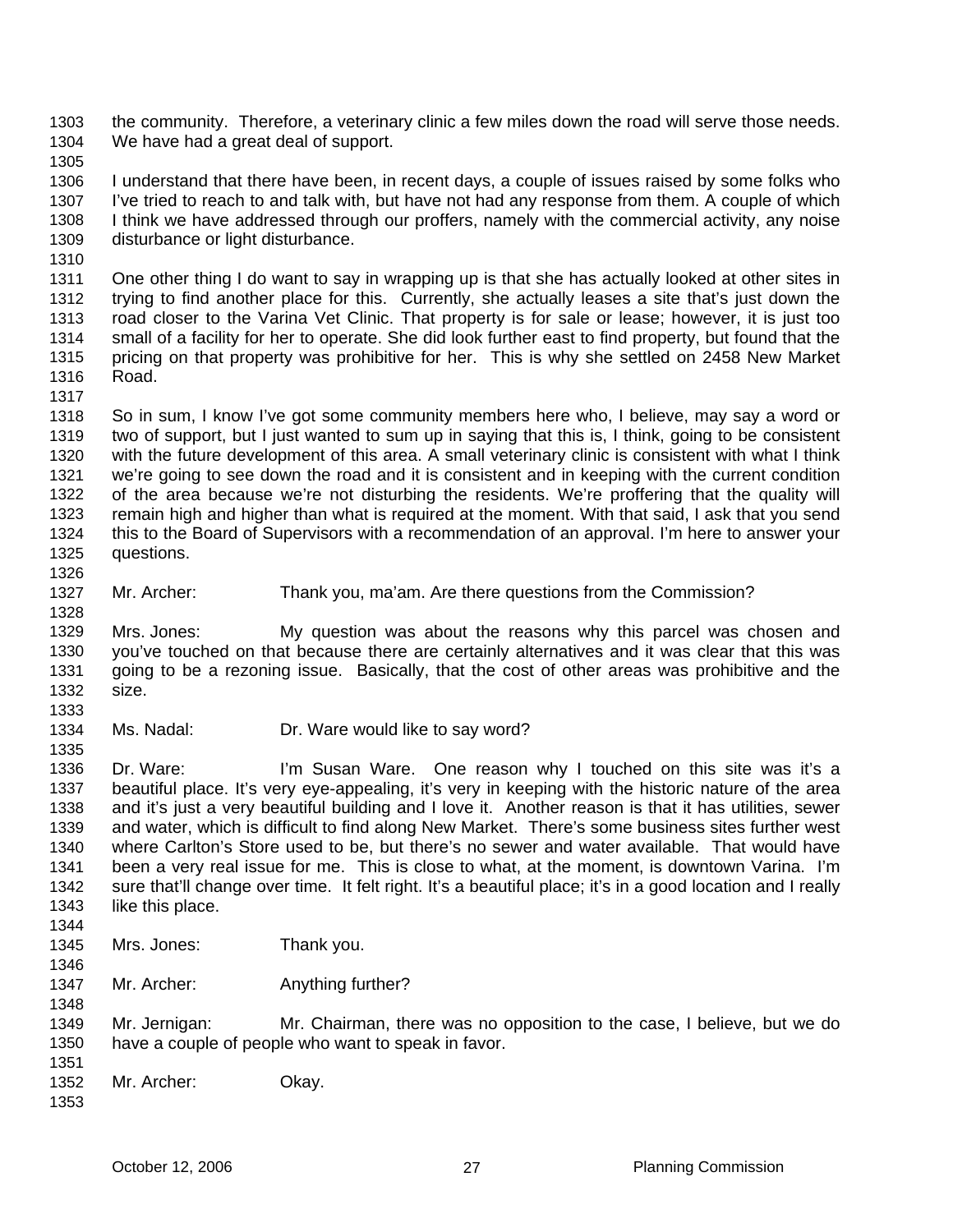the community. Therefore, a veterinary clinic a few miles down the road will serve those needs. We have had a great deal of support.

I understand that there have been, in recent days, a couple of issues raised by some folks who I've tried to reach to and talk with, but have not had any response from them. A couple of which I think we have addressed through our proffers, namely with the commercial activity, any noise disturbance or light disturbance.

One other thing I do want to say in wrapping up is that she has actually looked at other sites in trying to find another place for this. Currently, she actually leases a site that's just down the road closer to the Varina Vet Clinic. That property is for sale or lease; however, it is just too small of a facility for her to operate. She did look further east to find property, but found that the pricing on that property was prohibitive for her. This is why she settled on 2458 New Market Road.

So in sum, I know I've got some community members here who, I believe, may say a word or two of support, but I just wanted to sum up in saying that this is, I think, going to be consistent with the future development of this area. A small veterinary clinic is consistent with what I think we're going to see down the road and it is consistent and in keeping with the current condition of the area because we're not disturbing the residents. We're proffering that the quality will remain high and higher than what is required at the moment. With that said, I ask that you send this to the Board of Supervisors with a recommendation of an approval. I'm here to answer your questions.

Mr. Archer: Thank you, ma'am. Are there questions from the Commission?

Mrs. Jones: My question was about the reasons why this parcel was chosen and you've touched on that because there are certainly alternatives and it was clear that this was going to be a rezoning issue. Basically, that the cost of other areas was prohibitive and the size.

Ms. Nadal: Dr. Ware would like to say word?

Dr. Ware: I'm Susan Ware. One reason why I touched on this site was it's a beautiful place. It's very eye-appealing, it's very in keeping with the historic nature of the area and it's just a very beautiful building and I love it. Another reason is that it has utilities, sewer and water, which is difficult to find along New Market. There's some business sites further west where Carlton's Store used to be, but there's no sewer and water available. That would have been a very real issue for me. This is close to what, at the moment, is downtown Varina. I'm sure that'll change over time. It felt right. It's a beautiful place; it's in a good location and I really like this place.

Mrs. Jones: Thank you.

Mr. Archer: Anything further?

Mr. Jernigan: Mr. Chairman, there was no opposition to the case, I believe, but we do have a couple of people who want to speak in favor.

Mr. Archer: Okay.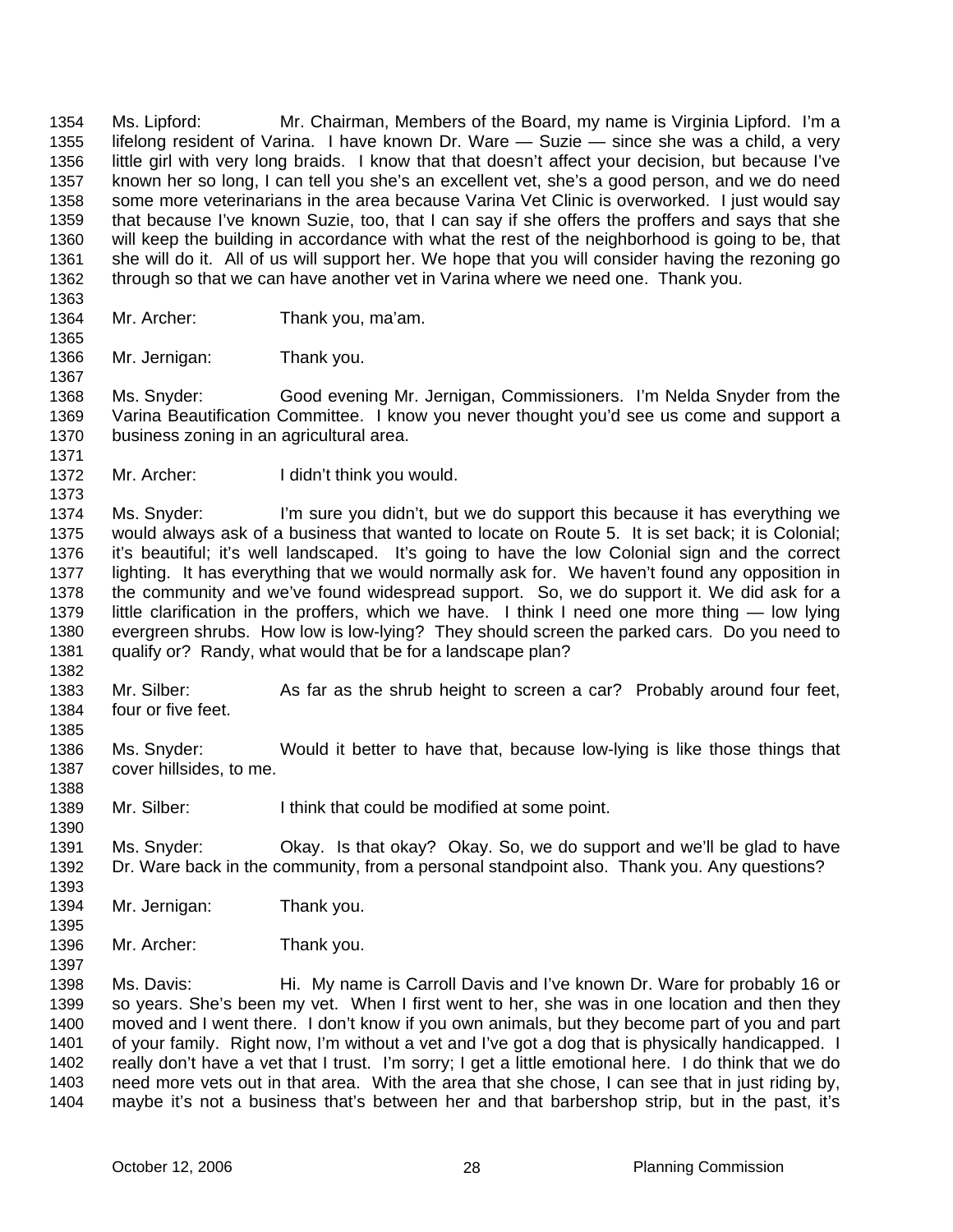Ms. Lipford: Mr. Chairman, Members of the Board, my name is Virginia Lipford. I'm a lifelong resident of Varina. I have known Dr. Ware — Suzie — since she was a child, a very little girl with very long braids. I know that that doesn't affect your decision, but because I've known her so long, I can tell you she's an excellent vet, she's a good person, and we do need some more veterinarians in the area because Varina Vet Clinic is overworked. I just would say that because I've known Suzie, too, that I can say if she offers the proffers and says that she will keep the building in accordance with what the rest of the neighborhood is going to be, that she will do it. All of us will support her. We hope that you will consider having the rezoning go through so that we can have another vet in Varina where we need one. Thank you.

Mr. Archer: Thank you, ma'am.

Mr. Jernigan: Thank you.

Ms. Snyder: Good evening Mr. Jernigan, Commissioners. I'm Nelda Snyder from the Varina Beautification Committee. I know you never thought you'd see us come and support a business zoning in an agricultural area.

Mr. Archer: I didn't think you would.

Ms. Snyder: I'm sure you didn't, but we do support this because it has everything we would always ask of a business that wanted to locate on Route 5. It is set back; it is Colonial; it's beautiful; it's well landscaped. It's going to have the low Colonial sign and the correct lighting. It has everything that we would normally ask for. We haven't found any opposition in the community and we've found widespread support. So, we do support it. We did ask for a little clarification in the proffers, which we have. I think I need one more thing — low lying evergreen shrubs. How low is low-lying? They should screen the parked cars. Do you need to qualify or? Randy, what would that be for a landscape plan?

Mr. Silber: As far as the shrub height to screen a car? Probably around four feet, four or five feet.

Ms. Snyder: Would it better to have that, because low-lying is like those things that cover hillsides, to me.

Mr. Silber: I think that could be modified at some point.

Ms. Snyder: Okay. Is that okay? Okay. So, we do support and we'll be glad to have Dr. Ware back in the community, from a personal standpoint also. Thank you. Any questions?

Mr. Jernigan: Thank you.

Mr. Archer: Thank you.

Ms. Davis: Hi. My name is Carroll Davis and I've known Dr. Ware for probably 16 or so years. She's been my vet. When I first went to her, she was in one location and then they moved and I went there. I don't know if you own animals, but they become part of you and part of your family. Right now, I'm without a vet and I've got a dog that is physically handicapped. I really don't have a vet that I trust. I'm sorry; I get a little emotional here. I do think that we do need more vets out in that area. With the area that she chose, I can see that in just riding by, maybe it's not a business that's between her and that barbershop strip, but in the past, it's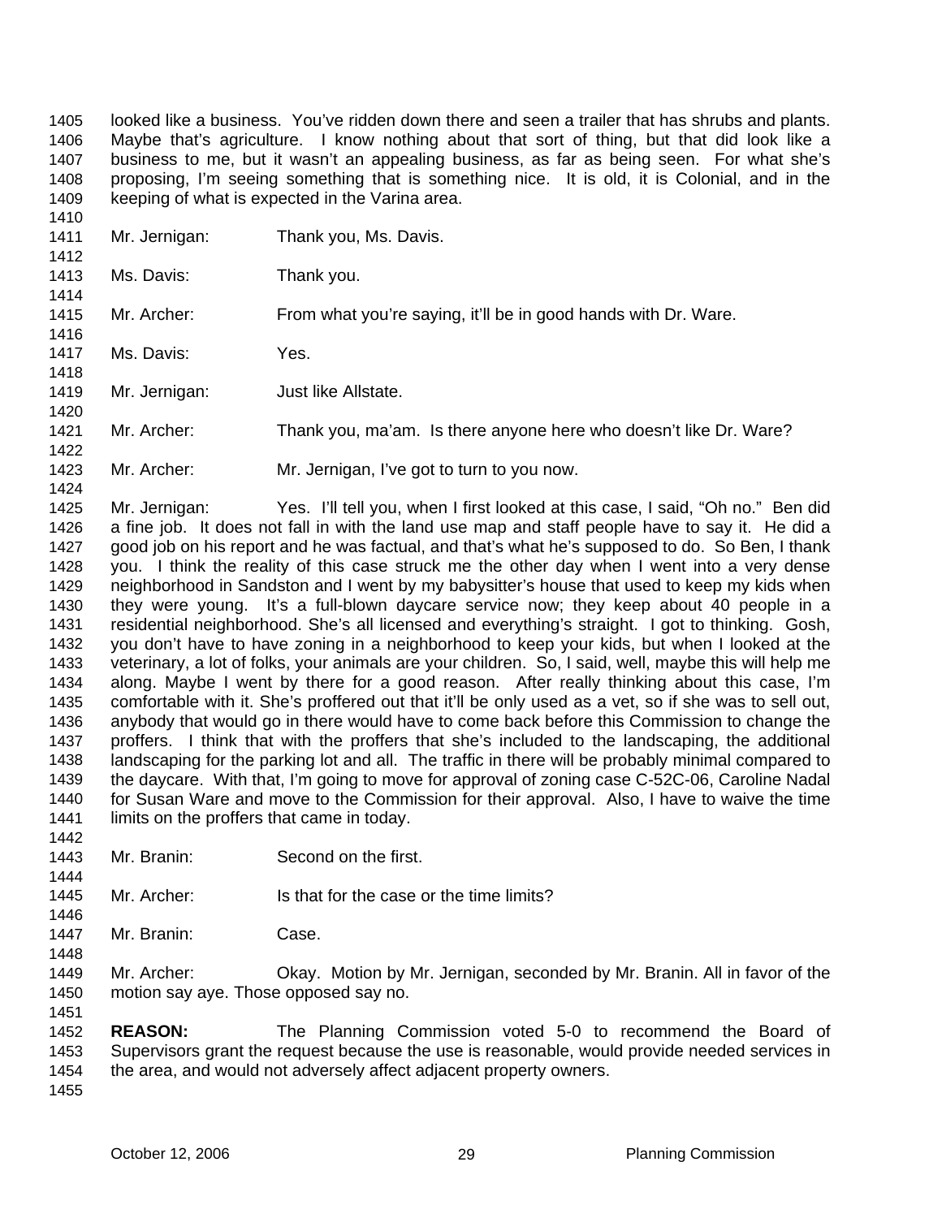looked like a business. You've ridden down there and seen a trailer that has shrubs and plants. Maybe that's agriculture. I know nothing about that sort of thing, but that did look like a business to me, but it wasn't an appealing business, as far as being seen. For what she's proposing, I'm seeing something that is something nice. It is old, it is Colonial, and in the keeping of what is expected in the Varina area.

Mr. Jernigan: Thank you, Ms. Davis.

Ms. Davis: Thank you.

Mr. Archer: From what you're saying, it'll be in good hands with Dr. Ware.

Ms. Davis: Yes.

Mr. Jernigan: Just like Allstate.

Mr. Archer: Thank you, ma'am. Is there anyone here who doesn't like Dr. Ware?

Mr. Archer: Mr. Jernigan, I've got to turn to you now.

Mr. Jernigan: Yes. I'll tell you, when I first looked at this case, I said, "Oh no." Ben did a fine job. It does not fall in with the land use map and staff people have to say it. He did a good job on his report and he was factual, and that's what he's supposed to do. So Ben, I thank you. I think the reality of this case struck me the other day when I went into a very dense neighborhood in Sandston and I went by my babysitter's house that used to keep my kids when they were young. It's a full-blown daycare service now; they keep about 40 people in a residential neighborhood. She's all licensed and everything's straight. I got to thinking. Gosh, you don't have to have zoning in a neighborhood to keep your kids, but when I looked at the veterinary, a lot of folks, your animals are your children. So, I said, well, maybe this will help me along. Maybe I went by there for a good reason. After really thinking about this case, I'm comfortable with it. She's proffered out that it'll be only used as a vet, so if she was to sell out, anybody that would go in there would have to come back before this Commission to change the proffers. I think that with the proffers that she's included to the landscaping, the additional landscaping for the parking lot and all. The traffic in there will be probably minimal compared to the daycare. With that, I'm going to move for approval of zoning case C-52C-06, Caroline Nadal for Susan Ware and move to the Commission for their approval. Also, I have to waive the time limits on the proffers that came in today.

Mr. Branin: Second on the first.

Mr. Archer: Is that for the case or the time limits?

Mr. Branin: Case.

Mr. Archer: Okay. Motion by Mr. Jernigan, seconded by Mr. Branin. All in favor of the motion say aye. Those opposed say no.

**REASON:** The Planning Commission voted 5-0 to recommend the Board of Supervisors grant the request because the use is reasonable, would provide needed services in the area, and would not adversely affect adjacent property owners.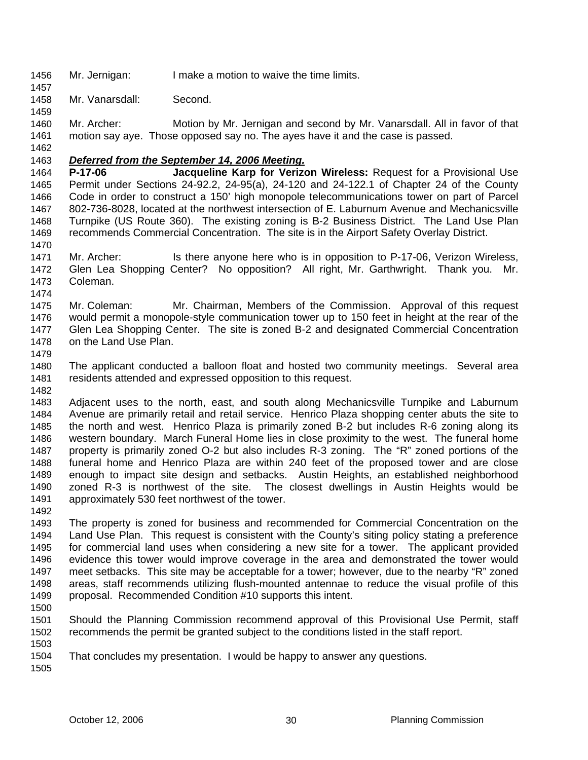Mr. Jernigan: I make a motion to waive the time limits.

Mr. Vanarsdall: Second.

Mr. Archer: Motion by Mr. Jernigan and second by Mr. Vanarsdall. All in favor of that motion say aye. Those opposed say no. The ayes have it and the case is passed.

***Deferred from the September 14, 2006 Meeting.***

**P-17-06 Jacqueline Karp for Verizon Wireless:** Request for a Provisional Use Permit under Sections 24-92.2, 24-95(a), 24-120 and 24-122.1 of Chapter 24 of the County Code in order to construct a 150' high monopole telecommunications tower on part of Parcel 802-736-8028, located at the northwest intersection of E. Laburnum Avenue and Mechanicsville Turnpike (US Route 360). The existing zoning is B-2 Business District. The Land Use Plan recommends Commercial Concentration. The site is in the Airport Safety Overlay District.

Mr. Archer: Is there anyone here who is in opposition to P-17-06, Verizon Wireless, Glen Lea Shopping Center? No opposition? All right, Mr. Garthwright. Thank you. Mr. Coleman.

Mr. Coleman: Mr. Chairman, Members of the Commission. Approval of this request would permit a monopole-style communication tower up to 150 feet in height at the rear of the Glen Lea Shopping Center. The site is zoned B-2 and designated Commercial Concentration on the Land Use Plan.

The applicant conducted a balloon float and hosted two community meetings. Several area residents attended and expressed opposition to this request.

Adjacent uses to the north, east, and south along Mechanicsville Turnpike and Laburnum Avenue are primarily retail and retail service. Henrico Plaza shopping center abuts the site to the north and west. Henrico Plaza is primarily zoned B-2 but includes R-6 zoning along its western boundary. March Funeral Home lies in close proximity to the west. The funeral home property is primarily zoned O-2 but also includes R-3 zoning. The "R" zoned portions of the funeral home and Henrico Plaza are within 240 feet of the proposed tower and are close enough to impact site design and setbacks. Austin Heights, an established neighborhood zoned R-3 is northwest of the site. The closest dwellings in Austin Heights would be approximately 530 feet northwest of the tower.

The property is zoned for business and recommended for Commercial Concentration on the Land Use Plan. This request is consistent with the County's siting policy stating a preference for commercial land uses when considering a new site for a tower. The applicant provided evidence this tower would improve coverage in the area and demonstrated the tower would meet setbacks. This site may be acceptable for a tower; however, due to the nearby "R" zoned areas, staff recommends utilizing flush-mounted antennae to reduce the visual profile of this proposal. Recommended Condition #10 supports this intent.

Should the Planning Commission recommend approval of this Provisional Use Permit, staff recommends the permit be granted subject to the conditions listed in the staff report.

That concludes my presentation. I would be happy to answer any questions.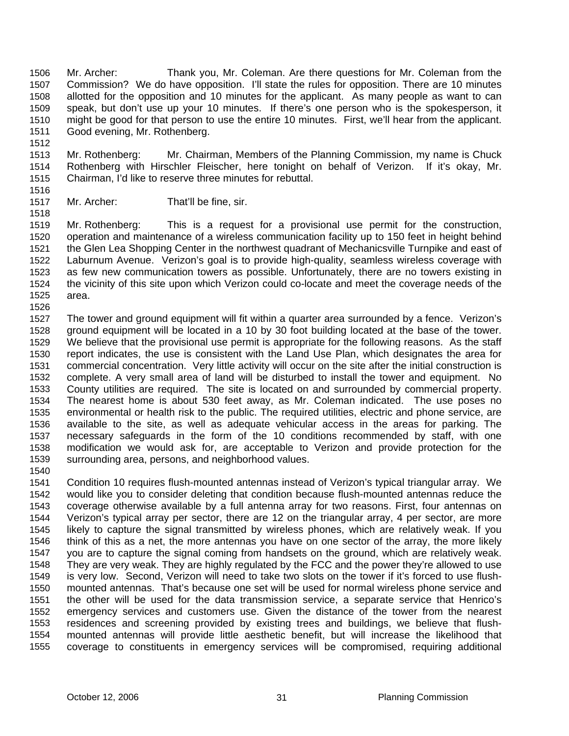Mr. Archer: Thank you, Mr. Coleman. Are there questions for Mr. Coleman from the Commission? We do have opposition. I'll state the rules for opposition. There are 10 minutes allotted for the opposition and 10 minutes for the applicant. As many people as want to can speak, but don't use up your 10 minutes. If there's one person who is the spokesperson, it might be good for that person to use the entire 10 minutes. First, we'll hear from the applicant. Good evening, Mr. Rothenberg.

Mr. Rothenberg: Mr. Chairman, Members of the Planning Commission, my name is Chuck Rothenberg with Hirschler Fleischer, here tonight on behalf of Verizon. If it's okay, Mr. Chairman, I'd like to reserve three minutes for rebuttal.

Mr. Archer: That'll be fine, sir.

Mr. Rothenberg: This is a request for a provisional use permit for the construction, operation and maintenance of a wireless communication facility up to 150 feet in height behind the Glen Lea Shopping Center in the northwest quadrant of Mechanicsville Turnpike and east of Laburnum Avenue. Verizon's goal is to provide high-quality, seamless wireless coverage with as few new communication towers as possible. Unfortunately, there are no towers existing in the vicinity of this site upon which Verizon could co-locate and meet the coverage needs of the area.

The tower and ground equipment will fit within a quarter area surrounded by a fence. Verizon's ground equipment will be located in a 10 by 30 foot building located at the base of the tower. We believe that the provisional use permit is appropriate for the following reasons. As the staff report indicates, the use is consistent with the Land Use Plan, which designates the area for commercial concentration. Very little activity will occur on the site after the initial construction is complete. A very small area of land will be disturbed to install the tower and equipment. No County utilities are required. The site is located on and surrounded by commercial property. The nearest home is about 530 feet away, as Mr. Coleman indicated. The use poses no environmental or health risk to the public. The required utilities, electric and phone service, are available to the site, as well as adequate vehicular access in the areas for parking. The necessary safeguards in the form of the 10 conditions recommended by staff, with one modification we would ask for, are acceptable to Verizon and provide protection for the surrounding area, persons, and neighborhood values.

Condition 10 requires flush-mounted antennas instead of Verizon's typical triangular array. We would like you to consider deleting that condition because flush-mounted antennas reduce the coverage otherwise available by a full antenna array for two reasons. First, four antennas on Verizon's typical array per sector, there are 12 on the triangular array, 4 per sector, are more likely to capture the signal transmitted by wireless phones, which are relatively weak. If you think of this as a net, the more antennas you have on one sector of the array, the more likely you are to capture the signal coming from handsets on the ground, which are relatively weak. They are very weak. They are highly regulated by the FCC and the power they're allowed to use is very low. Second, Verizon will need to take two slots on the tower if it's forced to use flush-mounted antennas. That's because one set will be used for normal wireless phone service and the other will be used for the data transmission service, a separate service that Henrico's emergency services and customers use. Given the distance of the tower from the nearest residences and screening provided by existing trees and buildings, we believe that flush-mounted antennas will provide little aesthetic benefit, but will increase the likelihood that coverage to constituents in emergency services will be compromised, requiring additional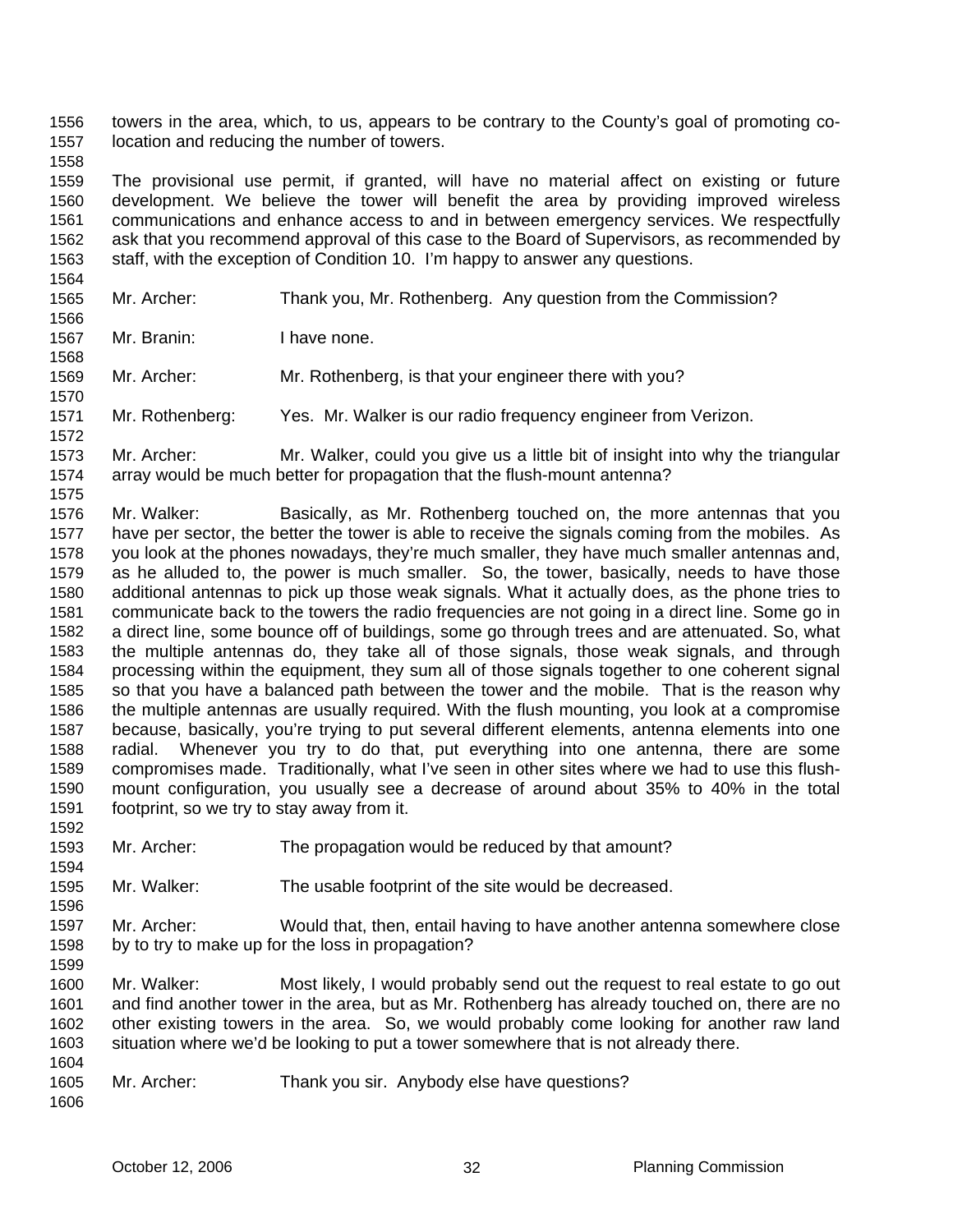towers in the area, which, to us, appears to be contrary to the County's goal of promoting co-location and reducing the number of towers.

The provisional use permit, if granted, will have no material affect on existing or future development. We believe the tower will benefit the area by providing improved wireless communications and enhance access to and in between emergency services. We respectfully ask that you recommend approval of this case to the Board of Supervisors, as recommended by staff, with the exception of Condition 10. I'm happy to answer any questions.

Mr. Archer: Thank you, Mr. Rothenberg. Any question from the Commission?

Mr. Branin: I have none.

Mr. Archer: Mr. Rothenberg, is that your engineer there with you?

Mr. Rothenberg: Yes. Mr. Walker is our radio frequency engineer from Verizon.

Mr. Archer: Mr. Walker, could you give us a little bit of insight into why the triangular array would be much better for propagation that the flush-mount antenna?

Mr. Walker: Basically, as Mr. Rothenberg touched on, the more antennas that you have per sector, the better the tower is able to receive the signals coming from the mobiles. As you look at the phones nowadays, they're much smaller, they have much smaller antennas and, as he alluded to, the power is much smaller. So, the tower, basically, needs to have those additional antennas to pick up those weak signals. What it actually does, as the phone tries to communicate back to the towers the radio frequencies are not going in a direct line. Some go in a direct line, some bounce off of buildings, some go through trees and are attenuated. So, what the multiple antennas do, they take all of those signals, those weak signals, and through processing within the equipment, they sum all of those signals together to one coherent signal so that you have a balanced path between the tower and the mobile. That is the reason why the multiple antennas are usually required. With the flush mounting, you look at a compromise because, basically, you're trying to put several different elements, antenna elements into one radial. Whenever you try to do that, put everything into one antenna, there are some compromises made. Traditionally, what I've seen in other sites where we had to use this flush-mount configuration, you usually see a decrease of around about 35% to 40% in the total footprint, so we try to stay away from it.

Mr. Archer: The propagation would be reduced by that amount?

Mr. Walker: The usable footprint of the site would be decreased.

Mr. Archer: Would that, then, entail having to have another antenna somewhere close by to try to make up for the loss in propagation?

Mr. Walker: Most likely, I would probably send out the request to real estate to go out and find another tower in the area, but as Mr. Rothenberg has already touched on, there are no other existing towers in the area. So, we would probably come looking for another raw land situation where we'd be looking to put a tower somewhere that is not already there.

Mr. Archer: Thank you sir. Anybody else have questions?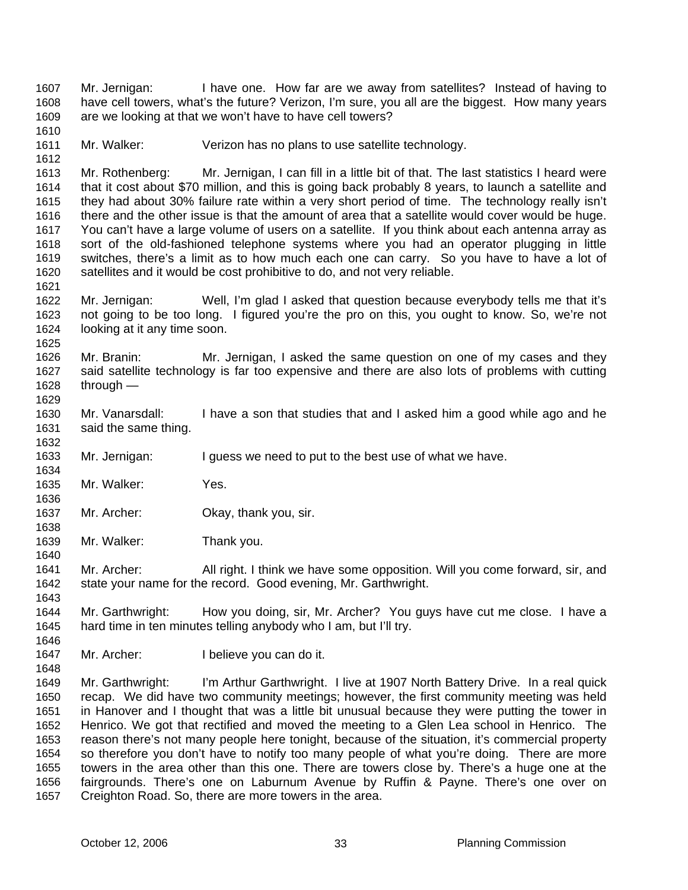Mr. Jernigan: I have one. How far are we away from satellites? Instead of having to have cell towers, what's the future? Verizon, I'm sure, you all are the biggest. How many years are we looking at that we won't have to have cell towers?

Mr. Walker: Verizon has no plans to use satellite technology.

Mr. Rothenberg: Mr. Jernigan, I can fill in a little bit of that. The last statistics I heard were that it cost about $70 million, and this is going back probably 8 years, to launch a satellite and they had about 30% failure rate within a very short period of time. The technology really isn't there and the other issue is that the amount of area that a satellite would cover would be huge. You can't have a large volume of users on a satellite. If you think about each antenna array as sort of the old-fashioned telephone systems where you had an operator plugging in little switches, there's a limit as to how much each one can carry. So you have to have a lot of satellites and it would be cost prohibitive to do, and not very reliable.

Mr. Jernigan: Well, I'm glad I asked that question because everybody tells me that it's not going to be too long. I figured you're the pro on this, you ought to know. So, we're not looking at it any time soon.

Mr. Branin: Mr. Jernigan, I asked the same question on one of my cases and they said satellite technology is far too expensive and there are also lots of problems with cutting through —

Mr. Vanarsdall: I have a son that studies that and I asked him a good while ago and he said the same thing.

Mr. Jernigan: I guess we need to put to the best use of what we have.

Mr. Walker: Yes.

Mr. Archer: Okay, thank you, sir.

Mr. Walker: Thank you.

Mr. Archer: All right. I think we have some opposition. Will you come forward, sir, and state your name for the record. Good evening, Mr. Garthwright.

Mr. Garthwright: How you doing, sir, Mr. Archer? You guys have cut me close. I have a hard time in ten minutes telling anybody who I am, but I'll try.

Mr. Archer: I believe you can do it.

Mr. Garthwright: I'm Arthur Garthwright. I live at 1907 North Battery Drive. In a real quick recap. We did have two community meetings; however, the first community meeting was held in Hanover and I thought that was a little bit unusual because they were putting the tower in Henrico. We got that rectified and moved the meeting to a Glen Lea school in Henrico. The reason there's not many people here tonight, because of the situation, it's commercial property so therefore you don't have to notify too many people of what you're doing. There are more towers in the area other than this one. There are towers close by. There's a huge one at the fairgrounds. There's one on Laburnum Avenue by Ruffin & Payne. There's one over on Creighton Road. So, there are more towers in the area.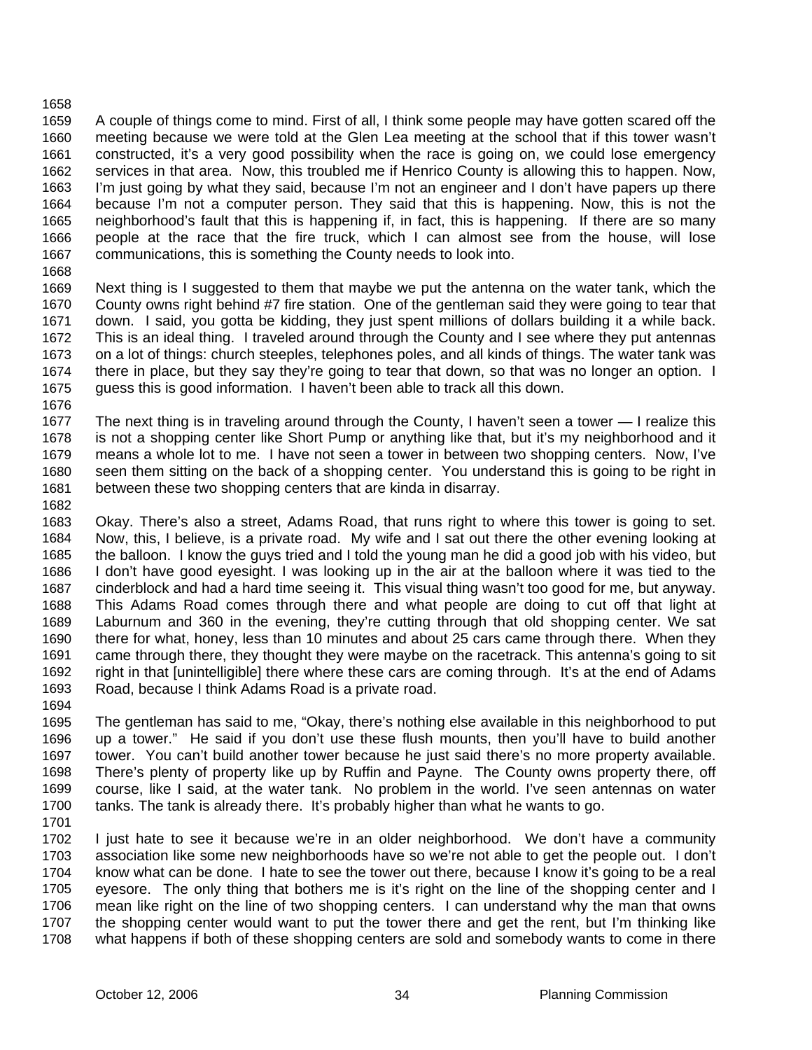A couple of things come to mind. First of all, I think some people may have gotten scared off the meeting because we were told at the Glen Lea meeting at the school that if this tower wasn't constructed, it's a very good possibility when the race is going on, we could lose emergency services in that area. Now, this troubled me if Henrico County is allowing this to happen. Now, I'm just going by what they said, because I'm not an engineer and I don't have papers up there because I'm not a computer person. They said that this is happening. Now, this is not the neighborhood's fault that this is happening if, in fact, this is happening. If there are so many people at the race that the fire truck, which I can almost see from the house, will lose communications, this is something the County needs to look into.

Next thing is I suggested to them that maybe we put the antenna on the water tank, which the County owns right behind #7 fire station. One of the gentleman said they were going to tear that down. I said, you gotta be kidding, they just spent millions of dollars building it a while back. This is an ideal thing. I traveled around through the County and I see where they put antennas on a lot of things: church steeples, telephones poles, and all kinds of things. The water tank was there in place, but they say they're going to tear that down, so that was no longer an option. I guess this is good information. I haven't been able to track all this down.

The next thing is in traveling around through the County, I haven't seen a tower — I realize this is not a shopping center like Short Pump or anything like that, but it's my neighborhood and it means a whole lot to me. I have not seen a tower in between two shopping centers. Now, I've seen them sitting on the back of a shopping center. You understand this is going to be right in between these two shopping centers that are kinda in disarray.

Okay. There's also a street, Adams Road, that runs right to where this tower is going to set. Now, this, I believe, is a private road. My wife and I sat out there the other evening looking at the balloon. I know the guys tried and I told the young man he did a good job with his video, but I don't have good eyesight. I was looking up in the air at the balloon where it was tied to the cinderblock and had a hard time seeing it. This visual thing wasn't too good for me, but anyway. This Adams Road comes through there and what people are doing to cut off that light at Laburnum and 360 in the evening, they're cutting through that old shopping center. We sat there for what, honey, less than 10 minutes and about 25 cars came through there. When they came through there, they thought they were maybe on the racetrack. This antenna's going to sit right in that [unintelligible] there where these cars are coming through. It's at the end of Adams Road, because I think Adams Road is a private road.

The gentleman has said to me, "Okay, there's nothing else available in this neighborhood to put up a tower." He said if you don't use these flush mounts, then you'll have to build another tower. You can't build another tower because he just said there's no more property available. There's plenty of property like up by Ruffin and Payne. The County owns property there, off course, like I said, at the water tank. No problem in the world. I've seen antennas on water tanks. The tank is already there. It's probably higher than what he wants to go.

I just hate to see it because we're in an older neighborhood. We don't have a community association like some new neighborhoods have so we're not able to get the people out. I don't know what can be done. I hate to see the tower out there, because I know it's going to be a real eyesore. The only thing that bothers me is it's right on the line of the shopping center and I mean like right on the line of two shopping centers. I can understand why the man that owns the shopping center would want to put the tower there and get the rent, but I'm thinking like what happens if both of these shopping centers are sold and somebody wants to come in there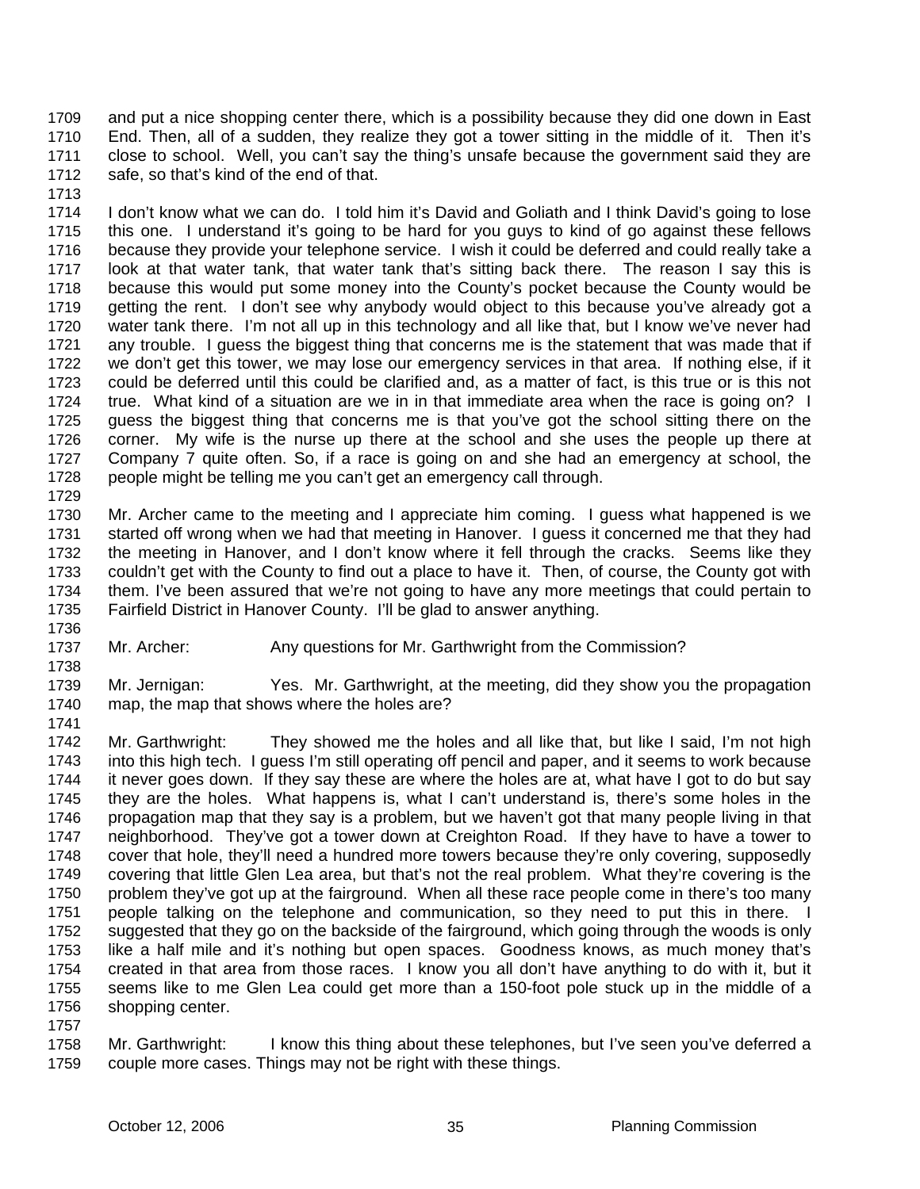and put a nice shopping center there, which is a possibility because they did one down in East End. Then, all of a sudden, they realize they got a tower sitting in the middle of it. Then it's close to school. Well, you can't say the thing's unsafe because the government said they are safe, so that's kind of the end of that.

I don't know what we can do. I told him it's David and Goliath and I think David's going to lose this one. I understand it's going to be hard for you guys to kind of go against these fellows because they provide your telephone service. I wish it could be deferred and could really take a look at that water tank, that water tank that's sitting back there. The reason I say this is because this would put some money into the County's pocket because the County would be getting the rent. I don't see why anybody would object to this because you've already got a water tank there. I'm not all up in this technology and all like that, but I know we've never had any trouble. I guess the biggest thing that concerns me is the statement that was made that if we don't get this tower, we may lose our emergency services in that area. If nothing else, if it could be deferred until this could be clarified and, as a matter of fact, is this true or is this not true. What kind of a situation are we in in that immediate area when the race is going on? I guess the biggest thing that concerns me is that you've got the school sitting there on the corner. My wife is the nurse up there at the school and she uses the people up there at Company 7 quite often. So, if a race is going on and she had an emergency at school, the people might be telling me you can't get an emergency call through.

Mr. Archer came to the meeting and I appreciate him coming. I guess what happened is we started off wrong when we had that meeting in Hanover. I guess it concerned me that they had the meeting in Hanover, and I don't know where it fell through the cracks. Seems like they couldn't get with the County to find out a place to have it. Then, of course, the County got with them. I've been assured that we're not going to have any more meetings that could pertain to Fairfield District in Hanover County. I'll be glad to answer anything.

Mr. Archer: Any questions for Mr. Garthwright from the Commission?

Mr. Jernigan: Yes. Mr. Garthwright, at the meeting, did they show you the propagation map, the map that shows where the holes are?

Mr. Garthwright: They showed me the holes and all like that, but like I said, I'm not high into this high tech. I guess I'm still operating off pencil and paper, and it seems to work because it never goes down. If they say these are where the holes are at, what have I got to do but say they are the holes. What happens is, what I can't understand is, there's some holes in the propagation map that they say is a problem, but we haven't got that many people living in that neighborhood. They've got a tower down at Creighton Road. If they have to have a tower to cover that hole, they'll need a hundred more towers because they're only covering, supposedly covering that little Glen Lea area, but that's not the real problem. What they're covering is the problem they've got up at the fairground. When all these race people come in there's too many people talking on the telephone and communication, so they need to put this in there. I suggested that they go on the backside of the fairground, which going through the woods is only like a half mile and it's nothing but open spaces. Goodness knows, as much money that's created in that area from those races. I know you all don't have anything to do with it, but it seems like to me Glen Lea could get more than a 150-foot pole stuck up in the middle of a shopping center.

Mr. Garthwright: I know this thing about these telephones, but I've seen you've deferred a couple more cases. Things may not be right with these things.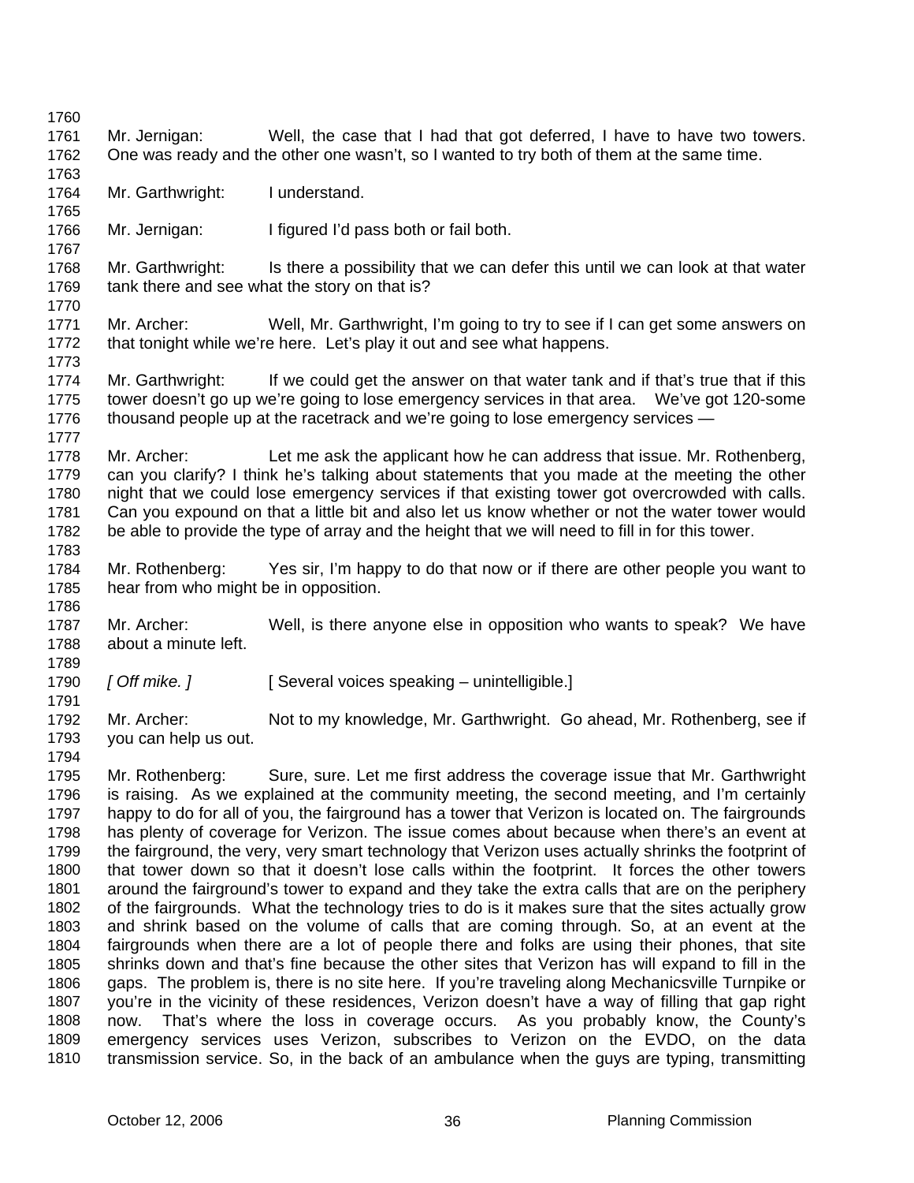Mr. Jernigan: Well, the case that I had that got deferred, I have to have two towers. One was ready and the other one wasn't, so I wanted to try both of them at the same time.

Mr. Garthwright: I understand.

Mr. Jernigan: I figured I'd pass both or fail both.

Mr. Garthwright: Is there a possibility that we can defer this until we can look at that water tank there and see what the story on that is?

Mr. Archer: Well, Mr. Garthwright, I'm going to try to see if I can get some answers on that tonight while we're here. Let's play it out and see what happens.

Mr. Garthwright: If we could get the answer on that water tank and if that's true that if this tower doesn't go up we're going to lose emergency services in that area. We've got 120-some thousand people up at the racetrack and we're going to lose emergency services —

Mr. Archer: Let me ask the applicant how he can address that issue. Mr. Rothenberg, can you clarify? I think he's talking about statements that you made at the meeting the other night that we could lose emergency services if that existing tower got overcrowded with calls. Can you expound on that a little bit and also let us know whether or not the water tower would be able to provide the type of array and the height that we will need to fill in for this tower.

Mr. Rothenberg: Yes sir, I'm happy to do that now or if there are other people you want to hear from who might be in opposition.

Mr. Archer: Well, is there anyone else in opposition who wants to speak? We have about a minute left.

*[ Off mike. ]* [ Several voices speaking – unintelligible.]

Mr. Archer: Not to my knowledge, Mr. Garthwright. Go ahead, Mr. Rothenberg, see if you can help us out.

Mr. Rothenberg: Sure, sure. Let me first address the coverage issue that Mr. Garthwright is raising. As we explained at the community meeting, the second meeting, and I'm certainly happy to do for all of you, the fairground has a tower that Verizon is located on. The fairgrounds has plenty of coverage for Verizon. The issue comes about because when there's an event at the fairground, the very, very smart technology that Verizon uses actually shrinks the footprint of that tower down so that it doesn't lose calls within the footprint. It forces the other towers around the fairground's tower to expand and they take the extra calls that are on the periphery of the fairgrounds. What the technology tries to do is it makes sure that the sites actually grow and shrink based on the volume of calls that are coming through. So, at an event at the fairgrounds when there are a lot of people there and folks are using their phones, that site shrinks down and that's fine because the other sites that Verizon has will expand to fill in the gaps. The problem is, there is no site here. If you're traveling along Mechanicsville Turnpike or you're in the vicinity of these residences, Verizon doesn't have a way of filling that gap right now. That's where the loss in coverage occurs. As you probably know, the County's emergency services uses Verizon, subscribes to Verizon on the EVDO, on the data transmission service. So, in the back of an ambulance when the guys are typing, transmitting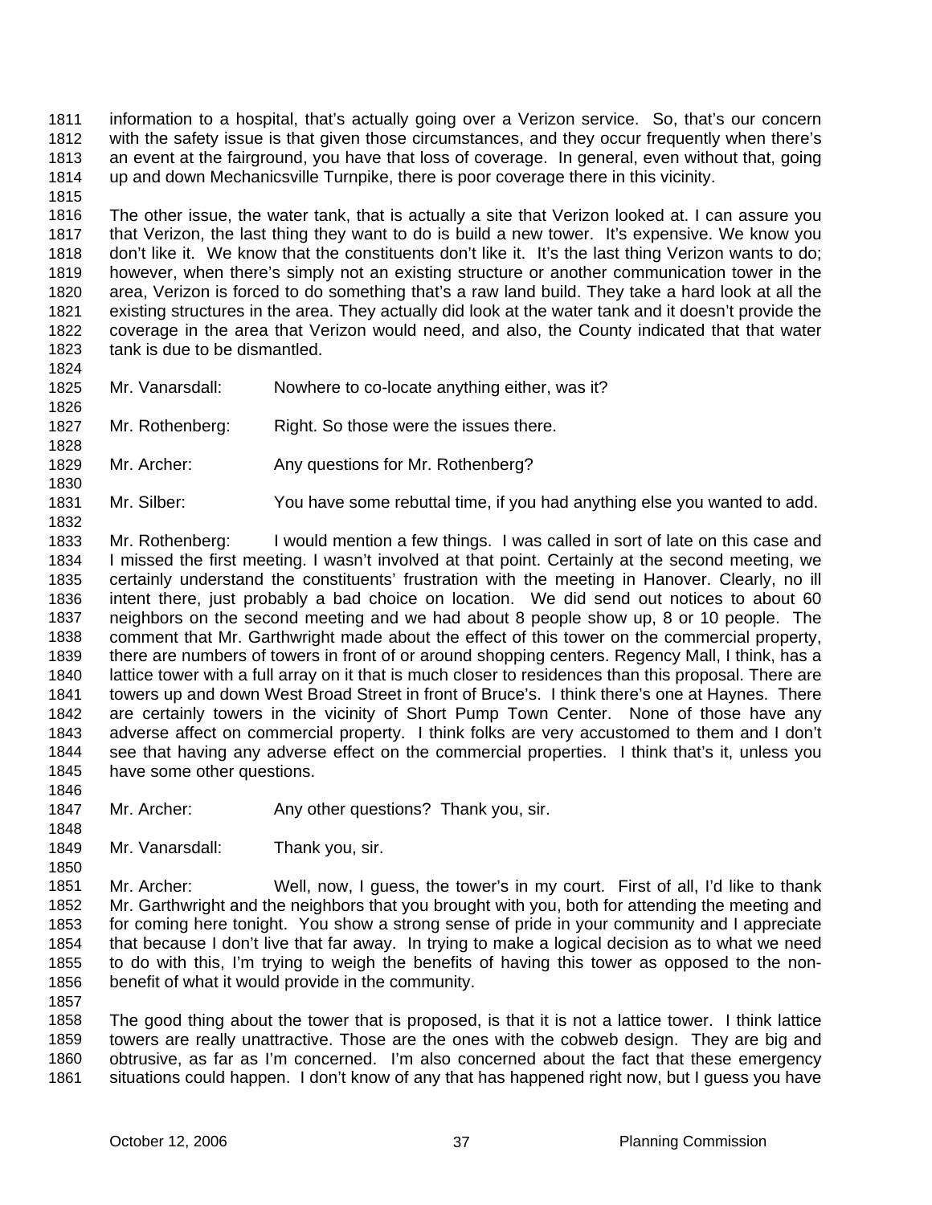information to a hospital, that's actually going over a Verizon service. So, that's our concern with the safety issue is that given those circumstances, and they occur frequently when there's an event at the fairground, you have that loss of coverage. In general, even without that, going up and down Mechanicsville Turnpike, there is poor coverage there in this vicinity.

The other issue, the water tank, that is actually a site that Verizon looked at. I can assure you that Verizon, the last thing they want to do is build a new tower. It's expensive. We know you don't like it. We know that the constituents don't like it. It's the last thing Verizon wants to do; however, when there's simply not an existing structure or another communication tower in the area, Verizon is forced to do something that's a raw land build. They take a hard look at all the existing structures in the area. They actually did look at the water tank and it doesn't provide the coverage in the area that Verizon would need, and also, the County indicated that that water tank is due to be dismantled.

Mr. Vanarsdall: Nowhere to co-locate anything either, was it?

Mr. Rothenberg: Right. So those were the issues there.

Mr. Archer: Any questions for Mr. Rothenberg?

Mr. Silber: You have some rebuttal time, if you had anything else you wanted to add.

Mr. Rothenberg: I would mention a few things. I was called in sort of late on this case and I missed the first meeting. I wasn't involved at that point. Certainly at the second meeting, we certainly understand the constituents' frustration with the meeting in Hanover. Clearly, no ill intent there, just probably a bad choice on location. We did send out notices to about 60 neighbors on the second meeting and we had about 8 people show up, 8 or 10 people. The comment that Mr. Garthwright made about the effect of this tower on the commercial property, there are numbers of towers in front of or around shopping centers. Regency Mall, I think, has a lattice tower with a full array on it that is much closer to residences than this proposal. There are towers up and down West Broad Street in front of Bruce's. I think there's one at Haynes. There are certainly towers in the vicinity of Short Pump Town Center. None of those have any adverse affect on commercial property. I think folks are very accustomed to them and I don't see that having any adverse effect on the commercial properties. I think that's it, unless you have some other questions.

Mr. Archer: Any other questions? Thank you, sir.

Mr. Vanarsdall: Thank you, sir.

Mr. Archer: Well, now, I guess, the tower's in my court. First of all, I'd like to thank Mr. Garthwright and the neighbors that you brought with you, both for attending the meeting and for coming here tonight. You show a strong sense of pride in your community and I appreciate that because I don't live that far away. In trying to make a logical decision as to what we need to do with this, I'm trying to weigh the benefits of having this tower as opposed to the non-benefit of what it would provide in the community.

The good thing about the tower that is proposed, is that it is not a lattice tower. I think lattice towers are really unattractive. Those are the ones with the cobweb design. They are big and obtrusive, as far as I'm concerned. I'm also concerned about the fact that these emergency situations could happen. I don't know of any that has happened right now, but I guess you have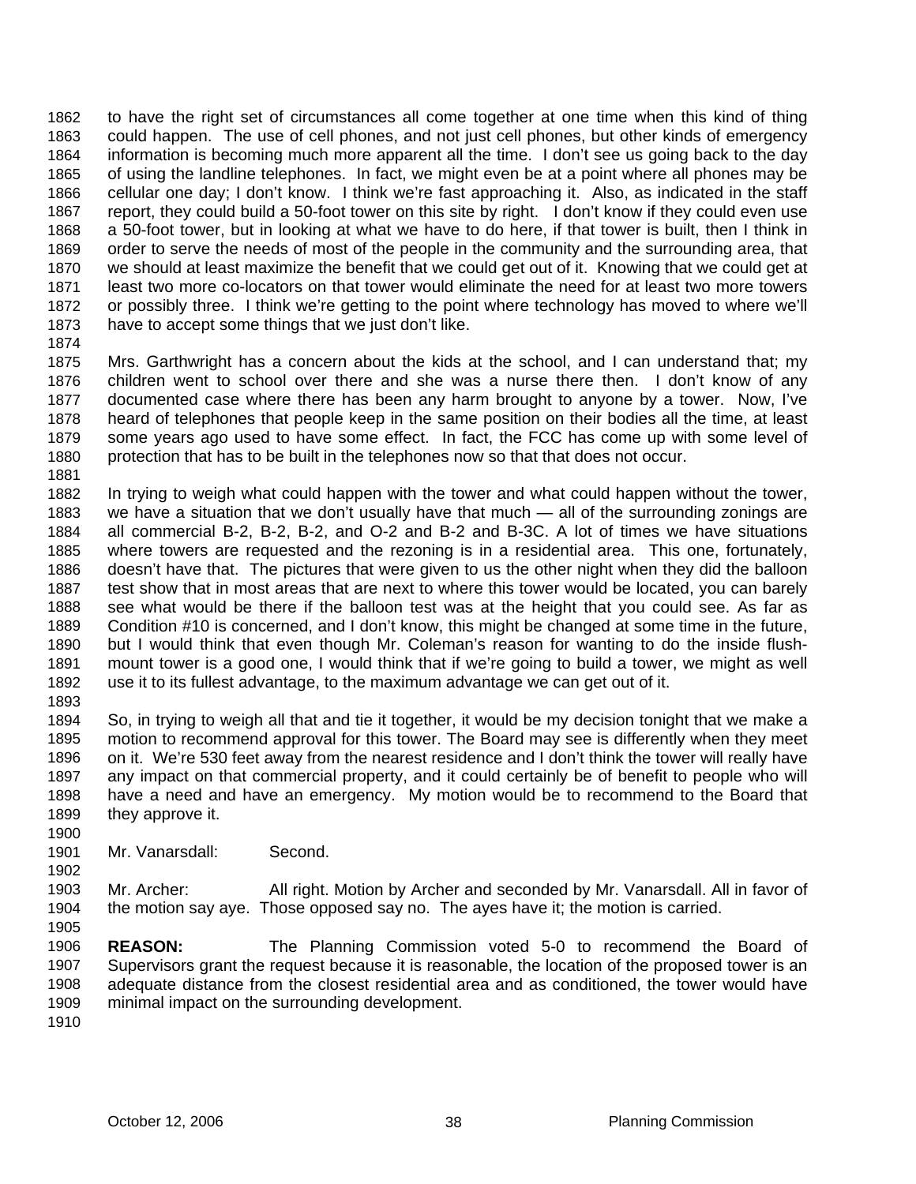to have the right set of circumstances all come together at one time when this kind of thing could happen. The use of cell phones, and not just cell phones, but other kinds of emergency information is becoming much more apparent all the time. I don't see us going back to the day of using the landline telephones. In fact, we might even be at a point where all phones may be cellular one day; I don't know. I think we're fast approaching it. Also, as indicated in the staff report, they could build a 50-foot tower on this site by right. I don't know if they could even use a 50-foot tower, but in looking at what we have to do here, if that tower is built, then I think in order to serve the needs of most of the people in the community and the surrounding area, that we should at least maximize the benefit that we could get out of it. Knowing that we could get at least two more co-locators on that tower would eliminate the need for at least two more towers or possibly three. I think we're getting to the point where technology has moved to where we'll have to accept some things that we just don't like.

Mrs. Garthwright has a concern about the kids at the school, and I can understand that; my children went to school over there and she was a nurse there then. I don't know of any documented case where there has been any harm brought to anyone by a tower. Now, I've heard of telephones that people keep in the same position on their bodies all the time, at least some years ago used to have some effect. In fact, the FCC has come up with some level of protection that has to be built in the telephones now so that that does not occur.

In trying to weigh what could happen with the tower and what could happen without the tower, we have a situation that we don't usually have that much — all of the surrounding zonings are all commercial B-2, B-2, B-2, and O-2 and B-2 and B-3C. A lot of times we have situations where towers are requested and the rezoning is in a residential area. This one, fortunately, doesn't have that. The pictures that were given to us the other night when they did the balloon test show that in most areas that are next to where this tower would be located, you can barely see what would be there if the balloon test was at the height that you could see. As far as Condition #10 is concerned, and I don't know, this might be changed at some time in the future, but I would think that even though Mr. Coleman's reason for wanting to do the inside flush-mount tower is a good one, I would think that if we're going to build a tower, we might as well use it to its fullest advantage, to the maximum advantage we can get out of it.

So, in trying to weigh all that and tie it together, it would be my decision tonight that we make a motion to recommend approval for this tower. The Board may see is differently when they meet on it. We're 530 feet away from the nearest residence and I don't think the tower will really have any impact on that commercial property, and it could certainly be of benefit to people who will have a need and have an emergency. My motion would be to recommend to the Board that they approve it.

Mr. Vanarsdall: Second.

Mr. Archer: All right. Motion by Archer and seconded by Mr. Vanarsdall. All in favor of the motion say aye. Those opposed say no. The ayes have it; the motion is carried.

**REASON:** The Planning Commission voted 5-0 to recommend the Board of Supervisors grant the request because it is reasonable, the location of the proposed tower is an adequate distance from the closest residential area and as conditioned, the tower would have minimal impact on the surrounding development.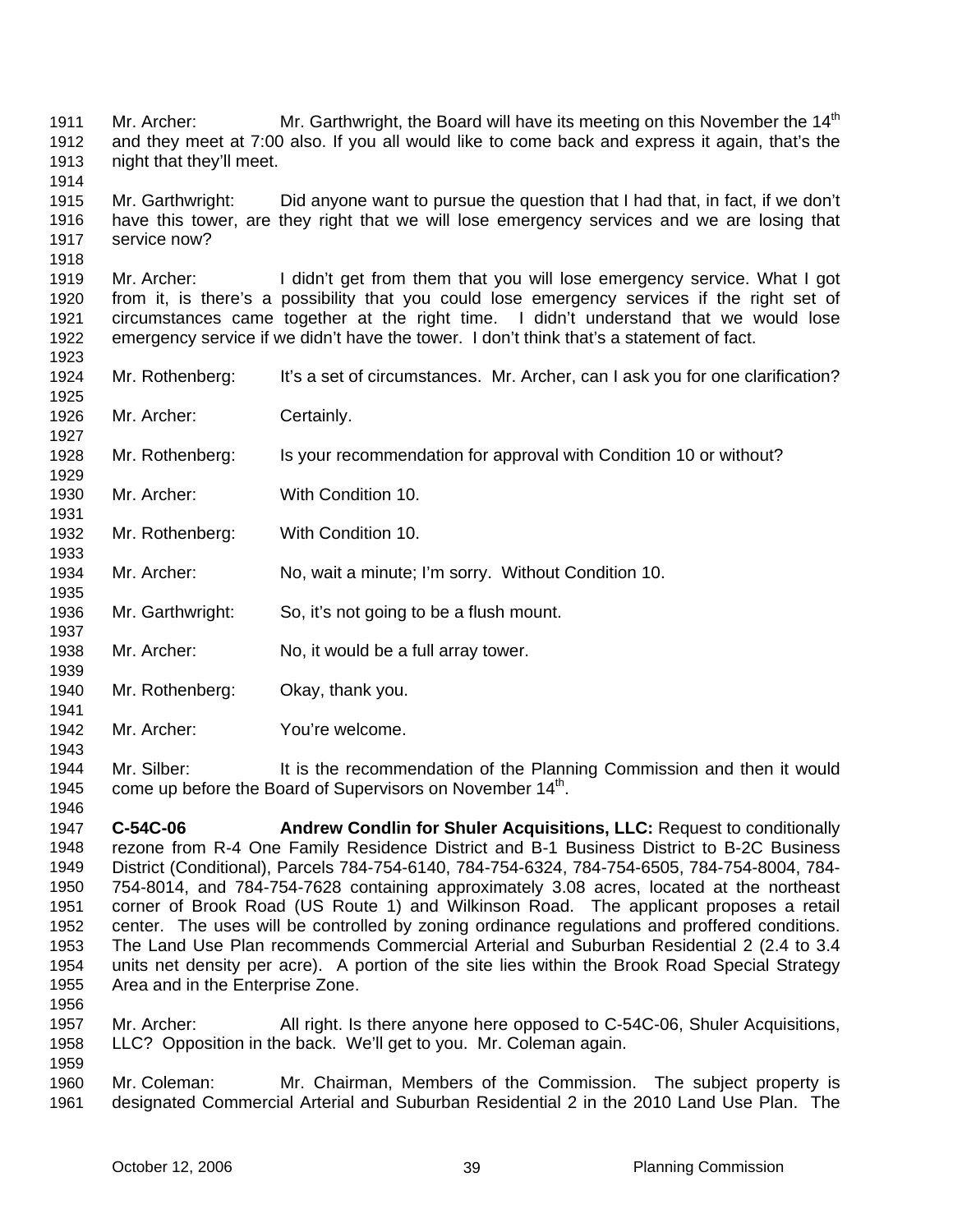Mr. Archer: Mr. Garthwright, the Board will have its meeting on this November the 14th and they meet at 7:00 also. If you all would like to come back and express it again, that's the night that they'll meet.

Mr. Garthwright: Did anyone want to pursue the question that I had that, in fact, if we don't have this tower, are they right that we will lose emergency services and we are losing that service now?

Mr. Archer: I didn't get from them that you will lose emergency service. What I got from it, is there's a possibility that you could lose emergency services if the right set of circumstances came together at the right time. I didn't understand that we would lose emergency service if we didn't have the tower. I don't think that's a statement of fact.

Mr. Rothenberg: It's a set of circumstances. Mr. Archer, can I ask you for one clarification?

Mr. Archer: Certainly.

Mr. Rothenberg: Is your recommendation for approval with Condition 10 or without?

Mr. Archer: With Condition 10.

Mr. Rothenberg: With Condition 10.

Mr. Archer: No, wait a minute; I'm sorry. Without Condition 10.

Mr. Garthwright: So, it's not going to be a flush mount.

Mr. Archer: No, it would be a full array tower.

Mr. Rothenberg: Okay, thank you.

Mr. Archer: You're welcome.

Mr. Silber: It is the recommendation of the Planning Commission and then it would come up before the Board of Supervisors on November 14th.

**C-54C-06 Andrew Condlin for Shuler Acquisitions, LLC:** Request to conditionally rezone from R-4 One Family Residence District and B-1 Business District to B-2C Business District (Conditional), Parcels 784-754-6140, 784-754-6324, 784-754-6505, 784-754-8004, 784-754-8014, and 784-754-7628 containing approximately 3.08 acres, located at the northeast corner of Brook Road (US Route 1) and Wilkinson Road. The applicant proposes a retail center. The uses will be controlled by zoning ordinance regulations and proffered conditions. The Land Use Plan recommends Commercial Arterial and Suburban Residential 2 (2.4 to 3.4 units net density per acre). A portion of the site lies within the Brook Road Special Strategy Area and in the Enterprise Zone.

Mr. Archer: All right. Is there anyone here opposed to C-54C-06, Shuler Acquisitions, LLC? Opposition in the back. We'll get to you. Mr. Coleman again.

Mr. Coleman: Mr. Chairman, Members of the Commission. The subject property is designated Commercial Arterial and Suburban Residential 2 in the 2010 Land Use Plan. The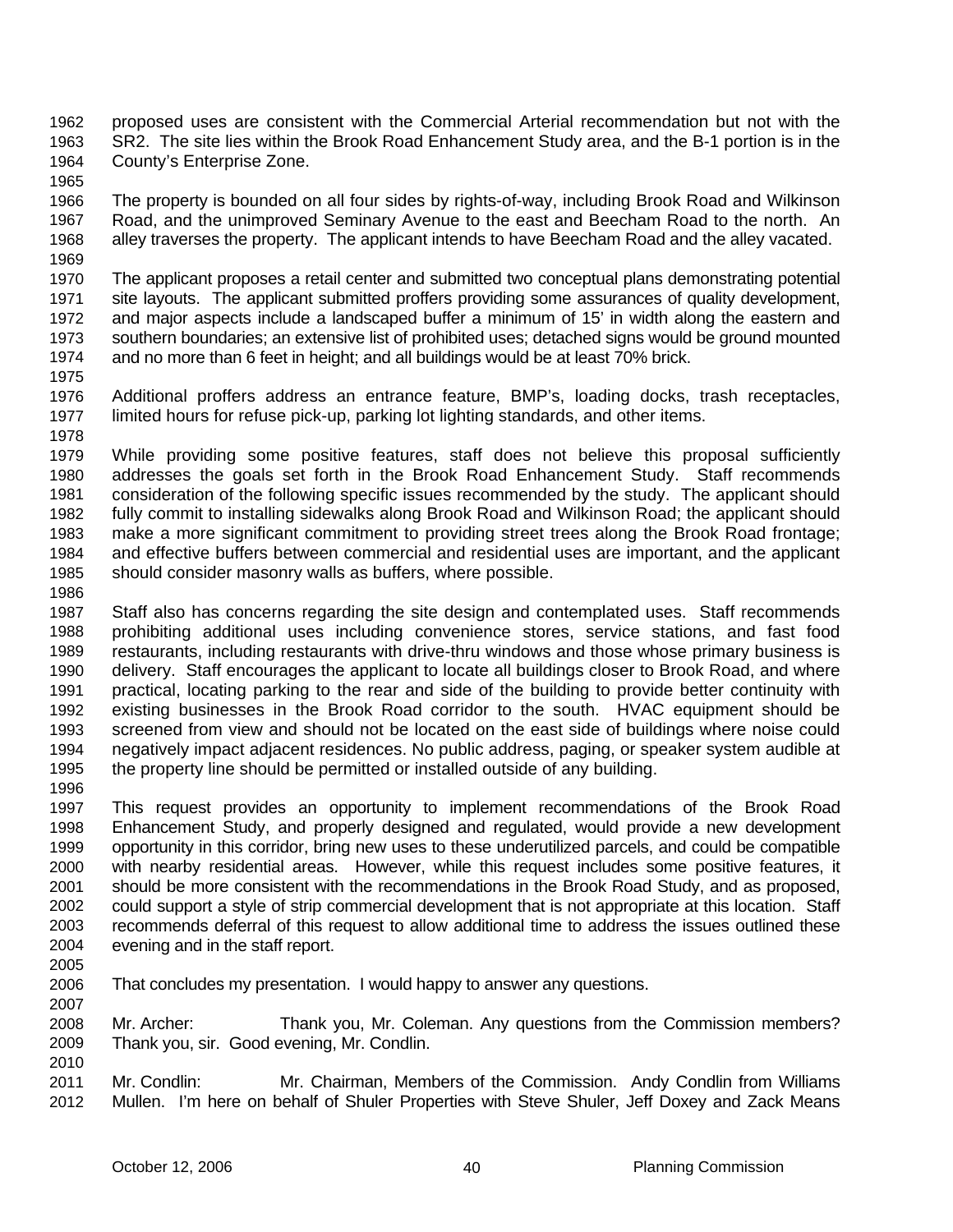proposed uses are consistent with the Commercial Arterial recommendation but not with the SR2. The site lies within the Brook Road Enhancement Study area, and the B-1 portion is in the County's Enterprise Zone.

The property is bounded on all four sides by rights-of-way, including Brook Road and Wilkinson Road, and the unimproved Seminary Avenue to the east and Beecham Road to the north. An alley traverses the property. The applicant intends to have Beecham Road and the alley vacated.

The applicant proposes a retail center and submitted two conceptual plans demonstrating potential site layouts. The applicant submitted proffers providing some assurances of quality development, and major aspects include a landscaped buffer a minimum of 15' in width along the eastern and southern boundaries; an extensive list of prohibited uses; detached signs would be ground mounted and no more than 6 feet in height; and all buildings would be at least 70% brick.

Additional proffers address an entrance feature, BMP's, loading docks, trash receptacles, limited hours for refuse pick-up, parking lot lighting standards, and other items.

While providing some positive features, staff does not believe this proposal sufficiently addresses the goals set forth in the Brook Road Enhancement Study. Staff recommends consideration of the following specific issues recommended by the study. The applicant should fully commit to installing sidewalks along Brook Road and Wilkinson Road; the applicant should make a more significant commitment to providing street trees along the Brook Road frontage; and effective buffers between commercial and residential uses are important, and the applicant should consider masonry walls as buffers, where possible.

Staff also has concerns regarding the site design and contemplated uses. Staff recommends prohibiting additional uses including convenience stores, service stations, and fast food restaurants, including restaurants with drive-thru windows and those whose primary business is delivery. Staff encourages the applicant to locate all buildings closer to Brook Road, and where practical, locating parking to the rear and side of the building to provide better continuity with existing businesses in the Brook Road corridor to the south. HVAC equipment should be screened from view and should not be located on the east side of buildings where noise could negatively impact adjacent residences. No public address, paging, or speaker system audible at the property line should be permitted or installed outside of any building.

This request provides an opportunity to implement recommendations of the Brook Road Enhancement Study, and properly designed and regulated, would provide a new development opportunity in this corridor, bring new uses to these underutilized parcels, and could be compatible with nearby residential areas. However, while this request includes some positive features, it should be more consistent with the recommendations in the Brook Road Study, and as proposed, could support a style of strip commercial development that is not appropriate at this location. Staff recommends deferral of this request to allow additional time to address the issues outlined these evening and in the staff report.

That concludes my presentation. I would happy to answer any questions.

Mr. Archer: Thank you, Mr. Coleman. Any questions from the Commission members? Thank you, sir. Good evening, Mr. Condlin.

Mr. Condlin: Mr. Chairman, Members of the Commission. Andy Condlin from Williams Mullen. I'm here on behalf of Shuler Properties with Steve Shuler, Jeff Doxey and Zack Means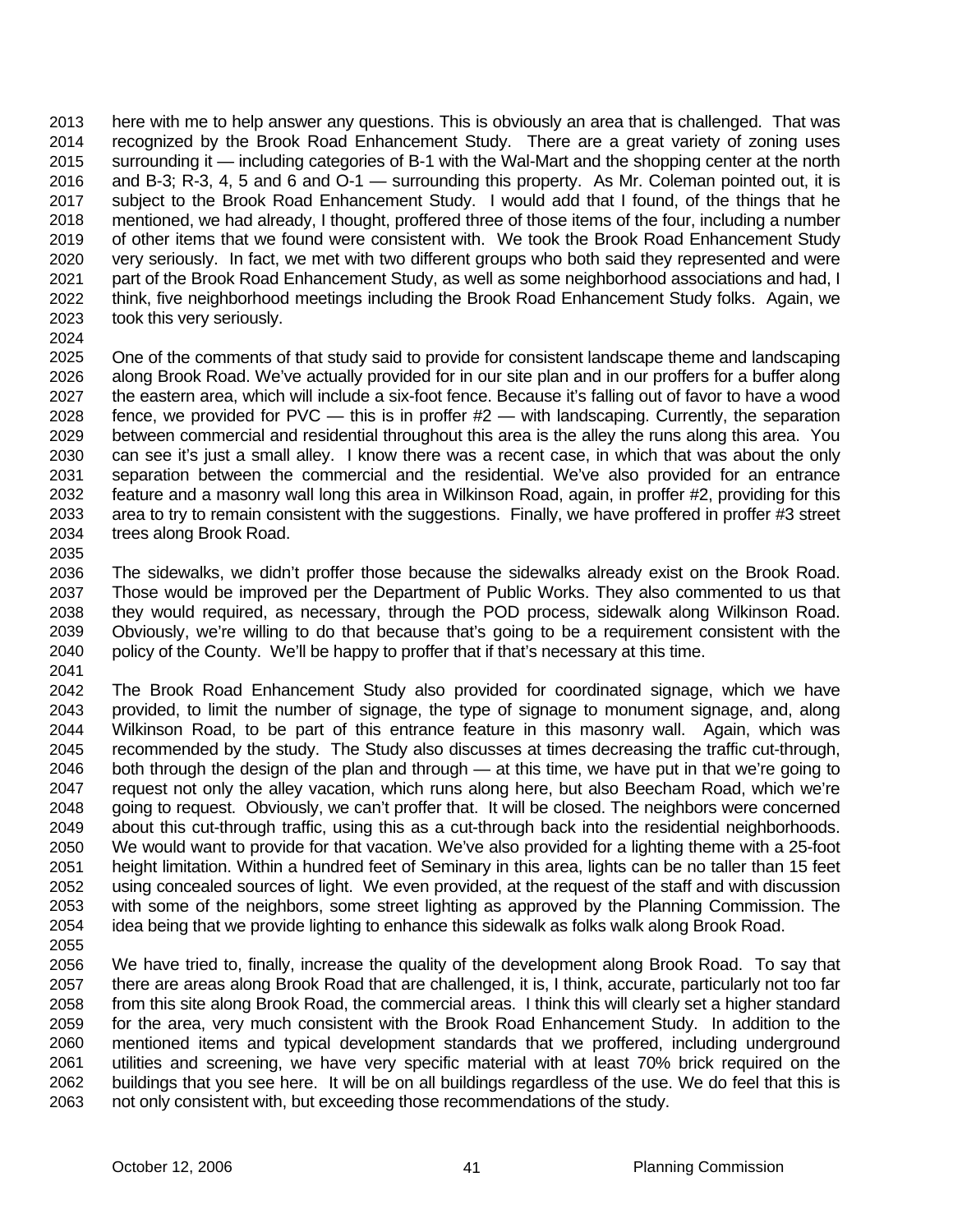here with me to help answer any questions. This is obviously an area that is challenged. That was recognized by the Brook Road Enhancement Study. There are a great variety of zoning uses surrounding it — including categories of B-1 with the Wal-Mart and the shopping center at the north and B-3; R-3, 4, 5 and 6 and O-1 — surrounding this property. As Mr. Coleman pointed out, it is subject to the Brook Road Enhancement Study. I would add that I found, of the things that he mentioned, we had already, I thought, proffered three of those items of the four, including a number of other items that we found were consistent with. We took the Brook Road Enhancement Study very seriously. In fact, we met with two different groups who both said they represented and were part of the Brook Road Enhancement Study, as well as some neighborhood associations and had, I think, five neighborhood meetings including the Brook Road Enhancement Study folks. Again, we took this very seriously.

One of the comments of that study said to provide for consistent landscape theme and landscaping along Brook Road. We've actually provided for in our site plan and in our proffers for a buffer along the eastern area, which will include a six-foot fence. Because it's falling out of favor to have a wood fence, we provided for PVC — this is in proffer #2 — with landscaping. Currently, the separation between commercial and residential throughout this area is the alley the runs along this area. You can see it's just a small alley. I know there was a recent case, in which that was about the only separation between the commercial and the residential. We've also provided for an entrance feature and a masonry wall long this area in Wilkinson Road, again, in proffer #2, providing for this area to try to remain consistent with the suggestions. Finally, we have proffered in proffer #3 street trees along Brook Road.

The sidewalks, we didn't proffer those because the sidewalks already exist on the Brook Road. Those would be improved per the Department of Public Works. They also commented to us that they would required, as necessary, through the POD process, sidewalk along Wilkinson Road. Obviously, we're willing to do that because that's going to be a requirement consistent with the policy of the County. We'll be happy to proffer that if that's necessary at this time.

The Brook Road Enhancement Study also provided for coordinated signage, which we have provided, to limit the number of signage, the type of signage to monument signage, and, along Wilkinson Road, to be part of this entrance feature in this masonry wall. Again, which was recommended by the study. The Study also discusses at times decreasing the traffic cut-through, both through the design of the plan and through — at this time, we have put in that we're going to request not only the alley vacation, which runs along here, but also Beecham Road, which we're going to request. Obviously, we can't proffer that. It will be closed. The neighbors were concerned about this cut-through traffic, using this as a cut-through back into the residential neighborhoods. We would want to provide for that vacation. We've also provided for a lighting theme with a 25-foot height limitation. Within a hundred feet of Seminary in this area, lights can be no taller than 15 feet using concealed sources of light. We even provided, at the request of the staff and with discussion with some of the neighbors, some street lighting as approved by the Planning Commission. The idea being that we provide lighting to enhance this sidewalk as folks walk along Brook Road.

We have tried to, finally, increase the quality of the development along Brook Road. To say that there are areas along Brook Road that are challenged, it is, I think, accurate, particularly not too far from this site along Brook Road, the commercial areas. I think this will clearly set a higher standard for the area, very much consistent with the Brook Road Enhancement Study. In addition to the mentioned items and typical development standards that we proffered, including underground utilities and screening, we have very specific material with at least 70% brick required on the buildings that you see here. It will be on all buildings regardless of the use. We do feel that this is not only consistent with, but exceeding those recommendations of the study.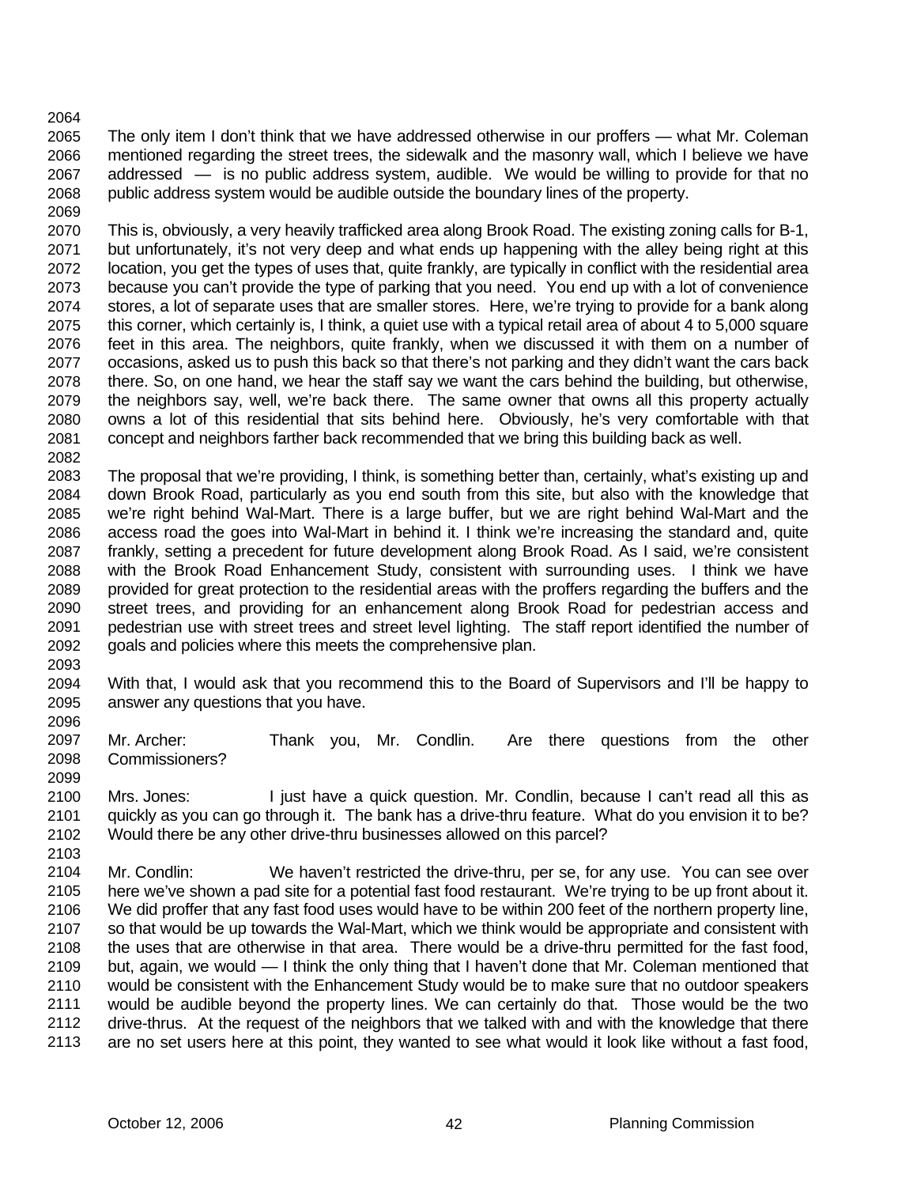The only item I don't think that we have addressed otherwise in our proffers — what Mr. Coleman mentioned regarding the street trees, the sidewalk and the masonry wall, which I believe we have addressed — is no public address system, audible. We would be willing to provide for that no public address system would be audible outside the boundary lines of the property.

This is, obviously, a very heavily trafficked area along Brook Road. The existing zoning calls for B-1, but unfortunately, it's not very deep and what ends up happening with the alley being right at this location, you get the types of uses that, quite frankly, are typically in conflict with the residential area because you can't provide the type of parking that you need. You end up with a lot of convenience stores, a lot of separate uses that are smaller stores. Here, we're trying to provide for a bank along this corner, which certainly is, I think, a quiet use with a typical retail area of about 4 to 5,000 square feet in this area. The neighbors, quite frankly, when we discussed it with them on a number of occasions, asked us to push this back so that there's not parking and they didn't want the cars back there. So, on one hand, we hear the staff say we want the cars behind the building, but otherwise, the neighbors say, well, we're back there. The same owner that owns all this property actually owns a lot of this residential that sits behind here. Obviously, he's very comfortable with that concept and neighbors farther back recommended that we bring this building back as well.

The proposal that we're providing, I think, is something better than, certainly, what's existing up and down Brook Road, particularly as you end south from this site, but also with the knowledge that we're right behind Wal-Mart. There is a large buffer, but we are right behind Wal-Mart and the access road the goes into Wal-Mart in behind it. I think we're increasing the standard and, quite frankly, setting a precedent for future development along Brook Road. As I said, we're consistent with the Brook Road Enhancement Study, consistent with surrounding uses. I think we have provided for great protection to the residential areas with the proffers regarding the buffers and the street trees, and providing for an enhancement along Brook Road for pedestrian access and pedestrian use with street trees and street level lighting. The staff report identified the number of goals and policies where this meets the comprehensive plan.

With that, I would ask that you recommend this to the Board of Supervisors and I'll be happy to answer any questions that you have.

Mr. Archer: Thank you, Mr. Condlin. Are there questions from the other Commissioners?

Mrs. Jones: I just have a quick question. Mr. Condlin, because I can't read all this as quickly as you can go through it. The bank has a drive-thru feature. What do you envision it to be? Would there be any other drive-thru businesses allowed on this parcel?

Mr. Condlin: We haven't restricted the drive-thru, per se, for any use. You can see over here we've shown a pad site for a potential fast food restaurant. We're trying to be up front about it. We did proffer that any fast food uses would have to be within 200 feet of the northern property line, so that would be up towards the Wal-Mart, which we think would be appropriate and consistent with the uses that are otherwise in that area. There would be a drive-thru permitted for the fast food, but, again, we would — I think the only thing that I haven't done that Mr. Coleman mentioned that would be consistent with the Enhancement Study would be to make sure that no outdoor speakers would be audible beyond the property lines. We can certainly do that. Those would be the two drive-thrus. At the request of the neighbors that we talked with and with the knowledge that there are no set users here at this point, they wanted to see what would it look like without a fast food,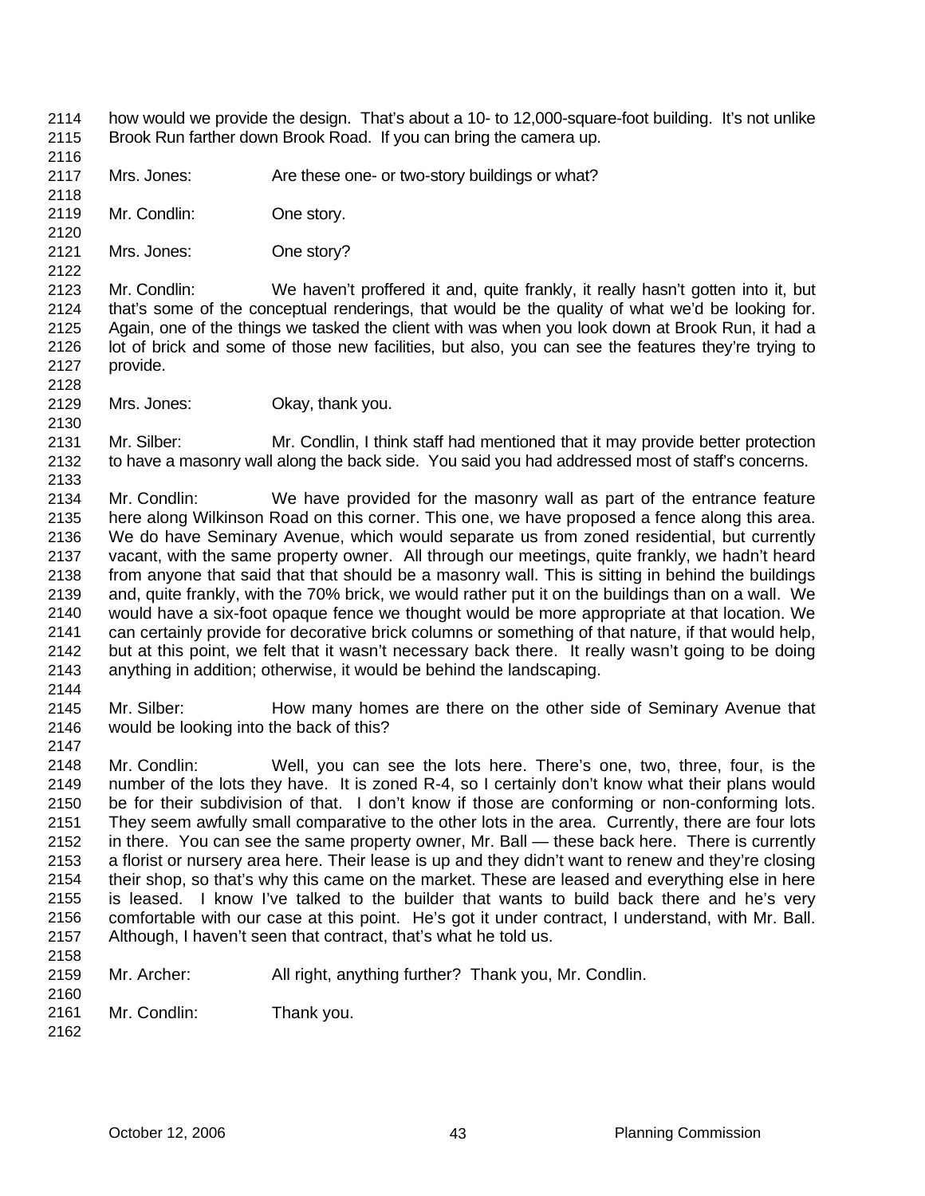how would we provide the design. That's about a 10- to 12,000-square-foot building. It's not unlike Brook Run farther down Brook Road. If you can bring the camera up.

Mrs. Jones: Are these one- or two-story buildings or what?

Mr. Condlin: One story.

Mrs. Jones: One story?

Mr. Condlin: We haven't proffered it and, quite frankly, it really hasn't gotten into it, but that's some of the conceptual renderings, that would be the quality of what we'd be looking for. Again, one of the things we tasked the client with was when you look down at Brook Run, it had a lot of brick and some of those new facilities, but also, you can see the features they're trying to provide.

Mrs. Jones: Okay, thank you.

Mr. Silber: Mr. Condlin, I think staff had mentioned that it may provide better protection to have a masonry wall along the back side. You said you had addressed most of staff's concerns.

Mr. Condlin: We have provided for the masonry wall as part of the entrance feature here along Wilkinson Road on this corner. This one, we have proposed a fence along this area. We do have Seminary Avenue, which would separate us from zoned residential, but currently vacant, with the same property owner. All through our meetings, quite frankly, we hadn't heard from anyone that said that that should be a masonry wall. This is sitting in behind the buildings and, quite frankly, with the 70% brick, we would rather put it on the buildings than on a wall. We would have a six-foot opaque fence we thought would be more appropriate at that location. We can certainly provide for decorative brick columns or something of that nature, if that would help, but at this point, we felt that it wasn't necessary back there. It really wasn't going to be doing anything in addition; otherwise, it would be behind the landscaping.

Mr. Silber: How many homes are there on the other side of Seminary Avenue that would be looking into the back of this?

Mr. Condlin: Well, you can see the lots here. There's one, two, three, four, is the number of the lots they have. It is zoned R-4, so I certainly don't know what their plans would be for their subdivision of that. I don't know if those are conforming or non-conforming lots. They seem awfully small comparative to the other lots in the area. Currently, there are four lots in there. You can see the same property owner, Mr. Ball — these back here. There is currently a florist or nursery area here. Their lease is up and they didn't want to renew and they're closing their shop, so that's why this came on the market. These are leased and everything else in here is leased. I know I've talked to the builder that wants to build back there and he's very comfortable with our case at this point. He's got it under contract, I understand, with Mr. Ball. Although, I haven't seen that contract, that's what he told us.

Mr. Archer: All right, anything further? Thank you, Mr. Condlin.

Mr. Condlin: Thank you.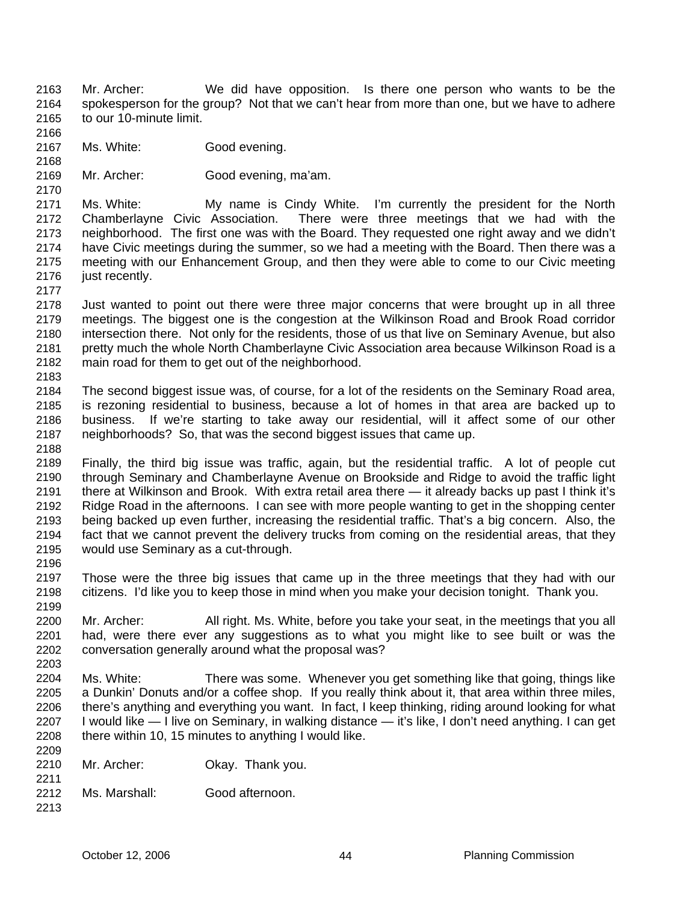Mr. Archer: We did have opposition. Is there one person who wants to be the spokesperson for the group? Not that we can't hear from more than one, but we have to adhere to our 10-minute limit.

Ms. White: Good evening.

Mr. Archer: Good evening, ma'am.

Ms. White: My name is Cindy White. I'm currently the president for the North Chamberlayne Civic Association. There were three meetings that we had with the neighborhood. The first one was with the Board. They requested one right away and we didn't have Civic meetings during the summer, so we had a meeting with the Board. Then there was a meeting with our Enhancement Group, and then they were able to come to our Civic meeting just recently.

Just wanted to point out there were three major concerns that were brought up in all three meetings. The biggest one is the congestion at the Wilkinson Road and Brook Road corridor intersection there. Not only for the residents, those of us that live on Seminary Avenue, but also pretty much the whole North Chamberlayne Civic Association area because Wilkinson Road is a main road for them to get out of the neighborhood.

The second biggest issue was, of course, for a lot of the residents on the Seminary Road area, is rezoning residential to business, because a lot of homes in that area are backed up to business. If we're starting to take away our residential, will it affect some of our other neighborhoods? So, that was the second biggest issues that came up.

Finally, the third big issue was traffic, again, but the residential traffic. A lot of people cut through Seminary and Chamberlayne Avenue on Brookside and Ridge to avoid the traffic light there at Wilkinson and Brook. With extra retail area there — it already backs up past I think it's Ridge Road in the afternoons. I can see with more people wanting to get in the shopping center being backed up even further, increasing the residential traffic. That's a big concern. Also, the fact that we cannot prevent the delivery trucks from coming on the residential areas, that they would use Seminary as a cut-through.

Those were the three big issues that came up in the three meetings that they had with our citizens. I'd like you to keep those in mind when you make your decision tonight. Thank you.

Mr. Archer: All right. Ms. White, before you take your seat, in the meetings that you all had, were there ever any suggestions as to what you might like to see built or was the conversation generally around what the proposal was?

Ms. White: There was some. Whenever you get something like that going, things like a Dunkin' Donuts and/or a coffee shop. If you really think about it, that area within three miles, there's anything and everything you want. In fact, I keep thinking, riding around looking for what I would like — I live on Seminary, in walking distance — it's like, I don't need anything. I can get there within 10, 15 minutes to anything I would like.

Mr. Archer: Okay. Thank you.

Ms. Marshall: Good afternoon.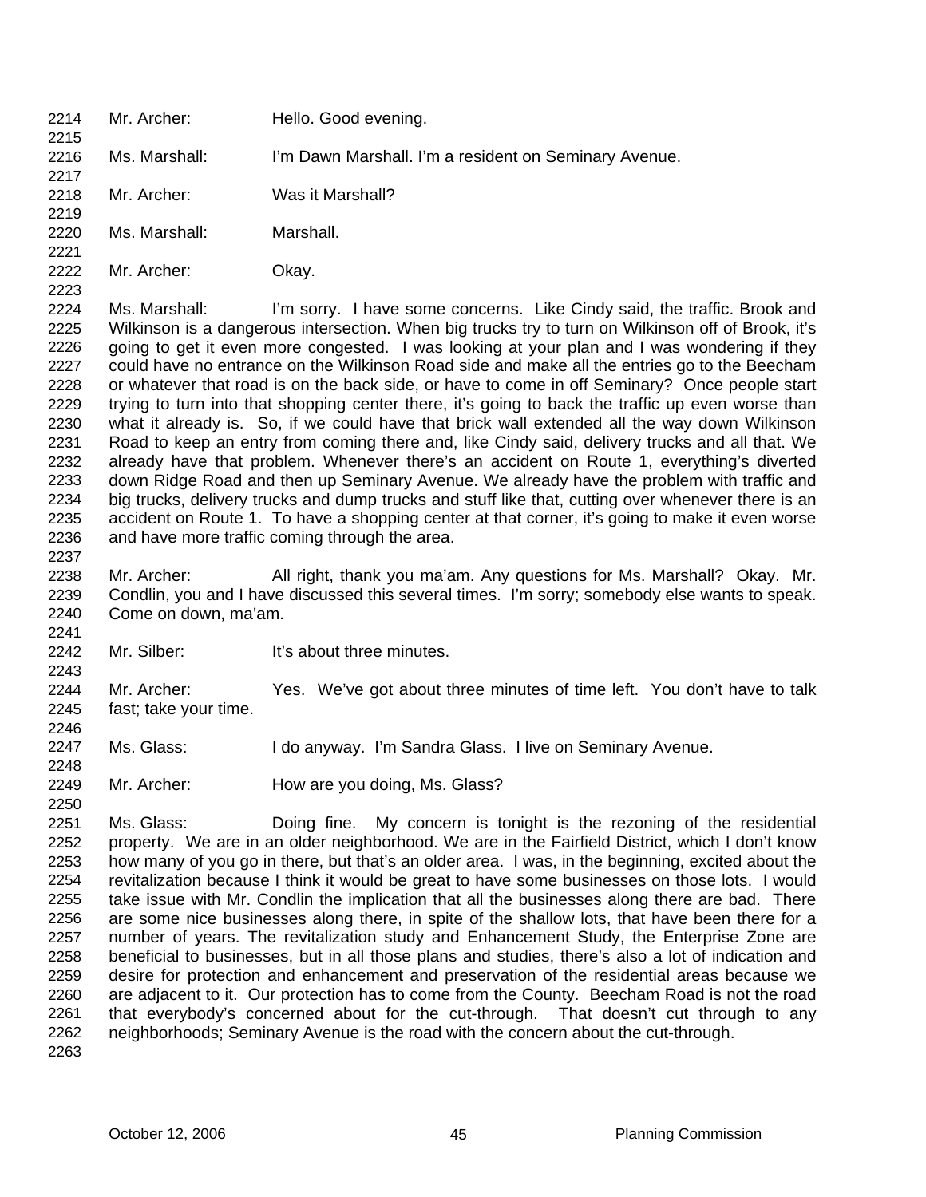Mr. Archer: Hello. Good evening.

Ms. Marshall: I'm Dawn Marshall. I'm a resident on Seminary Avenue.

Mr. Archer: Was it Marshall?

Ms. Marshall: Marshall.

Mr. Archer: Okay.

Ms. Marshall: I'm sorry. I have some concerns. Like Cindy said, the traffic. Brook and Wilkinson is a dangerous intersection. When big trucks try to turn on Wilkinson off of Brook, it's going to get it even more congested. I was looking at your plan and I was wondering if they could have no entrance on the Wilkinson Road side and make all the entries go to the Beecham or whatever that road is on the back side, or have to come in off Seminary? Once people start trying to turn into that shopping center there, it's going to back the traffic up even worse than what it already is. So, if we could have that brick wall extended all the way down Wilkinson Road to keep an entry from coming there and, like Cindy said, delivery trucks and all that. We already have that problem. Whenever there's an accident on Route 1, everything's diverted down Ridge Road and then up Seminary Avenue. We already have the problem with traffic and big trucks, delivery trucks and dump trucks and stuff like that, cutting over whenever there is an accident on Route 1. To have a shopping center at that corner, it's going to make it even worse and have more traffic coming through the area.

Mr. Archer: All right, thank you ma'am. Any questions for Ms. Marshall? Okay. Mr. Condlin, you and I have discussed this several times. I'm sorry; somebody else wants to speak. Come on down, ma'am.

Mr. Silber: It's about three minutes.

Mr. Archer: Yes. We've got about three minutes of time left. You don't have to talk fast; take your time.

Ms. Glass: I do anyway. I'm Sandra Glass. I live on Seminary Avenue.

Mr. Archer: How are you doing, Ms. Glass?

Ms. Glass: Doing fine. My concern is tonight is the rezoning of the residential property. We are in an older neighborhood. We are in the Fairfield District, which I don't know how many of you go in there, but that's an older area. I was, in the beginning, excited about the revitalization because I think it would be great to have some businesses on those lots. I would take issue with Mr. Condlin the implication that all the businesses along there are bad. There are some nice businesses along there, in spite of the shallow lots, that have been there for a number of years. The revitalization study and Enhancement Study, the Enterprise Zone are beneficial to businesses, but in all those plans and studies, there's also a lot of indication and desire for protection and enhancement and preservation of the residential areas because we are adjacent to it. Our protection has to come from the County. Beecham Road is not the road that everybody's concerned about for the cut-through. That doesn't cut through to any neighborhoods; Seminary Avenue is the road with the concern about the cut-through.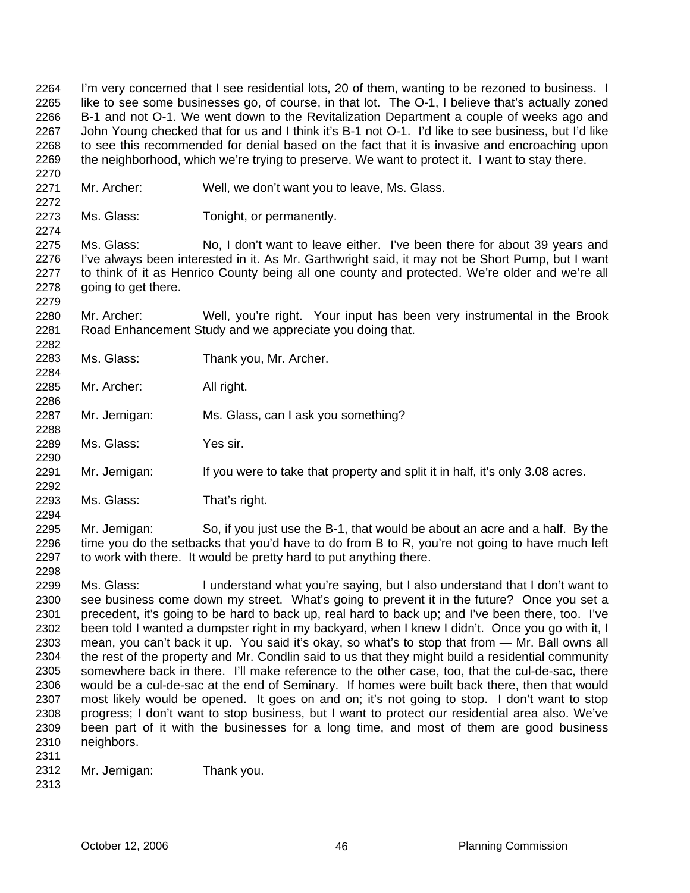I'm very concerned that I see residential lots, 20 of them, wanting to be rezoned to business. I like to see some businesses go, of course, in that lot. The O-1, I believe that's actually zoned B-1 and not O-1. We went down to the Revitalization Department a couple of weeks ago and John Young checked that for us and I think it's B-1 not O-1. I'd like to see business, but I'd like to see this recommended for denial based on the fact that it is invasive and encroaching upon the neighborhood, which we're trying to preserve. We want to protect it. I want to stay there.

Mr. Archer: Well, we don't want you to leave, Ms. Glass.

Ms. Glass: Tonight, or permanently.

Ms. Glass: No, I don't want to leave either. I've been there for about 39 years and I've always been interested in it. As Mr. Garthwright said, it may not be Short Pump, but I want to think of it as Henrico County being all one county and protected. We're older and we're all going to get there.

Mr. Archer: Well, you're right. Your input has been very instrumental in the Brook Road Enhancement Study and we appreciate you doing that.

Ms. Glass: Thank you, Mr. Archer.

Mr. Archer: All right.

Mr. Jernigan: Ms. Glass, can I ask you something?

Ms. Glass: Yes sir.

Mr. Jernigan: If you were to take that property and split it in half, it's only 3.08 acres.

Ms. Glass: That's right.

Mr. Jernigan: So, if you just use the B-1, that would be about an acre and a half. By the time you do the setbacks that you'd have to do from B to R, you're not going to have much left to work with there. It would be pretty hard to put anything there.

Ms. Glass: I understand what you're saying, but I also understand that I don't want to see business come down my street. What's going to prevent it in the future? Once you set a precedent, it's going to be hard to back up, real hard to back up; and I've been there, too. I've been told I wanted a dumpster right in my backyard, when I knew I didn't. Once you go with it, I mean, you can't back it up. You said it's okay, so what's to stop that from — Mr. Ball owns all the rest of the property and Mr. Condlin said to us that they might build a residential community somewhere back in there. I'll make reference to the other case, too, that the cul-de-sac, there would be a cul-de-sac at the end of Seminary. If homes were built back there, then that would most likely would be opened. It goes on and on; it's not going to stop. I don't want to stop progress; I don't want to stop business, but I want to protect our residential area also. We've been part of it with the businesses for a long time, and most of them are good business neighbors.

Mr. Jernigan: Thank you.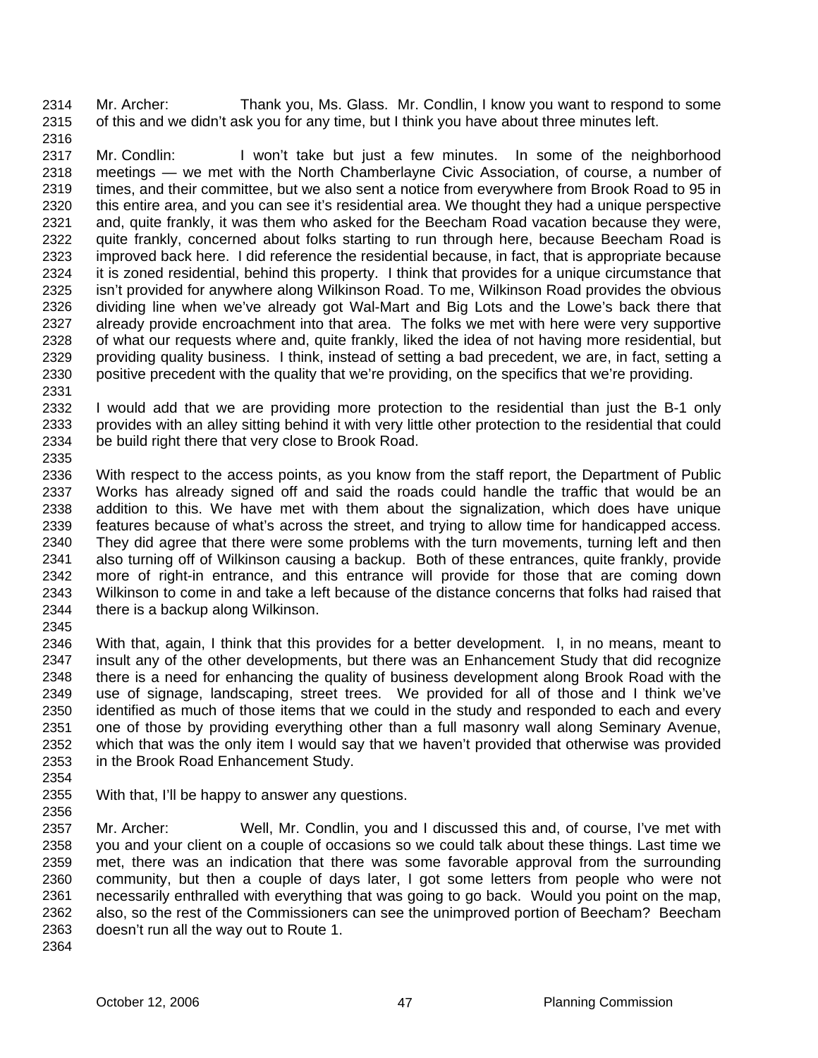Mr. Archer: Thank you, Ms. Glass. Mr. Condlin, I know you want to respond to some of this and we didn't ask you for any time, but I think you have about three minutes left.

Mr. Condlin: I won't take but just a few minutes. In some of the neighborhood meetings — we met with the North Chamberlayne Civic Association, of course, a number of times, and their committee, but we also sent a notice from everywhere from Brook Road to 95 in this entire area, and you can see it's residential area. We thought they had a unique perspective and, quite frankly, it was them who asked for the Beecham Road vacation because they were, quite frankly, concerned about folks starting to run through here, because Beecham Road is improved back here. I did reference the residential because, in fact, that is appropriate because it is zoned residential, behind this property. I think that provides for a unique circumstance that isn't provided for anywhere along Wilkinson Road. To me, Wilkinson Road provides the obvious dividing line when we've already got Wal-Mart and Big Lots and the Lowe's back there that already provide encroachment into that area. The folks we met with here were very supportive of what our requests where and, quite frankly, liked the idea of not having more residential, but providing quality business. I think, instead of setting a bad precedent, we are, in fact, setting a positive precedent with the quality that we're providing, on the specifics that we're providing.

I would add that we are providing more protection to the residential than just the B-1 only provides with an alley sitting behind it with very little other protection to the residential that could be build right there that very close to Brook Road.

With respect to the access points, as you know from the staff report, the Department of Public Works has already signed off and said the roads could handle the traffic that would be an addition to this. We have met with them about the signalization, which does have unique features because of what's across the street, and trying to allow time for handicapped access. They did agree that there were some problems with the turn movements, turning left and then also turning off of Wilkinson causing a backup. Both of these entrances, quite frankly, provide more of right-in entrance, and this entrance will provide for those that are coming down Wilkinson to come in and take a left because of the distance concerns that folks had raised that there is a backup along Wilkinson.

With that, again, I think that this provides for a better development. I, in no means, meant to insult any of the other developments, but there was an Enhancement Study that did recognize there is a need for enhancing the quality of business development along Brook Road with the use of signage, landscaping, street trees. We provided for all of those and I think we've identified as much of those items that we could in the study and responded to each and every one of those by providing everything other than a full masonry wall along Seminary Avenue, which that was the only item I would say that we haven't provided that otherwise was provided in the Brook Road Enhancement Study.

With that, I'll be happy to answer any questions.

Mr. Archer: Well, Mr. Condlin, you and I discussed this and, of course, I've met with you and your client on a couple of occasions so we could talk about these things. Last time we met, there was an indication that there was some favorable approval from the surrounding community, but then a couple of days later, I got some letters from people who were not necessarily enthralled with everything that was going to go back. Would you point on the map, also, so the rest of the Commissioners can see the unimproved portion of Beecham? Beecham doesn't run all the way out to Route 1.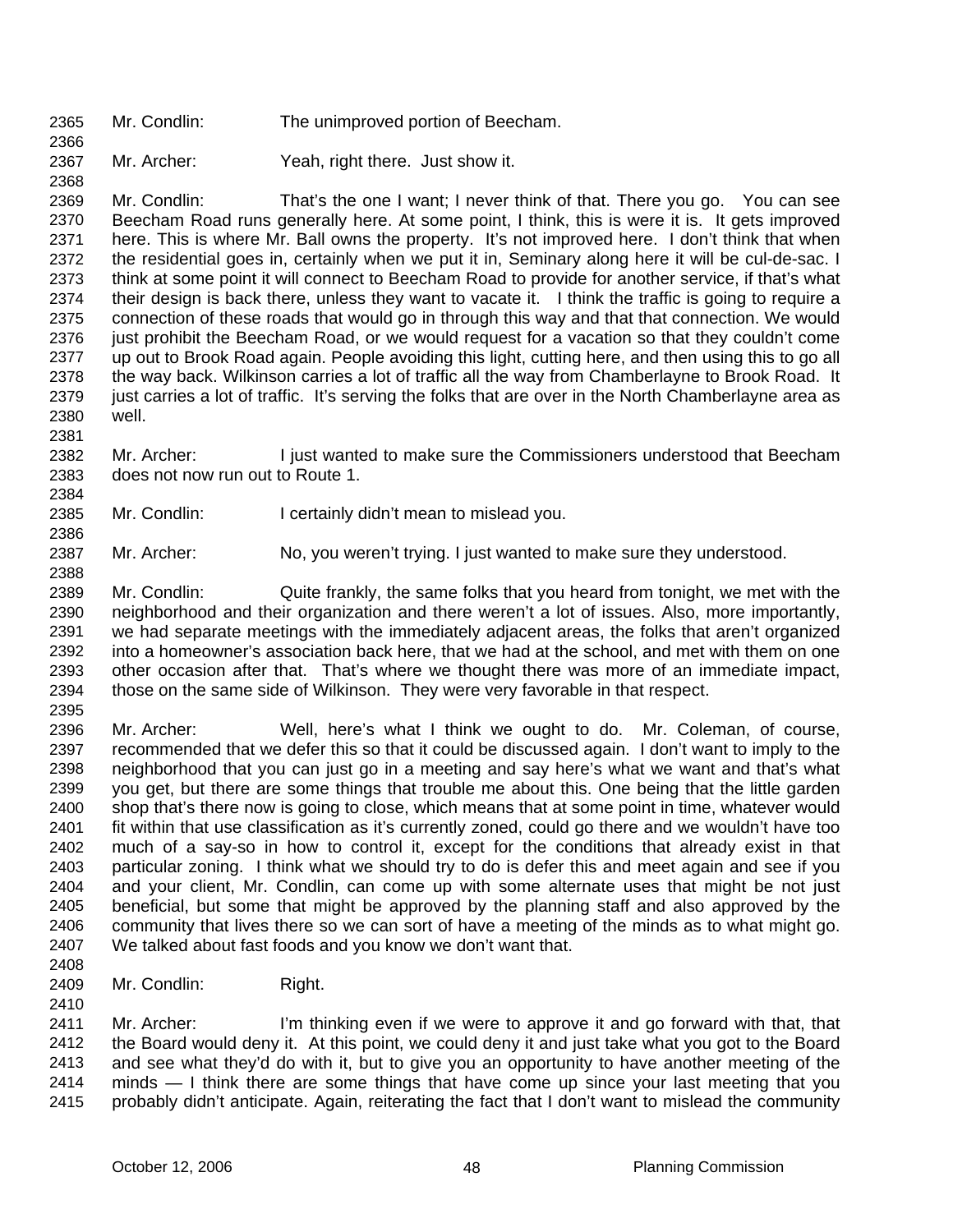Mr. Condlin: The unimproved portion of Beecham.

Mr. Archer: Yeah, right there. Just show it.

Mr. Condlin: That's the one I want; I never think of that. There you go. You can see Beecham Road runs generally here. At some point, I think, this is were it is. It gets improved here. This is where Mr. Ball owns the property. It's not improved here. I don't think that when the residential goes in, certainly when we put it in, Seminary along here it will be cul-de-sac. I think at some point it will connect to Beecham Road to provide for another service, if that's what their design is back there, unless they want to vacate it. I think the traffic is going to require a connection of these roads that would go in through this way and that that connection. We would just prohibit the Beecham Road, or we would request for a vacation so that they couldn't come up out to Brook Road again. People avoiding this light, cutting here, and then using this to go all the way back. Wilkinson carries a lot of traffic all the way from Chamberlayne to Brook Road. It just carries a lot of traffic. It's serving the folks that are over in the North Chamberlayne area as well.

Mr. Archer: I just wanted to make sure the Commissioners understood that Beecham does not now run out to Route 1.

Mr. Condlin: I certainly didn't mean to mislead you.

Mr. Archer: No, you weren't trying. I just wanted to make sure they understood.

Mr. Condlin: Quite frankly, the same folks that you heard from tonight, we met with the neighborhood and their organization and there weren't a lot of issues. Also, more importantly, we had separate meetings with the immediately adjacent areas, the folks that aren't organized into a homeowner's association back here, that we had at the school, and met with them on one other occasion after that. That's where we thought there was more of an immediate impact, those on the same side of Wilkinson. They were very favorable in that respect.

Mr. Archer: Well, here's what I think we ought to do. Mr. Coleman, of course, recommended that we defer this so that it could be discussed again. I don't want to imply to the neighborhood that you can just go in a meeting and say here's what we want and that's what you get, but there are some things that trouble me about this. One being that the little garden shop that's there now is going to close, which means that at some point in time, whatever would fit within that use classification as it's currently zoned, could go there and we wouldn't have too much of a say-so in how to control it, except for the conditions that already exist in that particular zoning. I think what we should try to do is defer this and meet again and see if you and your client, Mr. Condlin, can come up with some alternate uses that might be not just beneficial, but some that might be approved by the planning staff and also approved by the community that lives there so we can sort of have a meeting of the minds as to what might go. We talked about fast foods and you know we don't want that.

Mr. Condlin: Right.

Mr. Archer: I'm thinking even if we were to approve it and go forward with that, that the Board would deny it. At this point, we could deny it and just take what you got to the Board and see what they'd do with it, but to give you an opportunity to have another meeting of the minds — I think there are some things that have come up since your last meeting that you probably didn't anticipate. Again, reiterating the fact that I don't want to mislead the community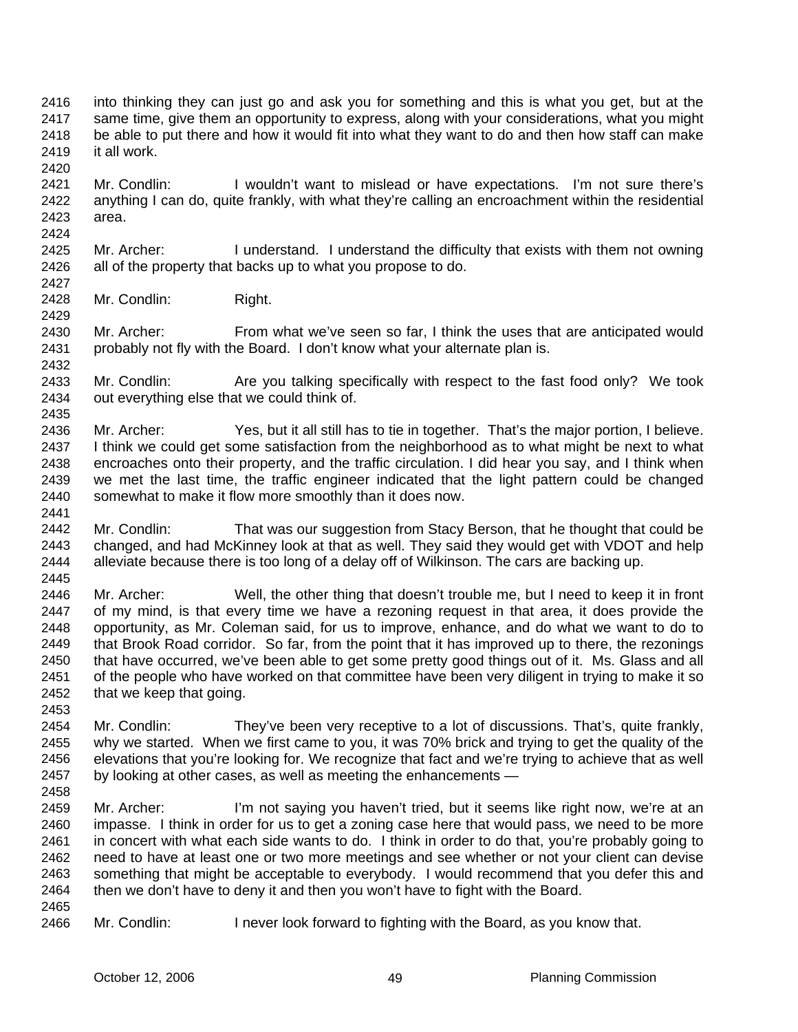into thinking they can just go and ask you for something and this is what you get, but at the same time, give them an opportunity to express, along with your considerations, what you might be able to put there and how it would fit into what they want to do and then how staff can make it all work.

Mr. Condlin: I wouldn't want to mislead or have expectations. I'm not sure there's anything I can do, quite frankly, with what they're calling an encroachment within the residential area.

Mr. Archer: I understand. I understand the difficulty that exists with them not owning all of the property that backs up to what you propose to do.

Mr. Condlin: Right.

Mr. Archer: From what we've seen so far, I think the uses that are anticipated would probably not fly with the Board. I don't know what your alternate plan is.

Mr. Condlin: Are you talking specifically with respect to the fast food only? We took out everything else that we could think of.

Mr. Archer: Yes, but it all still has to tie in together. That's the major portion, I believe. I think we could get some satisfaction from the neighborhood as to what might be next to what encroaches onto their property, and the traffic circulation. I did hear you say, and I think when we met the last time, the traffic engineer indicated that the light pattern could be changed somewhat to make it flow more smoothly than it does now.

Mr. Condlin: That was our suggestion from Stacy Berson, that he thought that could be changed, and had McKinney look at that as well. They said they would get with VDOT and help alleviate because there is too long of a delay off of Wilkinson. The cars are backing up.

Mr. Archer: Well, the other thing that doesn't trouble me, but I need to keep it in front of my mind, is that every time we have a rezoning request in that area, it does provide the opportunity, as Mr. Coleman said, for us to improve, enhance, and do what we want to do to that Brook Road corridor. So far, from the point that it has improved up to there, the rezonings that have occurred, we've been able to get some pretty good things out of it. Ms. Glass and all of the people who have worked on that committee have been very diligent in trying to make it so that we keep that going.

Mr. Condlin: They've been very receptive to a lot of discussions. That's, quite frankly, why we started. When we first came to you, it was 70% brick and trying to get the quality of the elevations that you're looking for. We recognize that fact and we're trying to achieve that as well by looking at other cases, as well as meeting the enhancements —

Mr. Archer: I'm not saying you haven't tried, but it seems like right now, we're at an impasse. I think in order for us to get a zoning case here that would pass, we need to be more in concert with what each side wants to do. I think in order to do that, you're probably going to need to have at least one or two more meetings and see whether or not your client can devise something that might be acceptable to everybody. I would recommend that you defer this and then we don't have to deny it and then you won't have to fight with the Board.

Mr. Condlin: I never look forward to fighting with the Board, as you know that.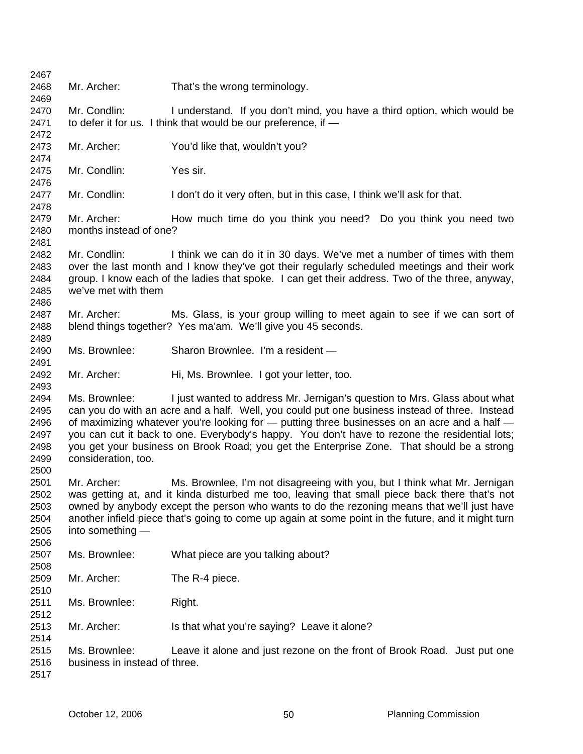Mr. Archer: That's the wrong terminology.

Mr. Condlin: I understand. If you don't mind, you have a third option, which would be to defer it for us. I think that would be our preference, if —

Mr. Archer: You'd like that, wouldn't you?

Mr. Condlin: Yes sir.

Mr. Condlin: I don't do it very often, but in this case, I think we'll ask for that.

Mr. Archer: How much time do you think you need? Do you think you need two months instead of one?

Mr. Condlin: I think we can do it in 30 days. We've met a number of times with them over the last month and I know they've got their regularly scheduled meetings and their work group. I know each of the ladies that spoke. I can get their address. Two of the three, anyway, we've met with them

Mr. Archer: Ms. Glass, is your group willing to meet again to see if we can sort of blend things together? Yes ma'am. We'll give you 45 seconds.

Ms. Brownlee: Sharon Brownlee. I'm a resident —

Mr. Archer: Hi, Ms. Brownlee. I got your letter, too.

Ms. Brownlee: I just wanted to address Mr. Jernigan's question to Mrs. Glass about what can you do with an acre and a half. Well, you could put one business instead of three. Instead of maximizing whatever you're looking for — putting three businesses on an acre and a half — you can cut it back to one. Everybody's happy. You don't have to rezone the residential lots; you get your business on Brook Road; you get the Enterprise Zone. That should be a strong consideration, too.

Mr. Archer: Ms. Brownlee, I'm not disagreeing with you, but I think what Mr. Jernigan was getting at, and it kinda disturbed me too, leaving that small piece back there that's not owned by anybody except the person who wants to do the rezoning means that we'll just have another infield piece that's going to come up again at some point in the future, and it might turn into something —

Ms. Brownlee: What piece are you talking about?

Mr. Archer: The R-4 piece.

Ms. Brownlee: Right.

Mr. Archer: Is that what you're saying? Leave it alone?

Ms. Brownlee: Leave it alone and just rezone on the front of Brook Road. Just put one business in instead of three.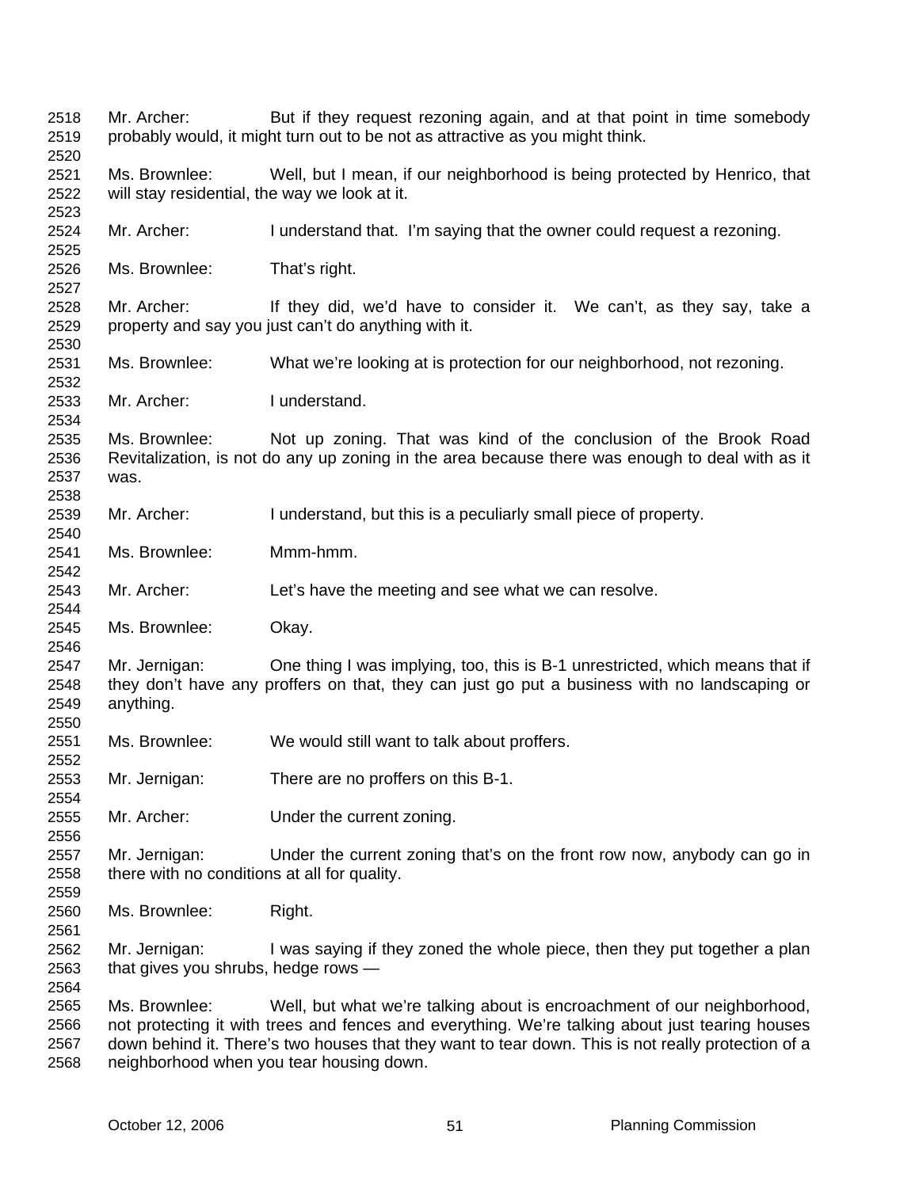Mr. Archer: But if they request rezoning again, and at that point in time somebody probably would, it might turn out to be not as attractive as you might think.

Ms. Brownlee: Well, but I mean, if our neighborhood is being protected by Henrico, that will stay residential, the way we look at it.

Mr. Archer: I understand that. I'm saying that the owner could request a rezoning.

Ms. Brownlee: That's right.

Mr. Archer: If they did, we'd have to consider it. We can't, as they say, take a property and say you just can't do anything with it.

Ms. Brownlee: What we're looking at is protection for our neighborhood, not rezoning.

Mr. Archer: I understand.

Ms. Brownlee: Not up zoning. That was kind of the conclusion of the Brook Road Revitalization, is not do any up zoning in the area because there was enough to deal with as it was.

Mr. Archer: I understand, but this is a peculiarly small piece of property.

Ms. Brownlee: Mmm-hmm.

Mr. Archer: Let's have the meeting and see what we can resolve.

Ms. Brownlee: Okay.

Mr. Jernigan: One thing I was implying, too, this is B-1 unrestricted, which means that if they don't have any proffers on that, they can just go put a business with no landscaping or anything.

Ms. Brownlee: We would still want to talk about proffers.

Mr. Jernigan: There are no proffers on this B-1.

Mr. Archer: Under the current zoning.

Mr. Jernigan: Under the current zoning that's on the front row now, anybody can go in there with no conditions at all for quality.

Ms. Brownlee: Right.

Mr. Jernigan: I was saying if they zoned the whole piece, then they put together a plan that gives you shrubs, hedge rows —

Ms. Brownlee: Well, but what we're talking about is encroachment of our neighborhood, not protecting it with trees and fences and everything. We're talking about just tearing houses down behind it. There's two houses that they want to tear down. This is not really protection of a neighborhood when you tear housing down.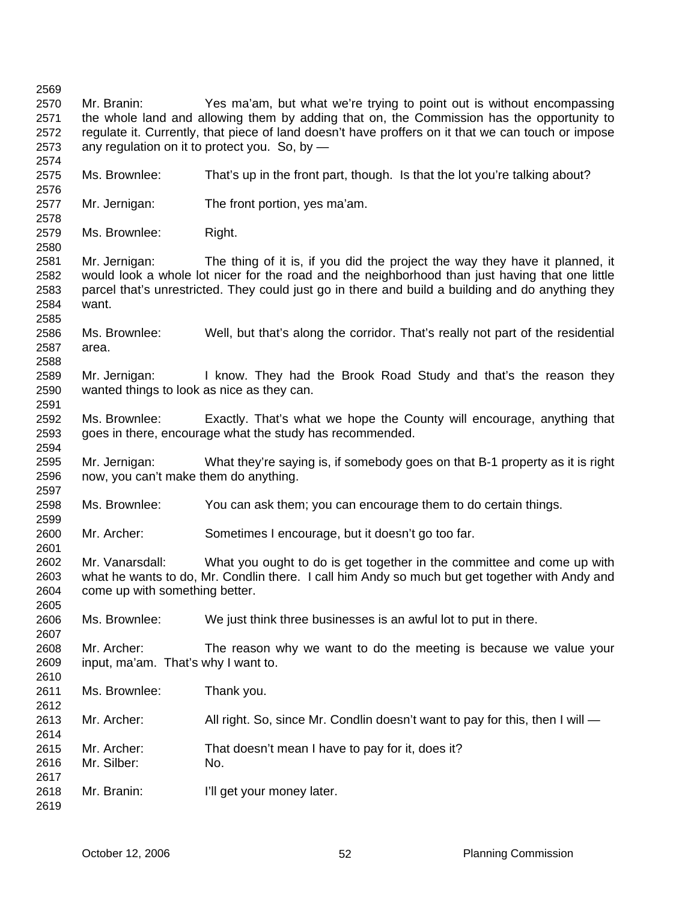Mr. Branin: Yes ma'am, but what we're trying to point out is without encompassing the whole land and allowing them by adding that on, the Commission has the opportunity to regulate it. Currently, that piece of land doesn't have proffers on it that we can touch or impose any regulation on it to protect you. So, by —

Ms. Brownlee: That's up in the front part, though. Is that the lot you're talking about?

Mr. Jernigan: The front portion, yes ma'am.

Ms. Brownlee: Right.

Mr. Jernigan: The thing of it is, if you did the project the way they have it planned, it would look a whole lot nicer for the road and the neighborhood than just having that one little parcel that's unrestricted. They could just go in there and build a building and do anything they want.

Ms. Brownlee: Well, but that's along the corridor. That's really not part of the residential area.

Mr. Jernigan: I know. They had the Brook Road Study and that's the reason they wanted things to look as nice as they can.

Ms. Brownlee: Exactly. That's what we hope the County will encourage, anything that goes in there, encourage what the study has recommended.

Mr. Jernigan: What they're saying is, if somebody goes on that B-1 property as it is right now, you can't make them do anything.

Ms. Brownlee: You can ask them; you can encourage them to do certain things.

Mr. Archer: Sometimes I encourage, but it doesn't go too far.

Mr. Vanarsdall: What you ought to do is get together in the committee and come up with what he wants to do, Mr. Condlin there. I call him Andy so much but get together with Andy and come up with something better.

Ms. Brownlee: We just think three businesses is an awful lot to put in there.

Mr. Archer: The reason why we want to do the meeting is because we value your input, ma'am. That's why I want to.

Ms. Brownlee: Thank you.

Mr. Archer: All right. So, since Mr. Condlin doesn't want to pay for this, then I will —

Mr. Archer: That doesn't mean I have to pay for it, does it?
Mr. Silber: No.

Mr. Branin: I'll get your money later.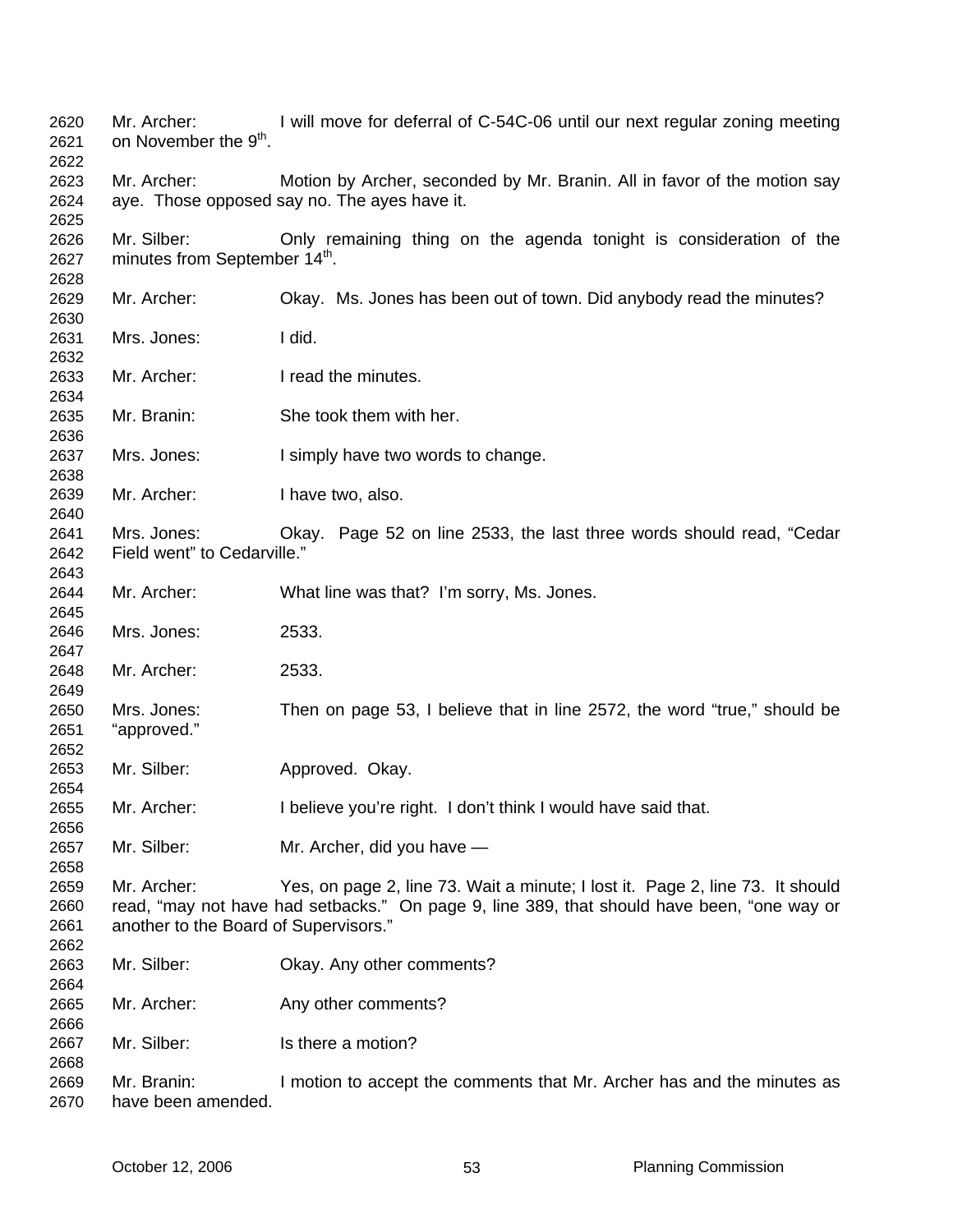Mr. Archer: I will move for deferral of C-54C-06 until our next regular zoning meeting on November the 9th.

Mr. Archer: Motion by Archer, seconded by Mr. Branin. All in favor of the motion say aye. Those opposed say no. The ayes have it.

Mr. Silber: Only remaining thing on the agenda tonight is consideration of the minutes from September 14th.

Mr. Archer: Okay. Ms. Jones has been out of town. Did anybody read the minutes?

Mrs. Jones: I did.

Mr. Archer: I read the minutes.

Mr. Branin: She took them with her.

Mrs. Jones: I simply have two words to change.

Mr. Archer: I have two, also.

Mrs. Jones: Okay. Page 52 on line 2533, the last three words should read, "Cedar Field went" to Cedarville."

Mr. Archer: What line was that? I'm sorry, Ms. Jones.

Mrs. Jones: 2533.

Mr. Archer: 2533.

Mrs. Jones: Then on page 53, I believe that in line 2572, the word "true," should be "approved."

Mr. Silber: Approved. Okay.

Mr. Archer: I believe you're right. I don't think I would have said that.

Mr. Silber: Mr. Archer, did you have —

Mr. Archer: Yes, on page 2, line 73. Wait a minute; I lost it. Page 2, line 73. It should read, "may not have had setbacks." On page 9, line 389, that should have been, "one way or another to the Board of Supervisors."

Mr. Silber: Okay. Any other comments?

Mr. Archer: Any other comments?

Mr. Silber: Is there a motion?

Mr. Branin: I motion to accept the comments that Mr. Archer has and the minutes as have been amended.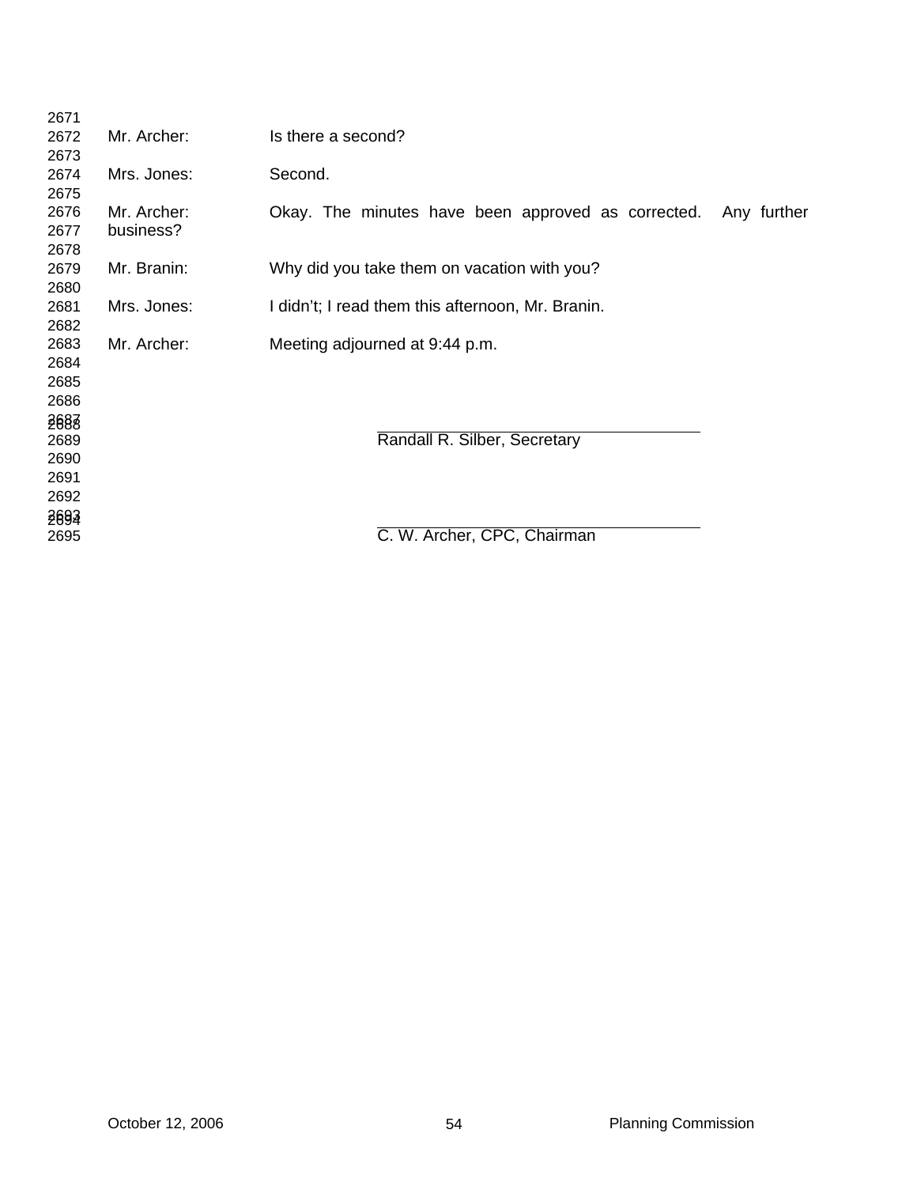Mr. Archer: Is there a second?

Mrs. Jones: Second.

Mr. Archer: Okay. The minutes have been approved as corrected. Any further business?

Mr. Branin: Why did you take them on vacation with you?

Mrs. Jones: I didn't; I read them this afternoon, Mr. Branin.

Mr. Archer: Meeting adjourned at 9:44 p.m.

\_\_\_\_\_\_\_\_\_\_\_\_\_\_\_\_\_\_\_\_\_\_\_\_\_\_\_\_\_\_\_\_\_\_\_\_

Randall R. Silber, Secretary

\_\_\_\_\_\_\_\_\_\_\_\_\_\_\_\_\_\_\_\_\_\_\_\_\_\_\_\_\_\_\_\_\_\_\_\_

C. W. Archer, CPC, Chairman